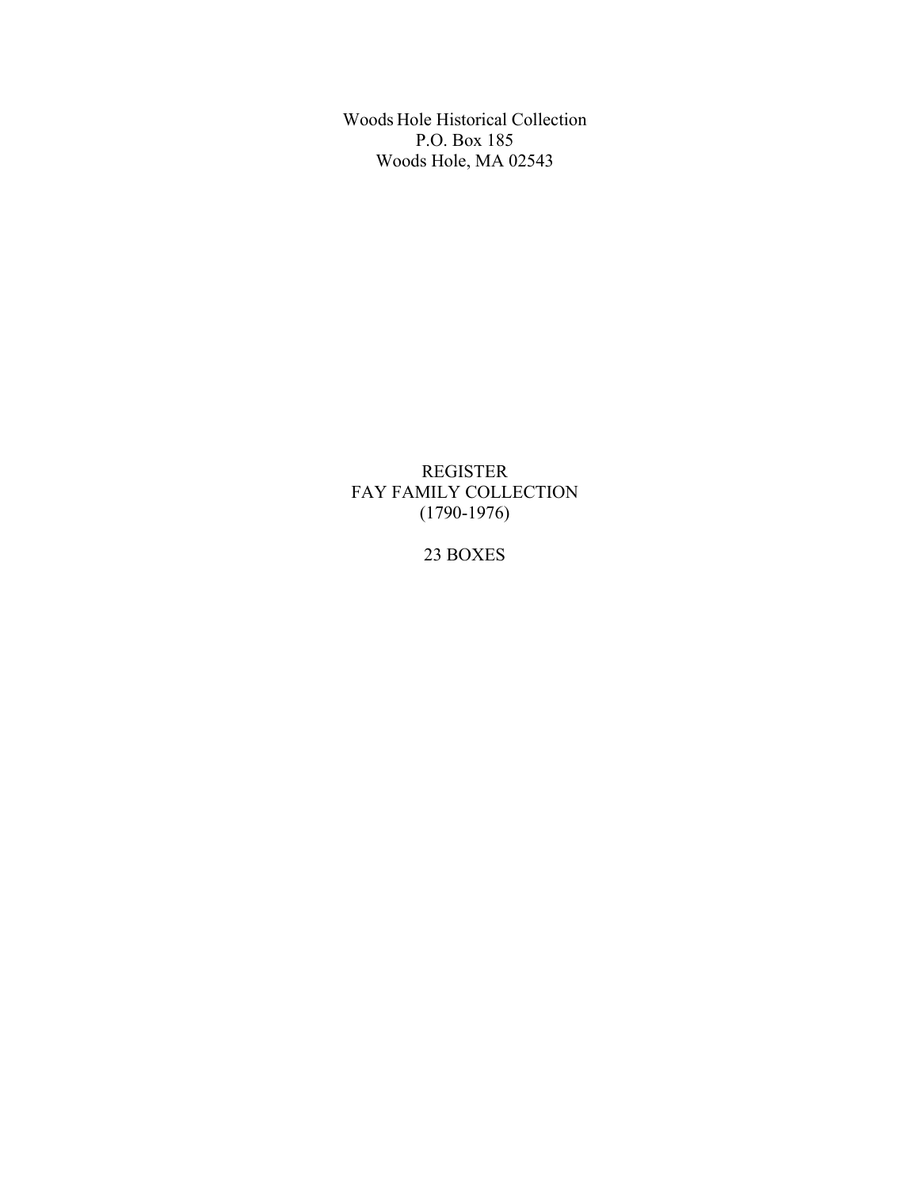Woods Hole Historical Collection
P.O. Box 185
Woods Hole, MA 02543

# REGISTER
# FAY FAMILY COLLECTION
# (1790-1976)

23 BOXES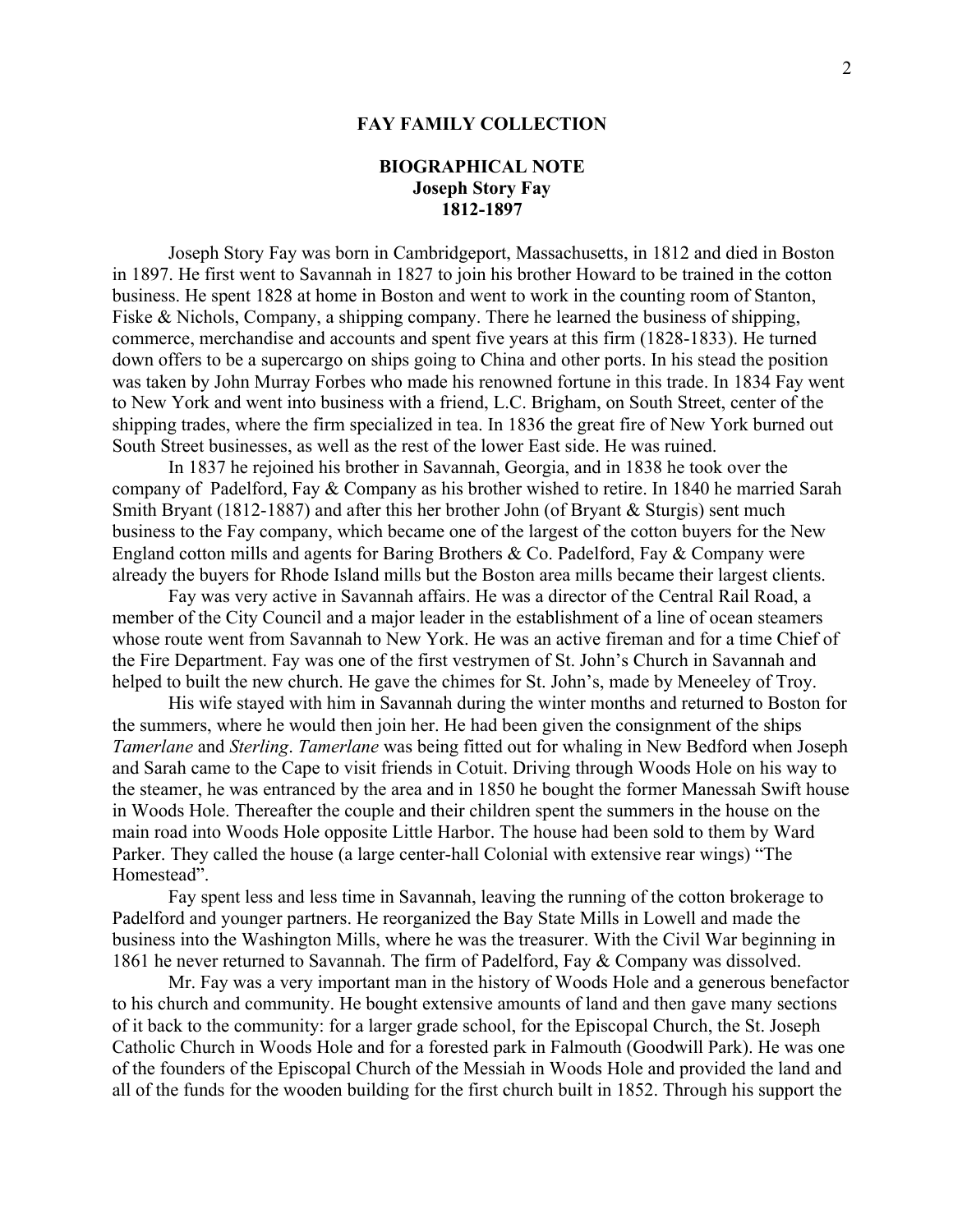# FAY FAMILY COLLECTION

## BIOGRAPHICAL NOTE
### Joseph Story Fay
### 1812-1897

Joseph Story Fay was born in Cambridgeport, Massachusetts, in 1812 and died in Boston in 1897. He first went to Savannah in 1827 to join his brother Howard to be trained in the cotton business. He spent 1828 at home in Boston and went to work in the counting room of Stanton, Fiske & Nichols, Company, a shipping company. There he learned the business of shipping, commerce, merchandise and accounts and spent five years at this firm (1828-1833). He turned down offers to be a supercargo on ships going to China and other ports. In his stead the position was taken by John Murray Forbes who made his renowned fortune in this trade. In 1834 Fay went to New York and went into business with a friend, L.C. Brigham, on South Street, center of the shipping trades, where the firm specialized in tea. In 1836 the great fire of New York burned out South Street businesses, as well as the rest of the lower East side. He was ruined.

In 1837 he rejoined his brother in Savannah, Georgia, and in 1838 he took over the company of Padelford, Fay & Company as his brother wished to retire. In 1840 he married Sarah Smith Bryant (1812-1887) and after this her brother John (of Bryant & Sturgis) sent much business to the Fay company, which became one of the largest of the cotton buyers for the New England cotton mills and agents for Baring Brothers & Co. Padelford, Fay & Company were already the buyers for Rhode Island mills but the Boston area mills became their largest clients.

Fay was very active in Savannah affairs. He was a director of the Central Rail Road, a member of the City Council and a major leader in the establishment of a line of ocean steamers whose route went from Savannah to New York. He was an active fireman and for a time Chief of the Fire Department. Fay was one of the first vestrymen of St. John's Church in Savannah and helped to built the new church. He gave the chimes for St. John's, made by Meneeley of Troy.

His wife stayed with him in Savannah during the winter months and returned to Boston for the summers, where he would then join her. He had been given the consignment of the ships *Tamerlane* and *Sterling*. *Tamerlane* was being fitted out for whaling in New Bedford when Joseph and Sarah came to the Cape to visit friends in Cotuit. Driving through Woods Hole on his way to the steamer, he was entranced by the area and in 1850 he bought the former Manessah Swift house in Woods Hole. Thereafter the couple and their children spent the summers in the house on the main road into Woods Hole opposite Little Harbor. The house had been sold to them by Ward Parker. They called the house (a large center-hall Colonial with extensive rear wings) "The Homestead".

Fay spent less and less time in Savannah, leaving the running of the cotton brokerage to Padelford and younger partners. He reorganized the Bay State Mills in Lowell and made the business into the Washington Mills, where he was the treasurer. With the Civil War beginning in 1861 he never returned to Savannah. The firm of Padelford, Fay & Company was dissolved.

Mr. Fay was a very important man in the history of Woods Hole and a generous benefactor to his church and community. He bought extensive amounts of land and then gave many sections of it back to the community: for a larger grade school, for the Episcopal Church, the St. Joseph Catholic Church in Woods Hole and for a forested park in Falmouth (Goodwill Park). He was one of the founders of the Episcopal Church of the Messiah in Woods Hole and provided the land and all of the funds for the wooden building for the first church built in 1852. Through his support the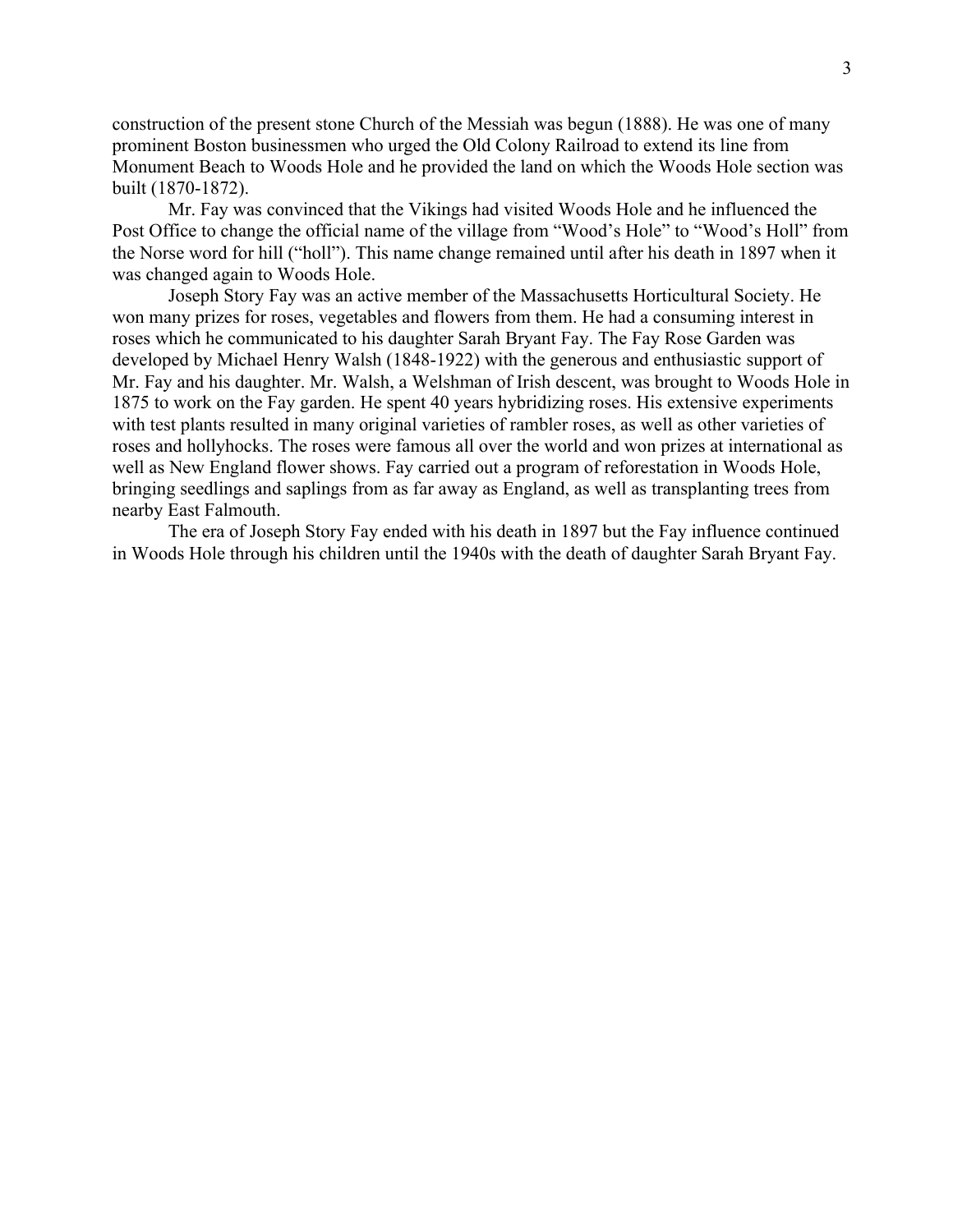construction of the present stone Church of the Messiah was begun (1888). He was one of many prominent Boston businessmen who urged the Old Colony Railroad to extend its line from Monument Beach to Woods Hole and he provided the land on which the Woods Hole section was built (1870-1872).

Mr. Fay was convinced that the Vikings had visited Woods Hole and he influenced the Post Office to change the official name of the village from "Wood's Hole" to "Wood's Holl" from the Norse word for hill ("holl"). This name change remained until after his death in 1897 when it was changed again to Woods Hole.

Joseph Story Fay was an active member of the Massachusetts Horticultural Society. He won many prizes for roses, vegetables and flowers from them. He had a consuming interest in roses which he communicated to his daughter Sarah Bryant Fay. The Fay Rose Garden was developed by Michael Henry Walsh (1848-1922) with the generous and enthusiastic support of Mr. Fay and his daughter. Mr. Walsh, a Welshman of Irish descent, was brought to Woods Hole in 1875 to work on the Fay garden. He spent 40 years hybridizing roses. His extensive experiments with test plants resulted in many original varieties of rambler roses, as well as other varieties of roses and hollyhocks. The roses were famous all over the world and won prizes at international as well as New England flower shows. Fay carried out a program of reforestation in Woods Hole, bringing seedlings and saplings from as far away as England, as well as transplanting trees from nearby East Falmouth.

The era of Joseph Story Fay ended with his death in 1897 but the Fay influence continued in Woods Hole through his children until the 1940s with the death of daughter Sarah Bryant Fay.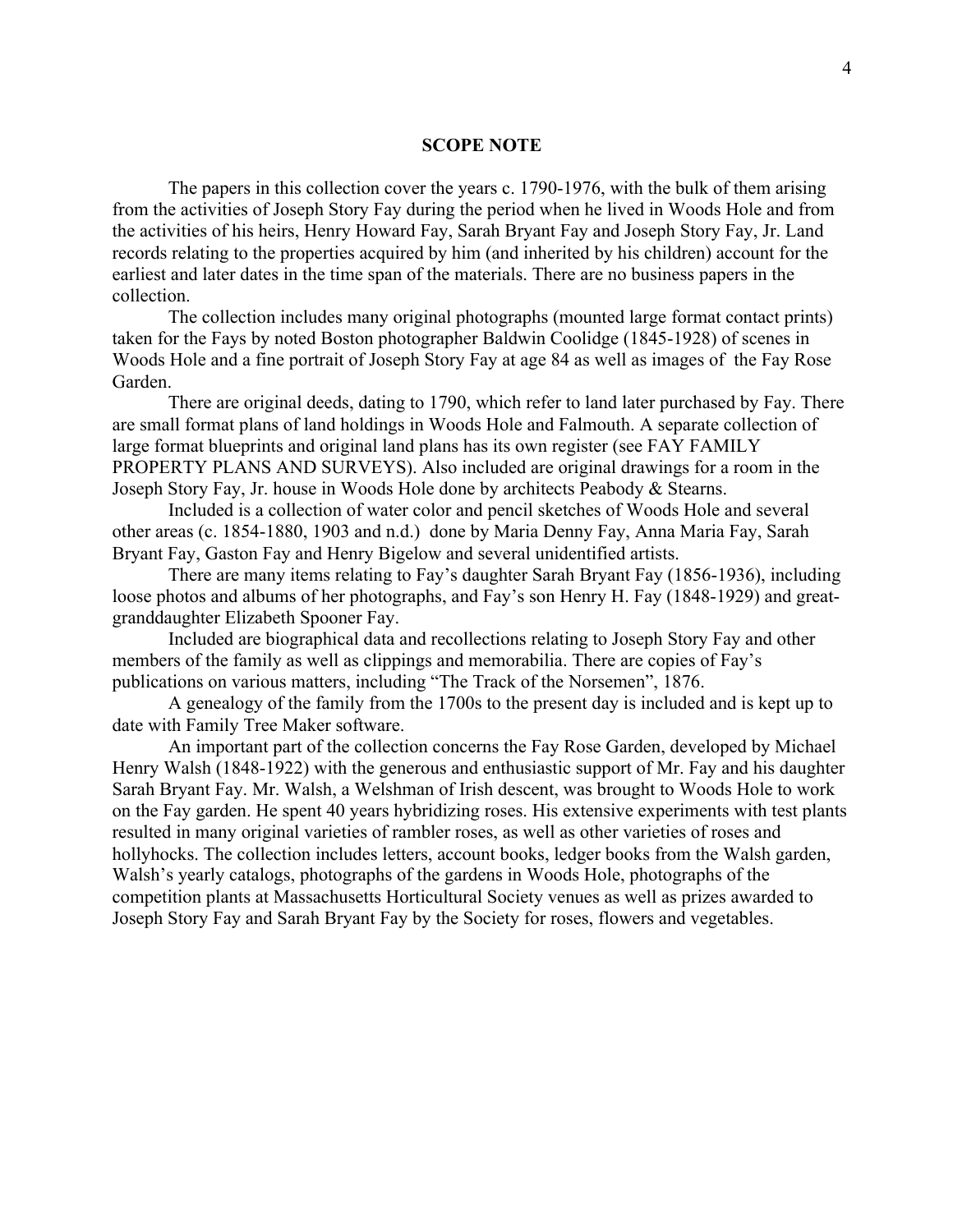## SCOPE NOTE

The papers in this collection cover the years c. 1790-1976, with the bulk of them arising from the activities of Joseph Story Fay during the period when he lived in Woods Hole and from the activities of his heirs, Henry Howard Fay, Sarah Bryant Fay and Joseph Story Fay, Jr. Land records relating to the properties acquired by him (and inherited by his children) account for the earliest and later dates in the time span of the materials. There are no business papers in the collection.

The collection includes many original photographs (mounted large format contact prints) taken for the Fays by noted Boston photographer Baldwin Coolidge (1845-1928) of scenes in Woods Hole and a fine portrait of Joseph Story Fay at age 84 as well as images of the Fay Rose Garden.

There are original deeds, dating to 1790, which refer to land later purchased by Fay. There are small format plans of land holdings in Woods Hole and Falmouth. A separate collection of large format blueprints and original land plans has its own register (see FAY FAMILY PROPERTY PLANS AND SURVEYS). Also included are original drawings for a room in the Joseph Story Fay, Jr. house in Woods Hole done by architects Peabody & Stearns.

Included is a collection of water color and pencil sketches of Woods Hole and several other areas (c. 1854-1880, 1903 and n.d.) done by Maria Denny Fay, Anna Maria Fay, Sarah Bryant Fay, Gaston Fay and Henry Bigelow and several unidentified artists.

There are many items relating to Fay's daughter Sarah Bryant Fay (1856-1936), including loose photos and albums of her photographs, and Fay's son Henry H. Fay (1848-1929) and great-granddaughter Elizabeth Spooner Fay.

Included are biographical data and recollections relating to Joseph Story Fay and other members of the family as well as clippings and memorabilia. There are copies of Fay's publications on various matters, including "The Track of the Norsemen", 1876.

A genealogy of the family from the 1700s to the present day is included and is kept up to date with Family Tree Maker software.

An important part of the collection concerns the Fay Rose Garden, developed by Michael Henry Walsh (1848-1922) with the generous and enthusiastic support of Mr. Fay and his daughter Sarah Bryant Fay. Mr. Walsh, a Welshman of Irish descent, was brought to Woods Hole to work on the Fay garden. He spent 40 years hybridizing roses. His extensive experiments with test plants resulted in many original varieties of rambler roses, as well as other varieties of roses and hollyhocks. The collection includes letters, account books, ledger books from the Walsh garden, Walsh's yearly catalogs, photographs of the gardens in Woods Hole, photographs of the competition plants at Massachusetts Horticultural Society venues as well as prizes awarded to Joseph Story Fay and Sarah Bryant Fay by the Society for roses, flowers and vegetables.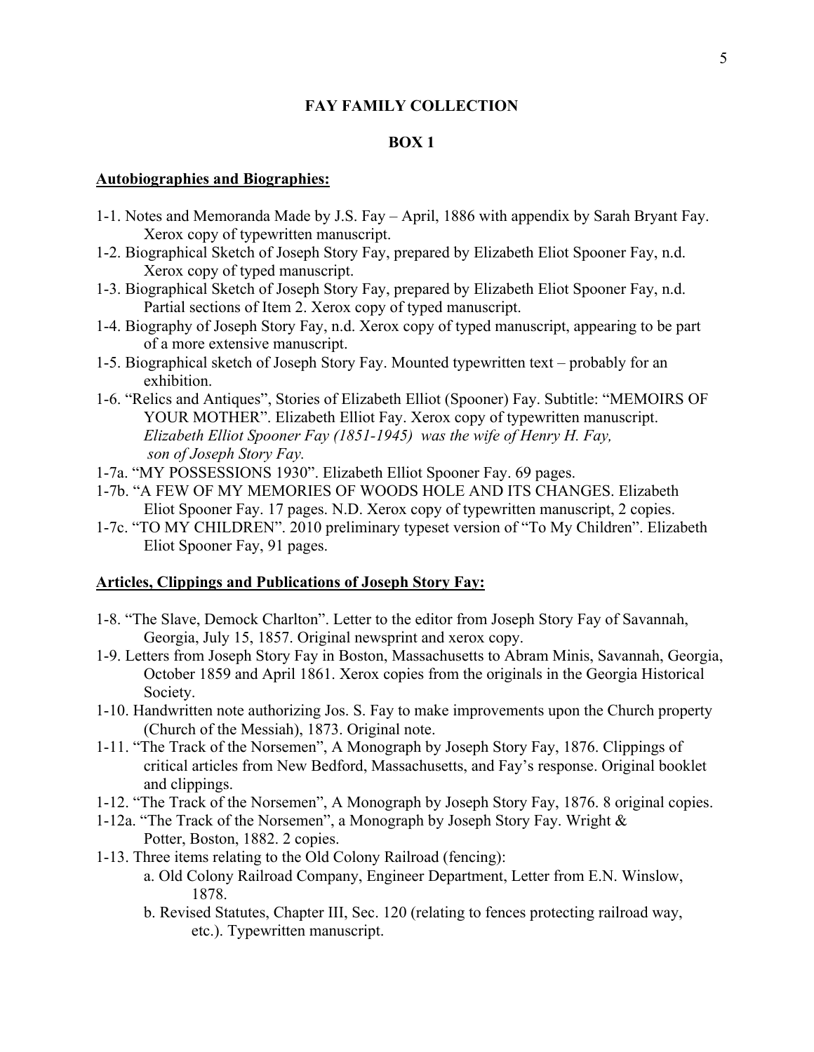## FAY FAMILY COLLECTION

## BOX 1

**Autobiographies and Biographies:**

1-1. Notes and Memoranda Made by J.S. Fay – April, 1886 with appendix by Sarah Bryant Fay. Xerox copy of typewritten manuscript.

1-2. Biographical Sketch of Joseph Story Fay, prepared by Elizabeth Eliot Spooner Fay, n.d. Xerox copy of typed manuscript.

1-3. Biographical Sketch of Joseph Story Fay, prepared by Elizabeth Eliot Spooner Fay, n.d. Partial sections of Item 2. Xerox copy of typed manuscript.

1-4. Biography of Joseph Story Fay, n.d. Xerox copy of typed manuscript, appearing to be part of a more extensive manuscript.

1-5. Biographical sketch of Joseph Story Fay. Mounted typewritten text – probably for an exhibition.

1-6. "Relics and Antiques", Stories of Elizabeth Elliot (Spooner) Fay. Subtitle: "MEMOIRS OF YOUR MOTHER". Elizabeth Elliot Fay. Xerox copy of typewritten manuscript. *Elizabeth Elliot Spooner Fay (1851-1945) was the wife of Henry H. Fay, son of Joseph Story Fay.*

1-7a. "MY POSSESSIONS 1930". Elizabeth Elliot Spooner Fay. 69 pages.

1-7b. "A FEW OF MY MEMORIES OF WOODS HOLE AND ITS CHANGES. Elizabeth Eliot Spooner Fay. 17 pages. N.D. Xerox copy of typewritten manuscript, 2 copies.

1-7c. "TO MY CHILDREN". 2010 preliminary typeset version of "To My Children". Elizabeth Eliot Spooner Fay, 91 pages.

**Articles, Clippings and Publications of Joseph Story Fay:**

1-8. "The Slave, Demock Charlton". Letter to the editor from Joseph Story Fay of Savannah, Georgia, July 15, 1857. Original newsprint and xerox copy.

1-9. Letters from Joseph Story Fay in Boston, Massachusetts to Abram Minis, Savannah, Georgia, October 1859 and April 1861. Xerox copies from the originals in the Georgia Historical Society.

1-10. Handwritten note authorizing Jos. S. Fay to make improvements upon the Church property (Church of the Messiah), 1873. Original note.

1-11. "The Track of the Norsemen", A Monograph by Joseph Story Fay, 1876. Clippings of critical articles from New Bedford, Massachusetts, and Fay's response. Original booklet and clippings.

1-12. "The Track of the Norsemen", A Monograph by Joseph Story Fay, 1876. 8 original copies.

1-12a. "The Track of the Norsemen", a Monograph by Joseph Story Fay. Wright & Potter, Boston, 1882. 2 copies.

1-13. Three items relating to the Old Colony Railroad (fencing):

   a. Old Colony Railroad Company, Engineer Department, Letter from E.N. Winslow, 1878.

   b. Revised Statutes, Chapter III, Sec. 120 (relating to fences protecting railroad way, etc.). Typewritten manuscript.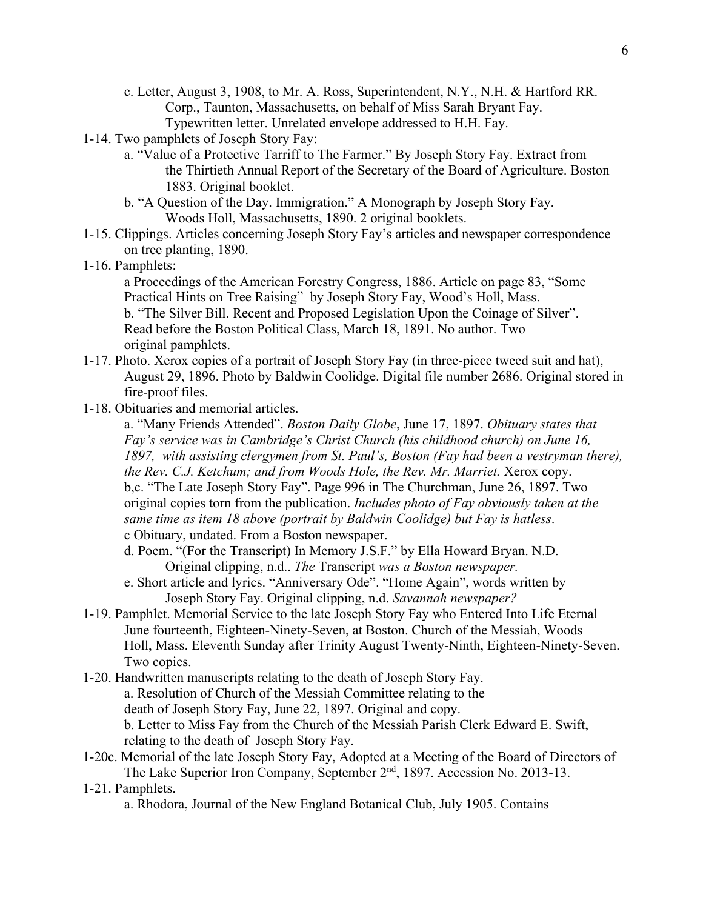c. Letter, August 3, 1908, to Mr. A. Ross, Superintendent, N.Y., N.H. & Hartford RR. Corp., Taunton, Massachusetts, on behalf of Miss Sarah Bryant Fay. Typewritten letter. Unrelated envelope addressed to H.H. Fay.

1-14. Two pamphlets of Joseph Story Fay:

a. "Value of a Protective Tarriff to The Farmer." By Joseph Story Fay. Extract from the Thirtieth Annual Report of the Secretary of the Board of Agriculture. Boston 1883. Original booklet.

b. "A Question of the Day. Immigration." A Monograph by Joseph Story Fay. Woods Holl, Massachusetts, 1890. 2 original booklets.

1-15. Clippings. Articles concerning Joseph Story Fay's articles and newspaper correspondence on tree planting, 1890.

1-16. Pamphlets:

a Proceedings of the American Forestry Congress, 1886. Article on page 83, "Some Practical Hints on Tree Raising" by Joseph Story Fay, Wood's Holl, Mass.

b. "The Silver Bill. Recent and Proposed Legislation Upon the Coinage of Silver". Read before the Boston Political Class, March 18, 1891. No author. Two original pamphlets.

1-17. Photo. Xerox copies of a portrait of Joseph Story Fay (in three-piece tweed suit and hat), August 29, 1896. Photo by Baldwin Coolidge. Digital file number 2686. Original stored in fire-proof files.

1-18. Obituaries and memorial articles.

a. "Many Friends Attended". *Boston Daily Globe*, June 17, 1897. *Obituary states that Fay's service was in Cambridge's Christ Church (his childhood church) on June 16, 1897, with assisting clergymen from St. Paul's, Boston (Fay had been a vestryman there), the Rev. C.J. Ketchum; and from Woods Hole, the Rev. Mr. Marriet.* Xerox copy.

b,c. "The Late Joseph Story Fay". Page 996 in The Churchman, June 26, 1897. Two original copies torn from the publication. *Includes photo of Fay obviously taken at the same time as item 18 above (portrait by Baldwin Coolidge) but Fay is hatless*.

c Obituary, undated. From a Boston newspaper.

d. Poem. "(For the Transcript) In Memory J.S.F." by Ella Howard Bryan. N.D. Original clipping, n.d.. *The* Transcript *was a Boston newspaper.*

e. Short article and lyrics. "Anniversary Ode". "Home Again", words written by Joseph Story Fay. Original clipping, n.d. *Savannah newspaper?*

1-19. Pamphlet. Memorial Service to the late Joseph Story Fay who Entered Into Life Eternal June fourteenth, Eighteen-Ninety-Seven, at Boston. Church of the Messiah, Woods Holl, Mass. Eleventh Sunday after Trinity August Twenty-Ninth, Eighteen-Ninety-Seven. Two copies.

1-20. Handwritten manuscripts relating to the death of Joseph Story Fay.

a. Resolution of Church of the Messiah Committee relating to the death of Joseph Story Fay, June 22, 1897. Original and copy.

b. Letter to Miss Fay from the Church of the Messiah Parish Clerk Edward E. Swift, relating to the death of Joseph Story Fay.

1-20c. Memorial of the late Joseph Story Fay, Adopted at a Meeting of the Board of Directors of The Lake Superior Iron Company, September 2nd, 1897. Accession No. 2013-13.

1-21. Pamphlets.

a. Rhodora, Journal of the New England Botanical Club, July 1905. Contains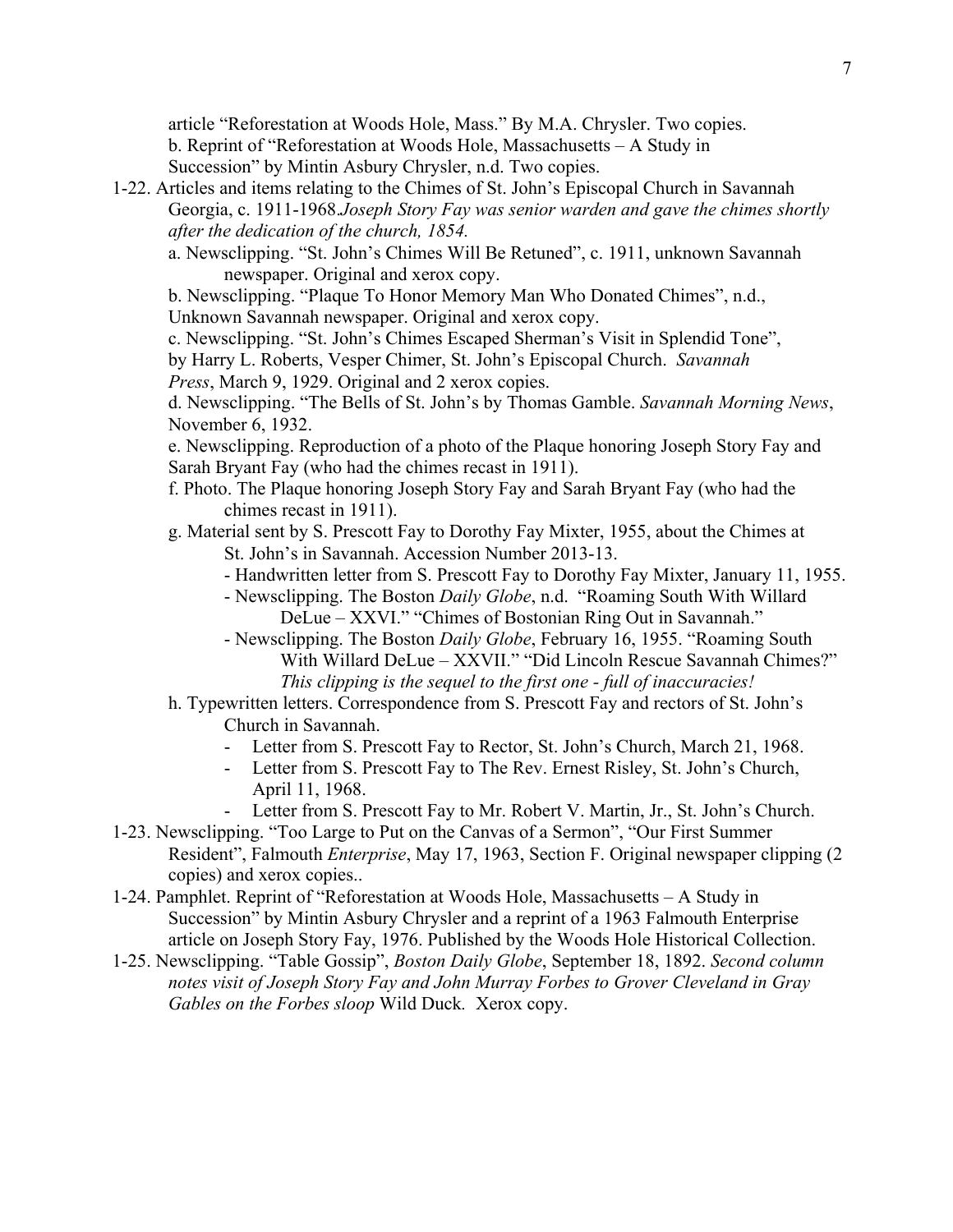article "Reforestation at Woods Hole, Mass." By M.A. Chrysler. Two copies.
b. Reprint of "Reforestation at Woods Hole, Massachusetts – A Study in Succession" by Mintin Asbury Chrysler, n.d. Two copies.

1-22. Articles and items relating to the Chimes of St. John's Episcopal Church in Savannah Georgia, c. 1911-1968.*Joseph Story Fay was senior warden and gave the chimes shortly after the dedication of the church, 1854.*
   a. Newsclipping. "St. John's Chimes Will Be Retuned", c. 1911, unknown Savannah newspaper. Original and xerox copy.
   b. Newsclipping. "Plaque To Honor Memory Man Who Donated Chimes", n.d., Unknown Savannah newspaper. Original and xerox copy.
   c. Newsclipping. "St. John's Chimes Escaped Sherman's Visit in Splendid Tone", by Harry L. Roberts, Vesper Chimer, St. John's Episcopal Church. *Savannah Press*, March 9, 1929. Original and 2 xerox copies.
   d. Newsclipping. "The Bells of St. John's by Thomas Gamble. *Savannah Morning News*, November 6, 1932.
   e. Newsclipping. Reproduction of a photo of the Plaque honoring Joseph Story Fay and Sarah Bryant Fay (who had the chimes recast in 1911).
   f. Photo. The Plaque honoring Joseph Story Fay and Sarah Bryant Fay (who had the chimes recast in 1911).
   g. Material sent by S. Prescott Fay to Dorothy Fay Mixter, 1955, about the Chimes at St. John's in Savannah. Accession Number 2013-13.
      - Handwritten letter from S. Prescott Fay to Dorothy Fay Mixter, January 11, 1955.
      - Newsclipping. The Boston *Daily Globe*, n.d. "Roaming South With Willard DeLue – XXVI." "Chimes of Bostonian Ring Out in Savannah."
      - Newsclipping. The Boston *Daily Globe*, February 16, 1955. "Roaming South With Willard DeLue – XXVII." "Did Lincoln Rescue Savannah Chimes?" *This clipping is the sequel to the first one - full of inaccuracies!*
   h. Typewritten letters. Correspondence from S. Prescott Fay and rectors of St. John's Church in Savannah.
      - Letter from S. Prescott Fay to Rector, St. John's Church, March 21, 1968.
      - Letter from S. Prescott Fay to The Rev. Ernest Risley, St. John's Church, April 11, 1968.
      - Letter from S. Prescott Fay to Mr. Robert V. Martin, Jr., St. John's Church.

1-23. Newsclipping. "Too Large to Put on the Canvas of a Sermon", "Our First Summer Resident", Falmouth *Enterprise*, May 17, 1963, Section F. Original newspaper clipping (2 copies) and xerox copies..

1-24. Pamphlet. Reprint of "Reforestation at Woods Hole, Massachusetts – A Study in Succession" by Mintin Asbury Chrysler and a reprint of a 1963 Falmouth Enterprise article on Joseph Story Fay, 1976. Published by the Woods Hole Historical Collection.

1-25. Newsclipping. "Table Gossip", *Boston Daily Globe*, September 18, 1892. *Second column notes visit of Joseph Story Fay and John Murray Forbes to Grover Cleveland in Gray Gables on the Forbes sloop* Wild Duck*.* Xerox copy.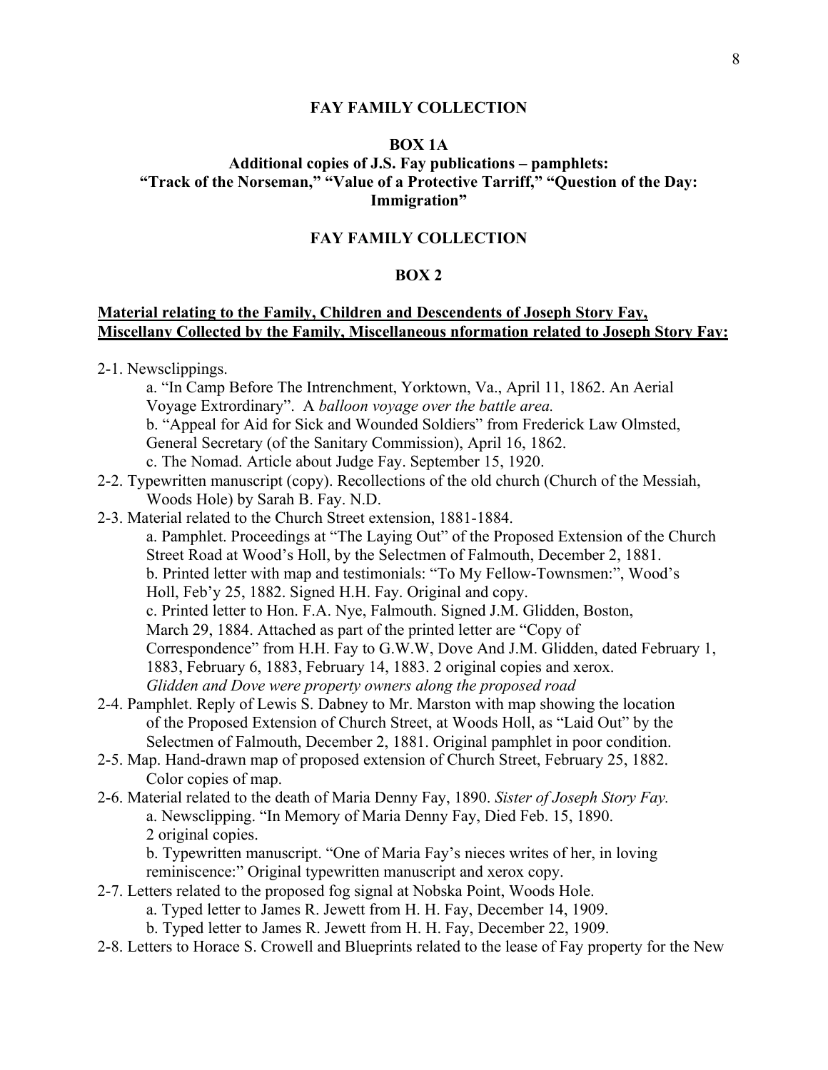## FAY FAMILY COLLECTION

### BOX 1A

### Additional copies of J.S. Fay publications – pamphlets: "Track of the Norseman," "Value of a Protective Tarriff," "Question of the Day: Immigration"

## FAY FAMILY COLLECTION

### BOX 2

**Material relating to the Family, Children and Descendents of Joseph Story Fay, Miscellany Collected by the Family, Miscellaneous nformation related to Joseph Story Fay:**

2-1. Newsclippings.
   a. "In Camp Before The Intrenchment, Yorktown, Va., April 11, 1862. An Aerial Voyage Extrordinary". A *balloon voyage over the battle area.*
   b. "Appeal for Aid for Sick and Wounded Soldiers" from Frederick Law Olmsted, General Secretary (of the Sanitary Commission), April 16, 1862.
   c. The Nomad. Article about Judge Fay. September 15, 1920.

2-2. Typewritten manuscript (copy). Recollections of the old church (Church of the Messiah, Woods Hole) by Sarah B. Fay. N.D.

2-3. Material related to the Church Street extension, 1881-1884.
   a. Pamphlet. Proceedings at "The Laying Out" of the Proposed Extension of the Church Street Road at Wood's Holl, by the Selectmen of Falmouth, December 2, 1881.
   b. Printed letter with map and testimonials: "To My Fellow-Townsmen:", Wood's Holl, Feb'y 25, 1882. Signed H.H. Fay. Original and copy.
   c. Printed letter to Hon. F.A. Nye, Falmouth. Signed J.M. Glidden, Boston, March 29, 1884. Attached as part of the printed letter are "Copy of Correspondence" from H.H. Fay to G.W.W, Dove And J.M. Glidden, dated February 1, 1883, February 6, 1883, February 14, 1883. 2 original copies and xerox.
   *Glidden and Dove were property owners along the proposed road*

2-4. Pamphlet. Reply of Lewis S. Dabney to Mr. Marston with map showing the location of the Proposed Extension of Church Street, at Woods Holl, as "Laid Out" by the Selectmen of Falmouth, December 2, 1881. Original pamphlet in poor condition.

2-5. Map. Hand-drawn map of proposed extension of Church Street, February 25, 1882. Color copies of map.

2-6. Material related to the death of Maria Denny Fay, 1890. *Sister of Joseph Story Fay.*
   a. Newsclipping. "In Memory of Maria Denny Fay, Died Feb. 15, 1890. 2 original copies.
   b. Typewritten manuscript. "One of Maria Fay's nieces writes of her, in loving reminiscence:" Original typewritten manuscript and xerox copy.

2-7. Letters related to the proposed fog signal at Nobska Point, Woods Hole.
   a. Typed letter to James R. Jewett from H. H. Fay, December 14, 1909.
   b. Typed letter to James R. Jewett from H. H. Fay, December 22, 1909.

2-8. Letters to Horace S. Crowell and Blueprints related to the lease of Fay property for the New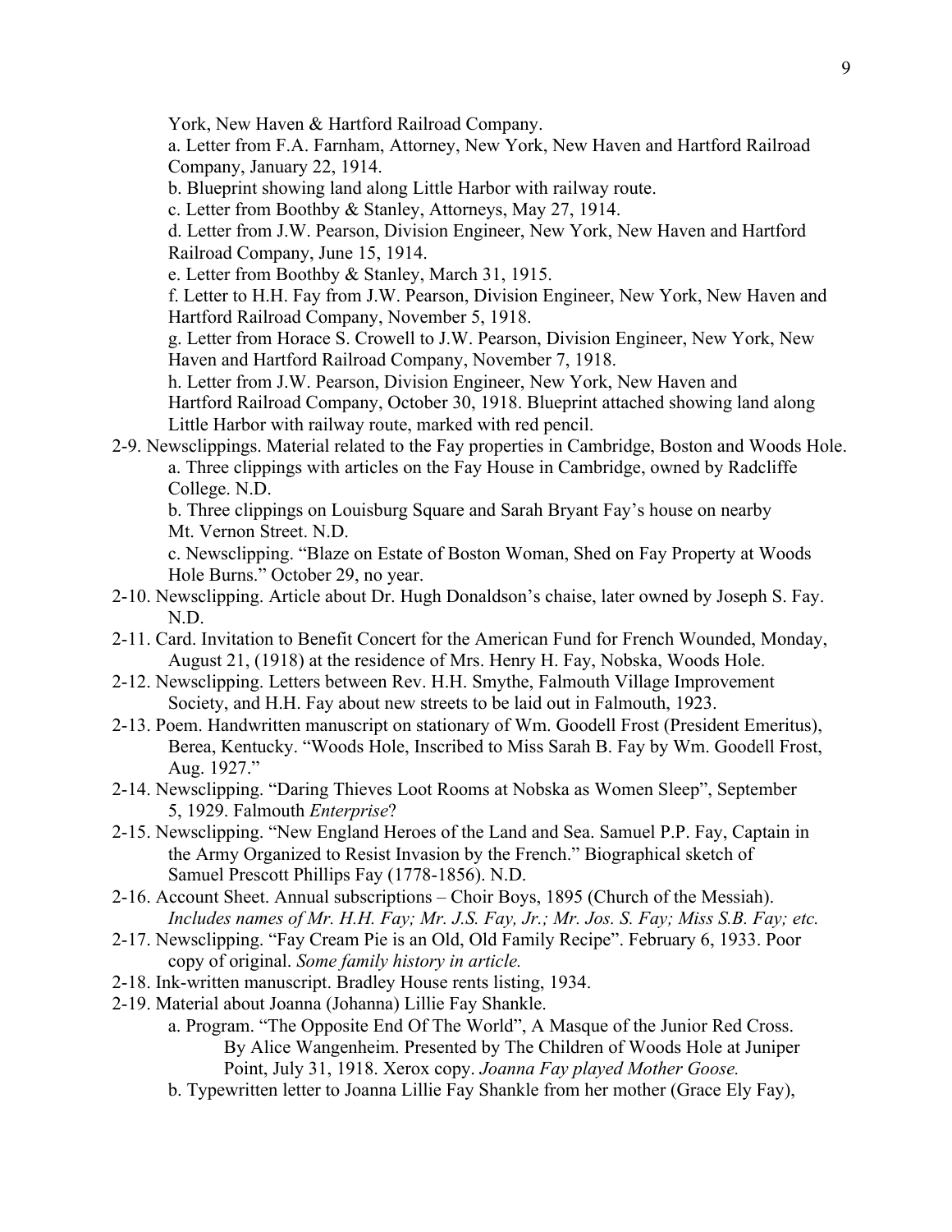York, New Haven & Hartford Railroad Company.

a. Letter from F.A. Farnham, Attorney, New York, New Haven and Hartford Railroad Company, January 22, 1914.

b. Blueprint showing land along Little Harbor with railway route.

c. Letter from Boothby & Stanley, Attorneys, May 27, 1914.

d. Letter from J.W. Pearson, Division Engineer, New York, New Haven and Hartford Railroad Company, June 15, 1914.

e. Letter from Boothby & Stanley, March 31, 1915.

f. Letter to H.H. Fay from J.W. Pearson, Division Engineer, New York, New Haven and Hartford Railroad Company, November 5, 1918.

g. Letter from Horace S. Crowell to J.W. Pearson, Division Engineer, New York, New Haven and Hartford Railroad Company, November 7, 1918.

h. Letter from J.W. Pearson, Division Engineer, New York, New Haven and Hartford Railroad Company, October 30, 1918. Blueprint attached showing land along Little Harbor with railway route, marked with red pencil.

2-9. Newsclippings. Material related to the Fay properties in Cambridge, Boston and Woods Hole.

a. Three clippings with articles on the Fay House in Cambridge, owned by Radcliffe College. N.D.

b. Three clippings on Louisburg Square and Sarah Bryant Fay's house on nearby Mt. Vernon Street. N.D.

c. Newsclipping. "Blaze on Estate of Boston Woman, Shed on Fay Property at Woods Hole Burns." October 29, no year.

2-10. Newsclipping. Article about Dr. Hugh Donaldson's chaise, later owned by Joseph S. Fay. N.D.

2-11. Card. Invitation to Benefit Concert for the American Fund for French Wounded, Monday, August 21, (1918) at the residence of Mrs. Henry H. Fay, Nobska, Woods Hole.

2-12. Newsclipping. Letters between Rev. H.H. Smythe, Falmouth Village Improvement Society, and H.H. Fay about new streets to be laid out in Falmouth, 1923.

2-13. Poem. Handwritten manuscript on stationary of Wm. Goodell Frost (President Emeritus), Berea, Kentucky. "Woods Hole, Inscribed to Miss Sarah B. Fay by Wm. Goodell Frost, Aug. 1927."

2-14. Newsclipping. "Daring Thieves Loot Rooms at Nobska as Women Sleep", September 5, 1929. Falmouth *Enterprise*?

2-15. Newsclipping. "New England Heroes of the Land and Sea. Samuel P.P. Fay, Captain in the Army Organized to Resist Invasion by the French." Biographical sketch of Samuel Prescott Phillips Fay (1778-1856). N.D.

2-16. Account Sheet. Annual subscriptions – Choir Boys, 1895 (Church of the Messiah). *Includes names of Mr. H.H. Fay; Mr. J.S. Fay, Jr.; Mr. Jos. S. Fay; Miss S.B. Fay; etc.*

2-17. Newsclipping. "Fay Cream Pie is an Old, Old Family Recipe". February 6, 1933. Poor copy of original. *Some family history in article.*

2-18. Ink-written manuscript. Bradley House rents listing, 1934.

2-19. Material about Joanna (Johanna) Lillie Fay Shankle.

a. Program. "The Opposite End Of The World", A Masque of the Junior Red Cross. By Alice Wangenheim. Presented by The Children of Woods Hole at Juniper Point, July 31, 1918. Xerox copy. *Joanna Fay played Mother Goose.*

b. Typewritten letter to Joanna Lillie Fay Shankle from her mother (Grace Ely Fay),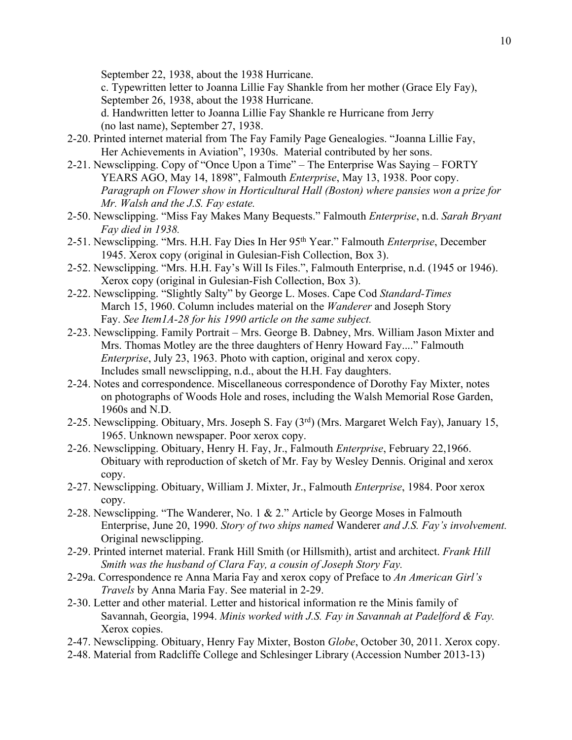September 22, 1938, about the 1938 Hurricane.
c. Typewritten letter to Joanna Lillie Fay Shankle from her mother (Grace Ely Fay), September 26, 1938, about the 1938 Hurricane.
d. Handwritten letter to Joanna Lillie Fay Shankle re Hurricane from Jerry (no last name), September 27, 1938.

2-20. Printed internet material from The Fay Family Page Genealogies. "Joanna Lillie Fay, Her Achievements in Aviation", 1930s. Material contributed by her sons.

2-21. Newsclipping. Copy of "Once Upon a Time" – The Enterprise Was Saying – FORTY YEARS AGO, May 14, 1898", Falmouth *Enterprise*, May 13, 1938. Poor copy. *Paragraph on Flower show in Horticultural Hall (Boston) where pansies won a prize for Mr. Walsh and the J.S. Fay estate.*

2-50. Newsclipping. "Miss Fay Makes Many Bequests." Falmouth *Enterprise*, n.d. *Sarah Bryant Fay died in 1938.*

2-51. Newsclipping. "Mrs. H.H. Fay Dies In Her 95th Year." Falmouth *Enterprise*, December 1945. Xerox copy (original in Gulesian-Fish Collection, Box 3).

2-52. Newsclipping. "Mrs. H.H. Fay's Will Is Files.", Falmouth Enterprise, n.d. (1945 or 1946). Xerox copy (original in Gulesian-Fish Collection, Box 3).

2-22. Newsclipping. "Slightly Salty" by George L. Moses. Cape Cod *Standard-Times* March 15, 1960. Column includes material on the *Wanderer* and Joseph Story Fay. *See Item1A-28 for his 1990 article on the same subject.*

2-23. Newsclipping. Family Portrait – Mrs. George B. Dabney, Mrs. William Jason Mixter and Mrs. Thomas Motley are the three daughters of Henry Howard Fay...." Falmouth *Enterprise*, July 23, 1963. Photo with caption, original and xerox copy. Includes small newsclipping, n.d., about the H.H. Fay daughters.

2-24. Notes and correspondence. Miscellaneous correspondence of Dorothy Fay Mixter, notes on photographs of Woods Hole and roses, including the Walsh Memorial Rose Garden, 1960s and N.D.

2-25. Newsclipping. Obituary, Mrs. Joseph S. Fay (3rd) (Mrs. Margaret Welch Fay), January 15, 1965. Unknown newspaper. Poor xerox copy.

2-26. Newsclipping. Obituary, Henry H. Fay, Jr., Falmouth *Enterprise*, February 22,1966. Obituary with reproduction of sketch of Mr. Fay by Wesley Dennis. Original and xerox copy.

2-27. Newsclipping. Obituary, William J. Mixter, Jr., Falmouth *Enterprise*, 1984. Poor xerox copy.

2-28. Newsclipping. "The Wanderer, No. 1 & 2." Article by George Moses in Falmouth Enterprise, June 20, 1990. *Story of two ships named* Wanderer *and J.S. Fay's involvement.* Original newsclipping.

2-29. Printed internet material. Frank Hill Smith (or Hillsmith), artist and architect. *Frank Hill Smith was the husband of Clara Fay, a cousin of Joseph Story Fay.*

2-29a. Correspondence re Anna Maria Fay and xerox copy of Preface to *An American Girl's Travels* by Anna Maria Fay. See material in 2-29.

2-30. Letter and other material. Letter and historical information re the Minis family of Savannah, Georgia, 1994. *Minis worked with J.S. Fay in Savannah at Padelford & Fay.* Xerox copies.

2-47. Newsclipping. Obituary, Henry Fay Mixter, Boston *Globe*, October 30, 2011. Xerox copy.

2-48. Material from Radcliffe College and Schlesinger Library (Accession Number 2013-13)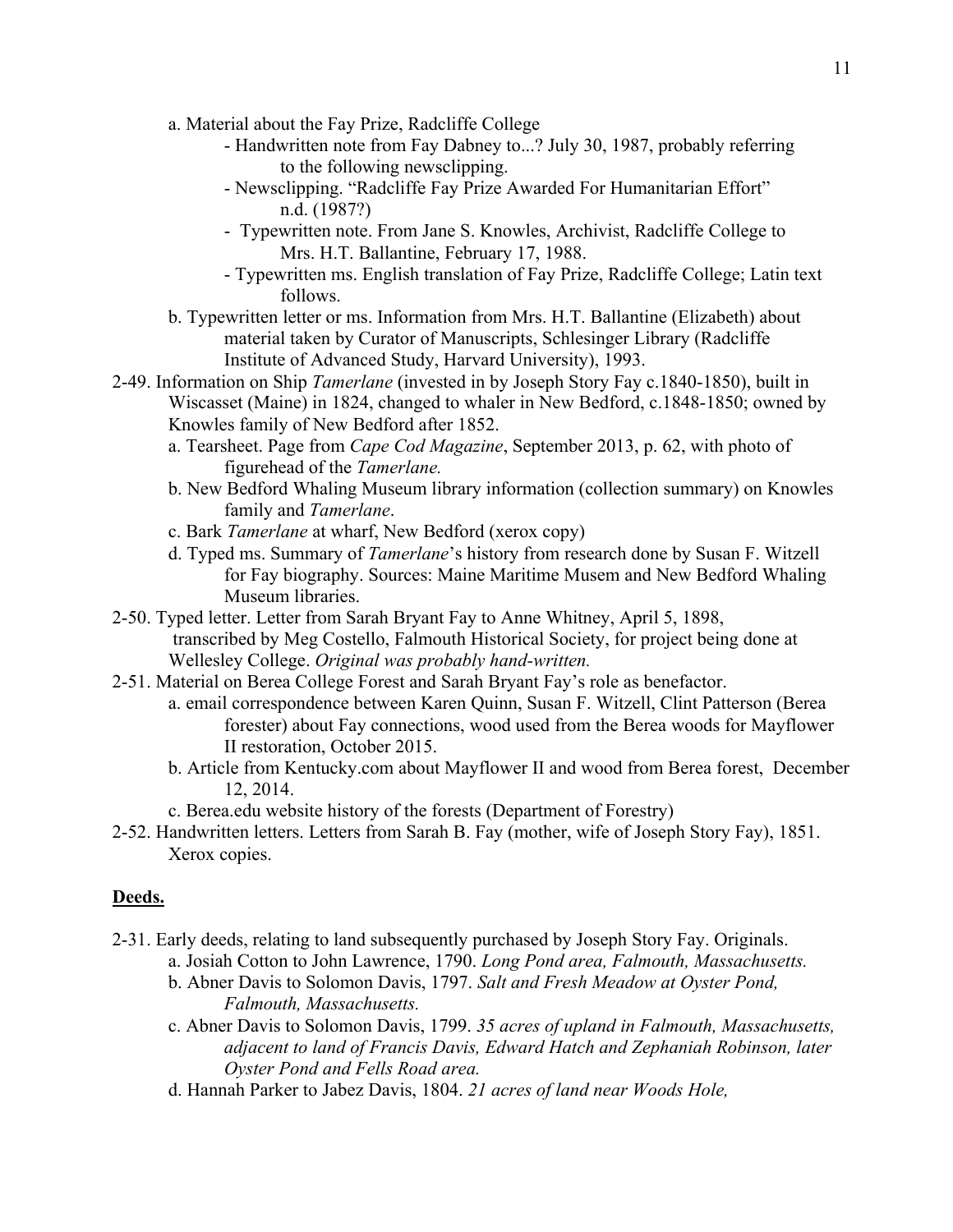a. Material about the Fay Prize, Radcliffe College
   - Handwritten note from Fay Dabney to...? July 30, 1987, probably referring to the following newsclipping.
   - Newsclipping. "Radcliffe Fay Prize Awarded For Humanitarian Effort" n.d. (1987?)
   - Typewritten note. From Jane S. Knowles, Archivist, Radcliffe College to Mrs. H.T. Ballantine, February 17, 1988.
   - Typewritten ms. English translation of Fay Prize, Radcliffe College; Latin text follows.

b. Typewritten letter or ms. Information from Mrs. H.T. Ballantine (Elizabeth) about material taken by Curator of Manuscripts, Schlesinger Library (Radcliffe Institute of Advanced Study, Harvard University), 1993.

2-49. Information on Ship *Tamerlane* (invested in by Joseph Story Fay c.1840-1850), built in Wiscasset (Maine) in 1824, changed to whaler in New Bedford, c.1848-1850; owned by Knowles family of New Bedford after 1852.
   a. Tearsheet. Page from *Cape Cod Magazine*, September 2013, p. 62, with photo of figurehead of the *Tamerlane.*
   b. New Bedford Whaling Museum library information (collection summary) on Knowles family and *Tamerlane*.
   c. Bark *Tamerlane* at wharf, New Bedford (xerox copy)
   d. Typed ms. Summary of *Tamerlane*'s history from research done by Susan F. Witzell for Fay biography. Sources: Maine Maritime Musem and New Bedford Whaling Museum libraries.

2-50. Typed letter. Letter from Sarah Bryant Fay to Anne Whitney, April 5, 1898, transcribed by Meg Costello, Falmouth Historical Society, for project being done at Wellesley College. *Original was probably hand-written.*

2-51. Material on Berea College Forest and Sarah Bryant Fay's role as benefactor.
   a. email correspondence between Karen Quinn, Susan F. Witzell, Clint Patterson (Berea forester) about Fay connections, wood used from the Berea woods for Mayflower II restoration, October 2015.
   b. Article from Kentucky.com about Mayflower II and wood from Berea forest, December 12, 2014.
   c. Berea.edu website history of the forests (Department of Forestry)

2-52. Handwritten letters. Letters from Sarah B. Fay (mother, wife of Joseph Story Fay), 1851. Xerox copies.

**Deeds.**

2-31. Early deeds, relating to land subsequently purchased by Joseph Story Fay. Originals.
   a. Josiah Cotton to John Lawrence, 1790. *Long Pond area, Falmouth, Massachusetts.*
   b. Abner Davis to Solomon Davis, 1797. *Salt and Fresh Meadow at Oyster Pond, Falmouth, Massachusetts.*
   c. Abner Davis to Solomon Davis, 1799. *35 acres of upland in Falmouth, Massachusetts, adjacent to land of Francis Davis, Edward Hatch and Zephaniah Robinson, later Oyster Pond and Fells Road area.*
   d. Hannah Parker to Jabez Davis, 1804. *21 acres of land near Woods Hole,*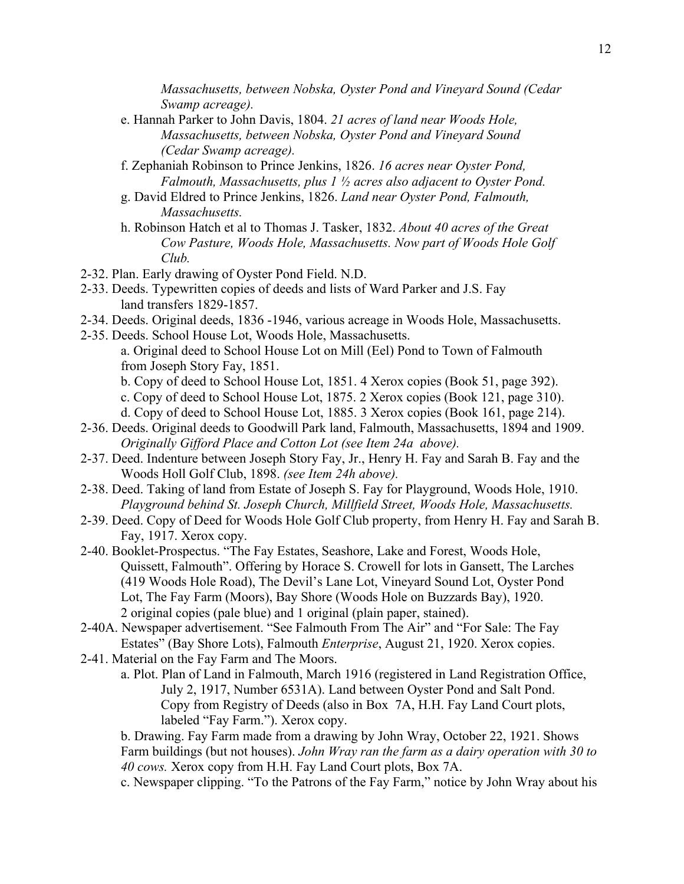*Massachusetts, between Nobska, Oyster Pond and Vineyard Sound (Cedar Swamp acreage).*

e. Hannah Parker to John Davis, 1804. *21 acres of land near Woods Hole, Massachusetts, between Nobska, Oyster Pond and Vineyard Sound (Cedar Swamp acreage).*

f. Zephaniah Robinson to Prince Jenkins, 1826. *16 acres near Oyster Pond, Falmouth, Massachusetts, plus 1 ½ acres also adjacent to Oyster Pond.*

g. David Eldred to Prince Jenkins, 1826. *Land near Oyster Pond, Falmouth, Massachusetts.*

h. Robinson Hatch et al to Thomas J. Tasker, 1832. *About 40 acres of the Great Cow Pasture, Woods Hole, Massachusetts. Now part of Woods Hole Golf Club.*

2-32. Plan. Early drawing of Oyster Pond Field. N.D.

2-33. Deeds. Typewritten copies of deeds and lists of Ward Parker and J.S. Fay land transfers 1829-1857.

2-34. Deeds. Original deeds, 1836 -1946, various acreage in Woods Hole, Massachusetts.

2-35. Deeds. School House Lot, Woods Hole, Massachusetts.

a. Original deed to School House Lot on Mill (Eel) Pond to Town of Falmouth from Joseph Story Fay, 1851.

b. Copy of deed to School House Lot, 1851. 4 Xerox copies (Book 51, page 392).

c. Copy of deed to School House Lot, 1875. 2 Xerox copies (Book 121, page 310).

d. Copy of deed to School House Lot, 1885. 3 Xerox copies (Book 161, page 214).

2-36. Deeds. Original deeds to Goodwill Park land, Falmouth, Massachusetts, 1894 and 1909. *Originally Gifford Place and Cotton Lot (see Item 24a above).*

2-37. Deed. Indenture between Joseph Story Fay, Jr., Henry H. Fay and Sarah B. Fay and the Woods Holl Golf Club, 1898. *(see Item 24h above).*

2-38. Deed. Taking of land from Estate of Joseph S. Fay for Playground, Woods Hole, 1910. *Playground behind St. Joseph Church, Millfield Street, Woods Hole, Massachusetts.*

2-39. Deed. Copy of Deed for Woods Hole Golf Club property, from Henry H. Fay and Sarah B. Fay, 1917. Xerox copy.

2-40. Booklet-Prospectus. "The Fay Estates, Seashore, Lake and Forest, Woods Hole, Quissett, Falmouth". Offering by Horace S. Crowell for lots in Gansett, The Larches (419 Woods Hole Road), The Devil's Lane Lot, Vineyard Sound Lot, Oyster Pond Lot, The Fay Farm (Moors), Bay Shore (Woods Hole on Buzzards Bay), 1920. 2 original copies (pale blue) and 1 original (plain paper, stained).

2-40A. Newspaper advertisement. "See Falmouth From The Air" and "For Sale: The Fay Estates" (Bay Shore Lots), Falmouth *Enterprise*, August 21, 1920. Xerox copies.

2-41. Material on the Fay Farm and The Moors.

a. Plot. Plan of Land in Falmouth, March 1916 (registered in Land Registration Office, July 2, 1917, Number 6531A). Land between Oyster Pond and Salt Pond. Copy from Registry of Deeds (also in Box 7A, H.H. Fay Land Court plots, labeled "Fay Farm."). Xerox copy.

b. Drawing. Fay Farm made from a drawing by John Wray, October 22, 1921. Shows Farm buildings (but not houses). *John Wray ran the farm as a dairy operation with 30 to 40 cows.* Xerox copy from H.H. Fay Land Court plots, Box 7A.

c. Newspaper clipping. "To the Patrons of the Fay Farm," notice by John Wray about his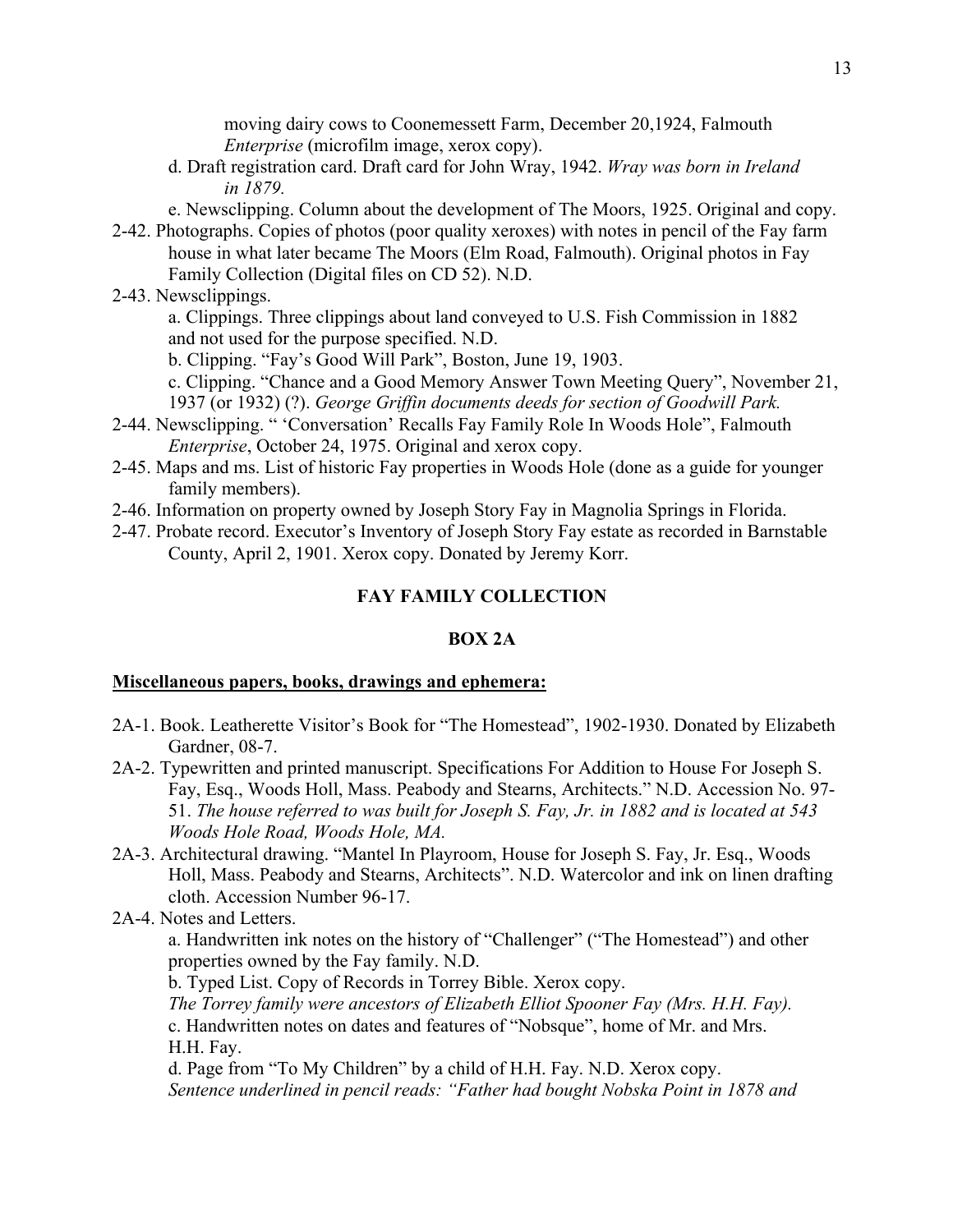moving dairy cows to Coonemessett Farm, December 20,1924, Falmouth *Enterprise* (microfilm image, xerox copy).

d. Draft registration card. Draft card for John Wray, 1942. *Wray was born in Ireland in 1879.*

e. Newsclipping. Column about the development of The Moors, 1925. Original and copy.

2-42. Photographs. Copies of photos (poor quality xeroxes) with notes in pencil of the Fay farm house in what later became The Moors (Elm Road, Falmouth). Original photos in Fay Family Collection (Digital files on CD 52). N.D.

2-43. Newsclippings.

a. Clippings. Three clippings about land conveyed to U.S. Fish Commission in 1882 and not used for the purpose specified. N.D.

b. Clipping. "Fay's Good Will Park", Boston, June 19, 1903.

c. Clipping. "Chance and a Good Memory Answer Town Meeting Query", November 21, 1937 (or 1932) (?). *George Griffin documents deeds for section of Goodwill Park.*

2-44. Newsclipping. " 'Conversation' Recalls Fay Family Role In Woods Hole", Falmouth *Enterprise*, October 24, 1975. Original and xerox copy.

2-45. Maps and ms. List of historic Fay properties in Woods Hole (done as a guide for younger family members).

2-46. Information on property owned by Joseph Story Fay in Magnolia Springs in Florida.

2-47. Probate record. Executor's Inventory of Joseph Story Fay estate as recorded in Barnstable County, April 2, 1901. Xerox copy. Donated by Jeremy Korr.

## FAY FAMILY COLLECTION

## BOX 2A

**Miscellaneous papers, books, drawings and ephemera:**

2A-1. Book. Leatherette Visitor's Book for "The Homestead", 1902-1930. Donated by Elizabeth Gardner, 08-7.

2A-2. Typewritten and printed manuscript. Specifications For Addition to House For Joseph S. Fay, Esq., Woods Holl, Mass. Peabody and Stearns, Architects." N.D. Accession No. 97-51. *The house referred to was built for Joseph S. Fay, Jr. in 1882 and is located at 543 Woods Hole Road, Woods Hole, MA.*

2A-3. Architectural drawing. "Mantel In Playroom, House for Joseph S. Fay, Jr. Esq., Woods Holl, Mass. Peabody and Stearns, Architects". N.D. Watercolor and ink on linen drafting cloth. Accession Number 96-17.

2A-4. Notes and Letters.

a. Handwritten ink notes on the history of "Challenger" ("The Homestead") and other properties owned by the Fay family. N.D.

b. Typed List. Copy of Records in Torrey Bible. Xerox copy.
*The Torrey family were ancestors of Elizabeth Elliot Spooner Fay (Mrs. H.H. Fay).*

c. Handwritten notes on dates and features of "Nobsque", home of Mr. and Mrs. H.H. Fay.

d. Page from "To My Children" by a child of H.H. Fay. N.D. Xerox copy.
*Sentence underlined in pencil reads: "Father had bought Nobska Point in 1878 and*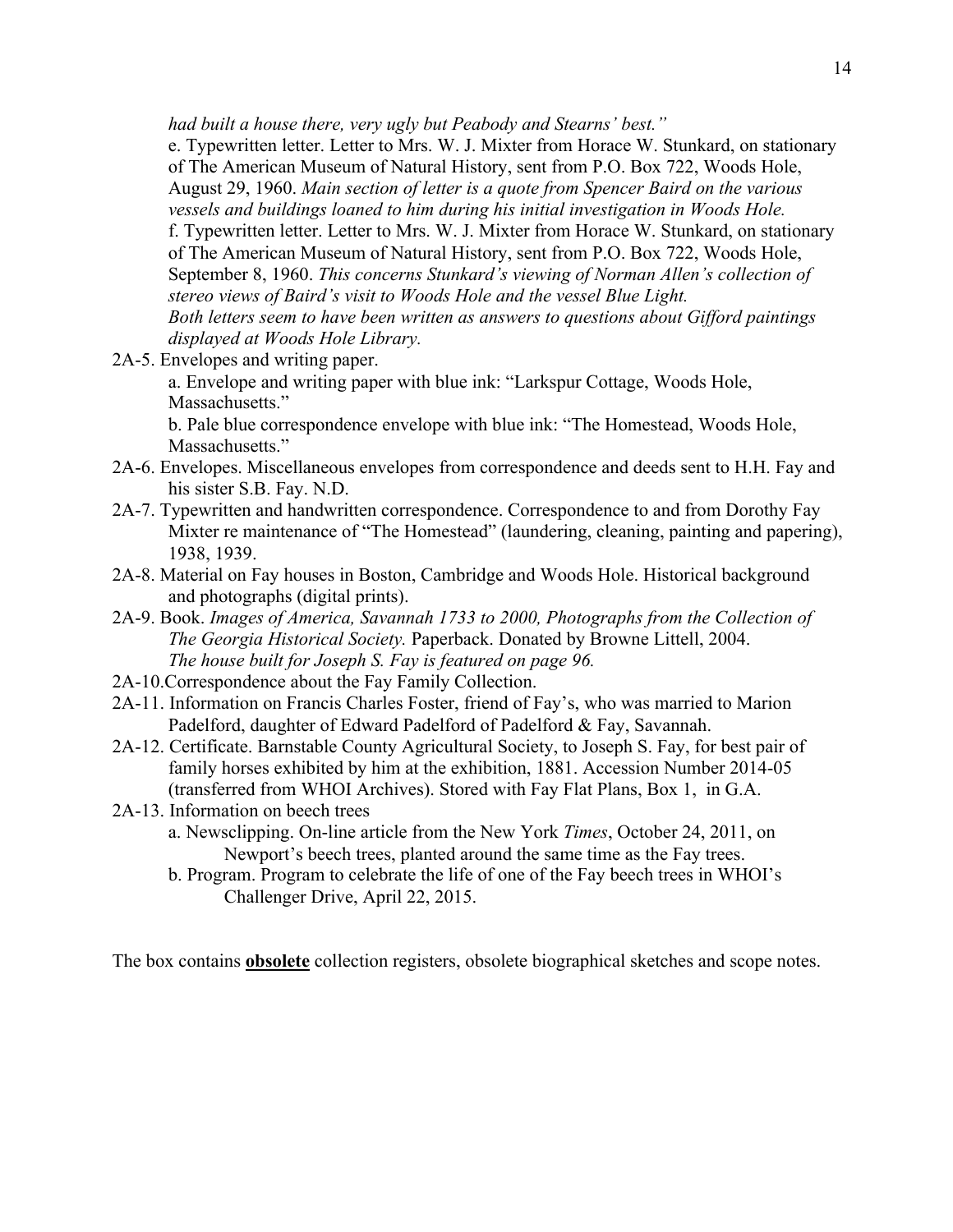*had built a house there, very ugly but Peabody and Stearns' best."*

e. Typewritten letter. Letter to Mrs. W. J. Mixter from Horace W. Stunkard, on stationary of The American Museum of Natural History, sent from P.O. Box 722, Woods Hole, August 29, 1960. *Main section of letter is a quote from Spencer Baird on the various vessels and buildings loaned to him during his initial investigation in Woods Hole.*

f. Typewritten letter. Letter to Mrs. W. J. Mixter from Horace W. Stunkard, on stationary of The American Museum of Natural History, sent from P.O. Box 722, Woods Hole, September 8, 1960. *This concerns Stunkard's viewing of Norman Allen's collection of stereo views of Baird's visit to Woods Hole and the vessel Blue Light.*

*Both letters seem to have been written as answers to questions about Gifford paintings displayed at Woods Hole Library.*

2A-5. Envelopes and writing paper.

a. Envelope and writing paper with blue ink: "Larkspur Cottage, Woods Hole, Massachusetts."

b. Pale blue correspondence envelope with blue ink: "The Homestead, Woods Hole, Massachusetts."

2A-6. Envelopes. Miscellaneous envelopes from correspondence and deeds sent to H.H. Fay and his sister S.B. Fay. N.D.

2A-7. Typewritten and handwritten correspondence. Correspondence to and from Dorothy Fay Mixter re maintenance of "The Homestead" (laundering, cleaning, painting and papering), 1938, 1939.

2A-8. Material on Fay houses in Boston, Cambridge and Woods Hole. Historical background and photographs (digital prints).

2A-9. Book. *Images of America, Savannah 1733 to 2000, Photographs from the Collection of The Georgia Historical Society.* Paperback. Donated by Browne Littell, 2004. *The house built for Joseph S. Fay is featured on page 96.*

2A-10.Correspondence about the Fay Family Collection.

2A-11. Information on Francis Charles Foster, friend of Fay's, who was married to Marion Padelford, daughter of Edward Padelford of Padelford & Fay, Savannah.

2A-12. Certificate. Barnstable County Agricultural Society, to Joseph S. Fay, for best pair of family horses exhibited by him at the exhibition, 1881. Accession Number 2014-05 (transferred from WHOI Archives). Stored with Fay Flat Plans, Box 1, in G.A.

2A-13. Information on beech trees

a. Newsclipping. On-line article from the New York *Times*, October 24, 2011, on Newport's beech trees, planted around the same time as the Fay trees.

b. Program. Program to celebrate the life of one of the Fay beech trees in WHOI's Challenger Drive, April 22, 2015.

The box contains **obsolete** collection registers, obsolete biographical sketches and scope notes.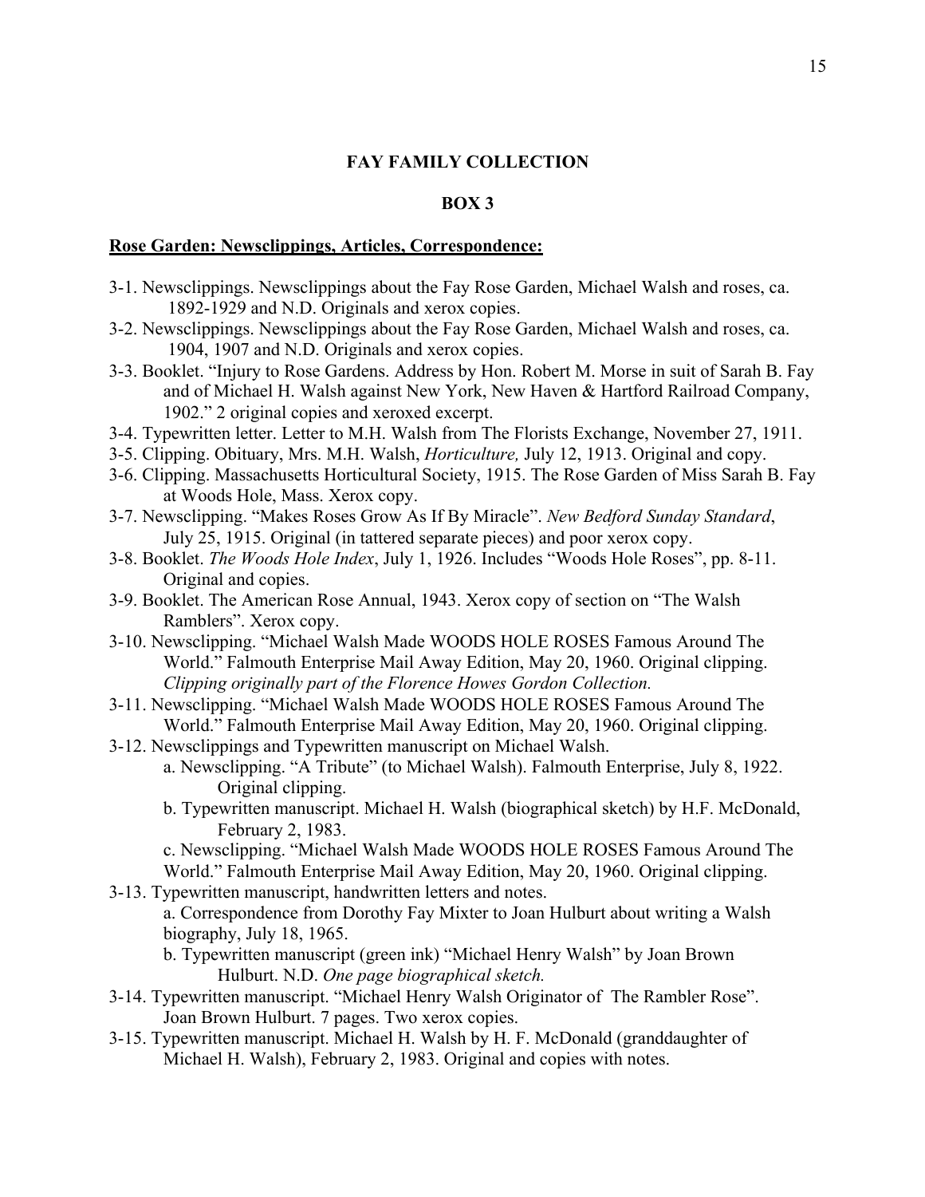## FAY FAMILY COLLECTION

## BOX 3

**Rose Garden: Newsclippings, Articles, Correspondence:**

3-1. Newsclippings. Newsclippings about the Fay Rose Garden, Michael Walsh and roses, ca. 1892-1929 and N.D. Originals and xerox copies.

3-2. Newsclippings. Newsclippings about the Fay Rose Garden, Michael Walsh and roses, ca. 1904, 1907 and N.D. Originals and xerox copies.

3-3. Booklet. "Injury to Rose Gardens. Address by Hon. Robert M. Morse in suit of Sarah B. Fay and of Michael H. Walsh against New York, New Haven & Hartford Railroad Company, 1902." 2 original copies and xeroxed excerpt.

3-4. Typewritten letter. Letter to M.H. Walsh from The Florists Exchange, November 27, 1911.

3-5. Clipping. Obituary, Mrs. M.H. Walsh, *Horticulture,* July 12, 1913. Original and copy.

3-6. Clipping. Massachusetts Horticultural Society, 1915. The Rose Garden of Miss Sarah B. Fay at Woods Hole, Mass. Xerox copy.

3-7. Newsclipping. "Makes Roses Grow As If By Miracle". *New Bedford Sunday Standard*, July 25, 1915. Original (in tattered separate pieces) and poor xerox copy.

3-8. Booklet. *The Woods Hole Index*, July 1, 1926. Includes "Woods Hole Roses", pp. 8-11. Original and copies.

3-9. Booklet. The American Rose Annual, 1943. Xerox copy of section on "The Walsh Ramblers". Xerox copy.

3-10. Newsclipping. "Michael Walsh Made WOODS HOLE ROSES Famous Around The World." Falmouth Enterprise Mail Away Edition, May 20, 1960. Original clipping. *Clipping originally part of the Florence Howes Gordon Collection.*

3-11. Newsclipping. "Michael Walsh Made WOODS HOLE ROSES Famous Around The World." Falmouth Enterprise Mail Away Edition, May 20, 1960. Original clipping.

3-12. Newsclippings and Typewritten manuscript on Michael Walsh.
   a. Newsclipping. "A Tribute" (to Michael Walsh). Falmouth Enterprise, July 8, 1922. Original clipping.
   b. Typewritten manuscript. Michael H. Walsh (biographical sketch) by H.F. McDonald, February 2, 1983.
   c. Newsclipping. "Michael Walsh Made WOODS HOLE ROSES Famous Around The World." Falmouth Enterprise Mail Away Edition, May 20, 1960. Original clipping.

3-13. Typewritten manuscript, handwritten letters and notes.
   a. Correspondence from Dorothy Fay Mixter to Joan Hulburt about writing a Walsh biography, July 18, 1965.
   b. Typewritten manuscript (green ink) "Michael Henry Walsh" by Joan Brown Hulburt. N.D. *One page biographical sketch.*

3-14. Typewritten manuscript. "Michael Henry Walsh Originator of The Rambler Rose". Joan Brown Hulburt. 7 pages. Two xerox copies.

3-15. Typewritten manuscript. Michael H. Walsh by H. F. McDonald (granddaughter of Michael H. Walsh), February 2, 1983. Original and copies with notes.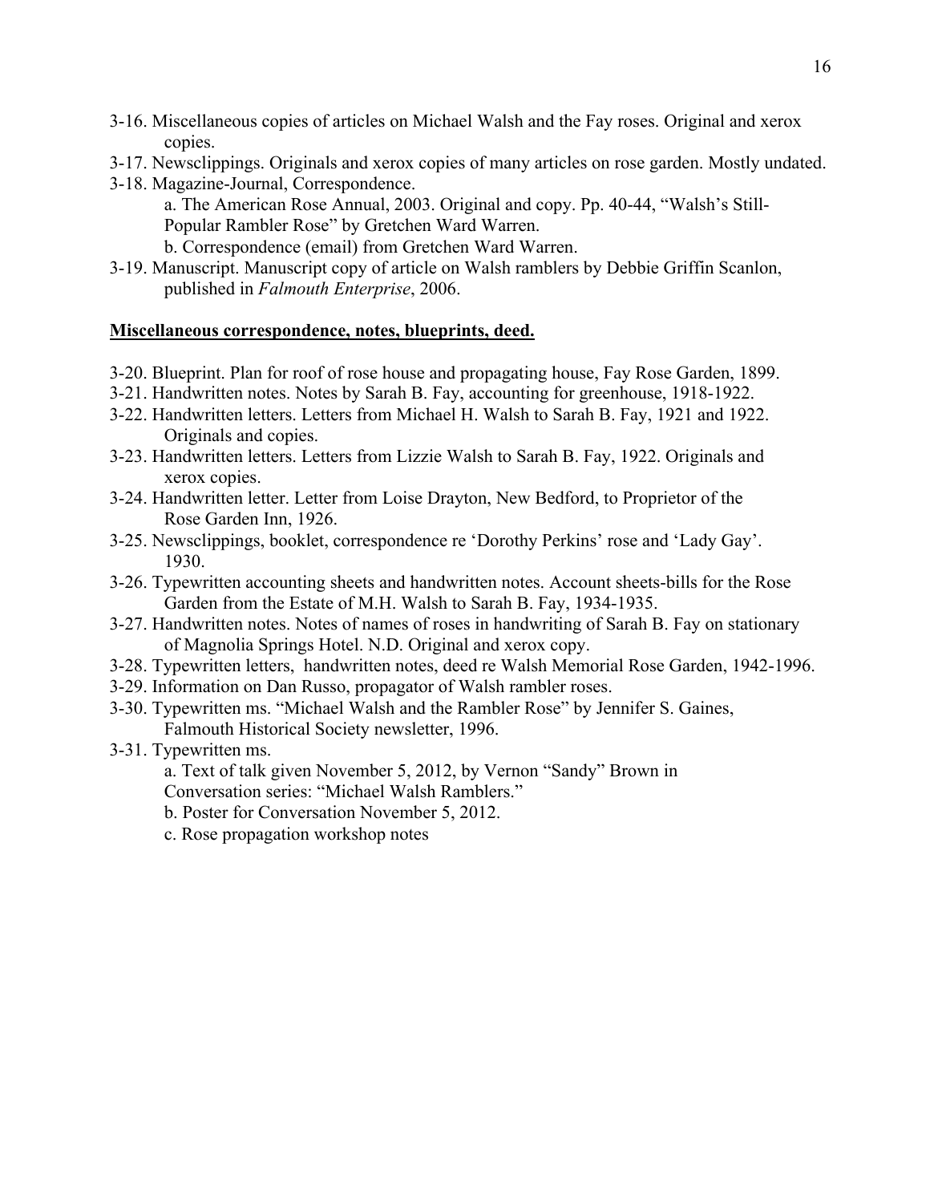3-16. Miscellaneous copies of articles on Michael Walsh and the Fay roses. Original and xerox copies.

3-17. Newsclippings. Originals and xerox copies of many articles on rose garden. Mostly undated.

3-18. Magazine-Journal, Correspondence.

 a. The American Rose Annual, 2003. Original and copy. Pp. 40-44, "Walsh's Still-Popular Rambler Rose" by Gretchen Ward Warren.

 b. Correspondence (email) from Gretchen Ward Warren.

3-19. Manuscript. Manuscript copy of article on Walsh ramblers by Debbie Griffin Scanlon, published in *Falmouth Enterprise*, 2006.

**Miscellaneous correspondence, notes, blueprints, deed.**

3-20. Blueprint. Plan for roof of rose house and propagating house, Fay Rose Garden, 1899.

3-21. Handwritten notes. Notes by Sarah B. Fay, accounting for greenhouse, 1918-1922.

3-22. Handwritten letters. Letters from Michael H. Walsh to Sarah B. Fay, 1921 and 1922. Originals and copies.

3-23. Handwritten letters. Letters from Lizzie Walsh to Sarah B. Fay, 1922. Originals and xerox copies.

3-24. Handwritten letter. Letter from Loise Drayton, New Bedford, to Proprietor of the Rose Garden Inn, 1926.

3-25. Newsclippings, booklet, correspondence re 'Dorothy Perkins' rose and 'Lady Gay'. 1930.

3-26. Typewritten accounting sheets and handwritten notes. Account sheets-bills for the Rose Garden from the Estate of M.H. Walsh to Sarah B. Fay, 1934-1935.

3-27. Handwritten notes. Notes of names of roses in handwriting of Sarah B. Fay on stationary of Magnolia Springs Hotel. N.D. Original and xerox copy.

3-28. Typewritten letters, handwritten notes, deed re Walsh Memorial Rose Garden, 1942-1996.

3-29. Information on Dan Russo, propagator of Walsh rambler roses.

3-30. Typewritten ms. "Michael Walsh and the Rambler Rose" by Jennifer S. Gaines, Falmouth Historical Society newsletter, 1996.

3-31. Typewritten ms.

 a. Text of talk given November 5, 2012, by Vernon "Sandy" Brown in Conversation series: "Michael Walsh Ramblers."

 b. Poster for Conversation November 5, 2012.

 c. Rose propagation workshop notes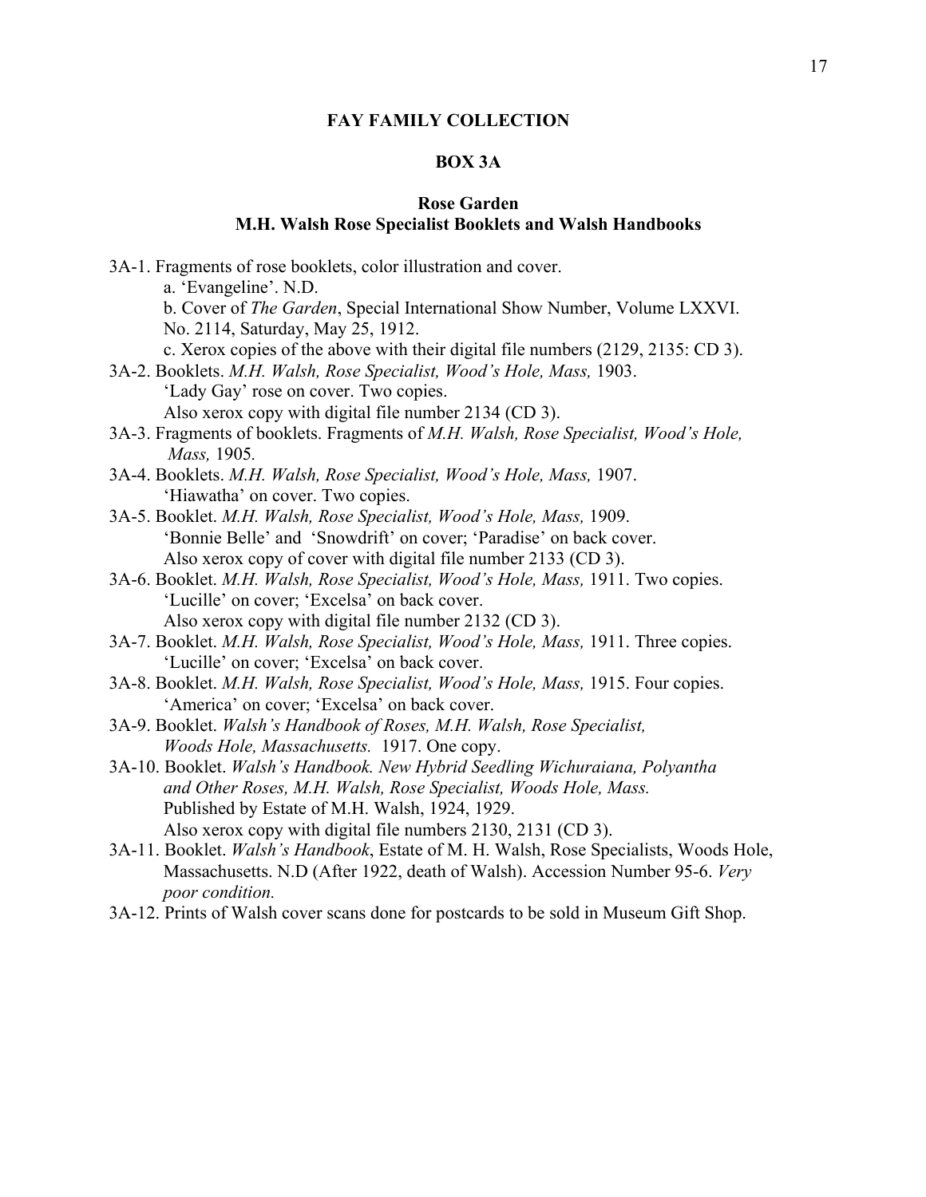## FAY FAMILY COLLECTION

### BOX 3A

### Rose Garden
### M.H. Walsh Rose Specialist Booklets and Walsh Handbooks

3A-1. Fragments of rose booklets, color illustration and cover.
  a. 'Evangeline'. N.D.
  b. Cover of *The Garden*, Special International Show Number, Volume LXXVI. No. 2114, Saturday, May 25, 1912.
  c. Xerox copies of the above with their digital file numbers (2129, 2135: CD 3).

3A-2. Booklets. *M.H. Walsh, Rose Specialist, Wood's Hole, Mass,* 1903.
  'Lady Gay' rose on cover. Two copies.
  Also xerox copy with digital file number 2134 (CD 3).

3A-3. Fragments of booklets. Fragments of *M.H. Walsh, Rose Specialist, Wood's Hole, Mass,* 1905.

3A-4. Booklets. *M.H. Walsh, Rose Specialist, Wood's Hole, Mass,* 1907.
  'Hiawatha' on cover. Two copies.

3A-5. Booklet. *M.H. Walsh, Rose Specialist, Wood's Hole, Mass,* 1909.
  'Bonnie Belle' and 'Snowdrift' on cover; 'Paradise' on back cover.
  Also xerox copy of cover with digital file number 2133 (CD 3).

3A-6. Booklet. *M.H. Walsh, Rose Specialist, Wood's Hole, Mass,* 1911. Two copies.
  'Lucille' on cover; 'Excelsa' on back cover.
  Also xerox copy with digital file number 2132 (CD 3).

3A-7. Booklet. *M.H. Walsh, Rose Specialist, Wood's Hole, Mass,* 1911. Three copies.
  'Lucille' on cover; 'Excelsa' on back cover.

3A-8. Booklet. *M.H. Walsh, Rose Specialist, Wood's Hole, Mass,* 1915. Four copies.
  'America' on cover; 'Excelsa' on back cover.

3A-9. Booklet. *Walsh's Handbook of Roses, M.H. Walsh, Rose Specialist, Woods Hole, Massachusetts.* 1917. One copy.

3A-10. Booklet. *Walsh's Handbook. New Hybrid Seedling Wichuraiana, Polyantha and Other Roses, M.H. Walsh, Rose Specialist, Woods Hole, Mass.*
  Published by Estate of M.H. Walsh, 1924, 1929.
  Also xerox copy with digital file numbers 2130, 2131 (CD 3).

3A-11. Booklet. *Walsh's Handbook*, Estate of M. H. Walsh, Rose Specialists, Woods Hole, Massachusetts. N.D (After 1922, death of Walsh). Accession Number 95-6. *Very poor condition.*

3A-12. Prints of Walsh cover scans done for postcards to be sold in Museum Gift Shop.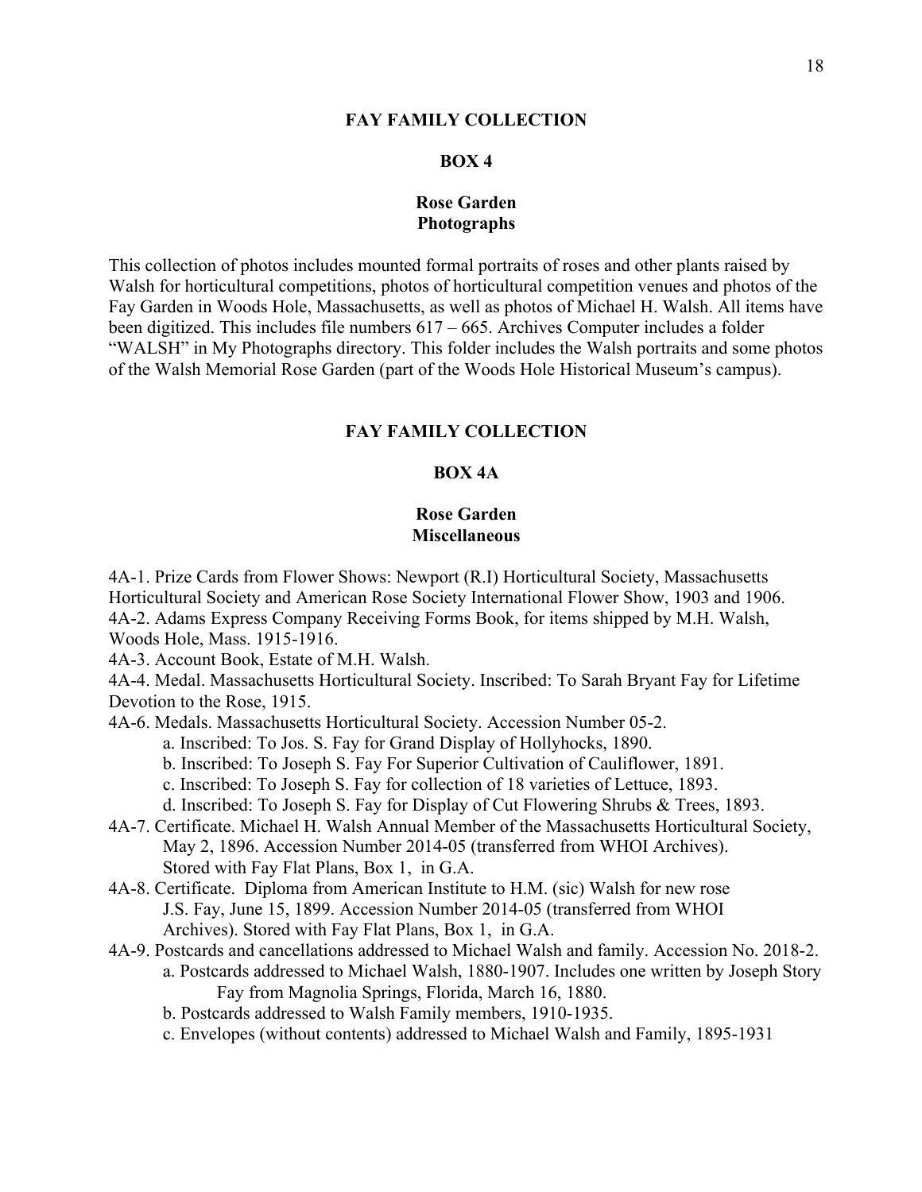## FAY FAMILY COLLECTION

### BOX 4

### Rose Garden
### Photographs

This collection of photos includes mounted formal portraits of roses and other plants raised by Walsh for horticultural competitions, photos of horticultural competition venues and photos of the Fay Garden in Woods Hole, Massachusetts, as well as photos of Michael H. Walsh. All items have been digitized. This includes file numbers 617 – 665. Archives Computer includes a folder "WALSH" in My Photographs directory. This folder includes the Walsh portraits and some photos of the Walsh Memorial Rose Garden (part of the Woods Hole Historical Museum's campus).

## FAY FAMILY COLLECTION

### BOX 4A

### Rose Garden
### Miscellaneous

4A-1. Prize Cards from Flower Shows: Newport (R.I) Horticultural Society, Massachusetts Horticultural Society and American Rose Society International Flower Show, 1903 and 1906.

4A-2. Adams Express Company Receiving Forms Book, for items shipped by M.H. Walsh, Woods Hole, Mass. 1915-1916.

4A-3. Account Book, Estate of M.H. Walsh.

4A-4. Medal. Massachusetts Horticultural Society. Inscribed: To Sarah Bryant Fay for Lifetime Devotion to the Rose, 1915.

4A-6. Medals. Massachusetts Horticultural Society. Accession Number 05-2.
- a. Inscribed: To Jos. S. Fay for Grand Display of Hollyhocks, 1890.
- b. Inscribed: To Joseph S. Fay For Superior Cultivation of Cauliflower, 1891.
- c. Inscribed: To Joseph S. Fay for collection of 18 varieties of Lettuce, 1893.
- d. Inscribed: To Joseph S. Fay for Display of Cut Flowering Shrubs & Trees, 1893.

4A-7. Certificate. Michael H. Walsh Annual Member of the Massachusetts Horticultural Society, May 2, 1896. Accession Number 2014-05 (transferred from WHOI Archives). Stored with Fay Flat Plans, Box 1, in G.A.

4A-8. Certificate. Diploma from American Institute to H.M. (sic) Walsh for new rose J.S. Fay, June 15, 1899. Accession Number 2014-05 (transferred from WHOI Archives). Stored with Fay Flat Plans, Box 1, in G.A.

4A-9. Postcards and cancellations addressed to Michael Walsh and family. Accession No. 2018-2.
- a. Postcards addressed to Michael Walsh, 1880-1907. Includes one written by Joseph Story Fay from Magnolia Springs, Florida, March 16, 1880.
- b. Postcards addressed to Walsh Family members, 1910-1935.
- c. Envelopes (without contents) addressed to Michael Walsh and Family, 1895-1931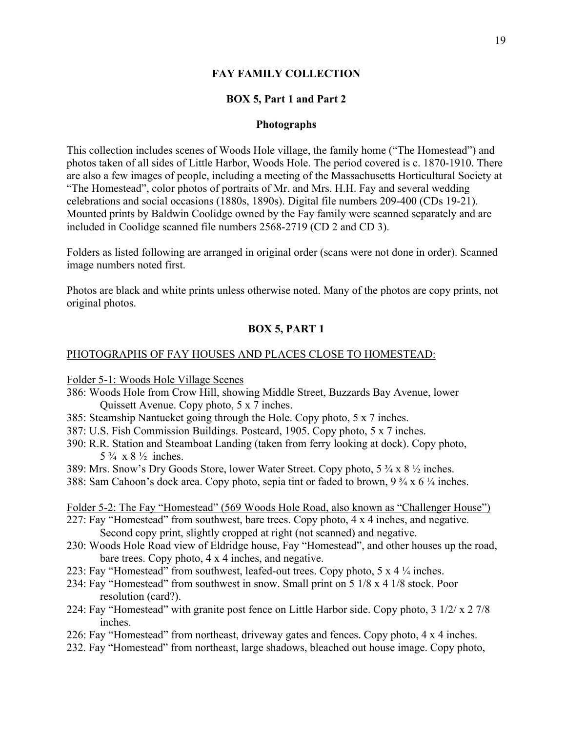## FAY FAMILY COLLECTION

### BOX 5, Part 1 and Part 2

### Photographs

This collection includes scenes of Woods Hole village, the family home ("The Homestead") and photos taken of all sides of Little Harbor, Woods Hole. The period covered is c. 1870-1910. There are also a few images of people, including a meeting of the Massachusetts Horticultural Society at "The Homestead", color photos of portraits of Mr. and Mrs. H.H. Fay and several wedding celebrations and social occasions (1880s, 1890s). Digital file numbers 209-400 (CDs 19-21). Mounted prints by Baldwin Coolidge owned by the Fay family were scanned separately and are included in Coolidge scanned file numbers 2568-2719 (CD 2 and CD 3).

Folders as listed following are arranged in original order (scans were not done in order). Scanned image numbers noted first.

Photos are black and white prints unless otherwise noted. Many of the photos are copy prints, not original photos.

### BOX 5, PART 1

<u>PHOTOGRAPHS OF FAY HOUSES AND PLACES CLOSE TO HOMESTEAD:</u>

<u>Folder 5-1: Woods Hole Village Scenes</u>

386: Woods Hole from Crow Hill, showing Middle Street, Buzzards Bay Avenue, lower Quissett Avenue. Copy photo, 5 x 7 inches.

385: Steamship Nantucket going through the Hole. Copy photo, 5 x 7 inches.

387: U.S. Fish Commission Buildings. Postcard, 1905. Copy photo, 5 x 7 inches.

390: R.R. Station and Steamboat Landing (taken from ferry looking at dock). Copy photo, 5 ¾ x 8 ½ inches.

389: Mrs. Snow's Dry Goods Store, lower Water Street. Copy photo, 5 ¾ x 8 ½ inches.

388: Sam Cahoon's dock area. Copy photo, sepia tint or faded to brown, 9 ¾ x 6 ¼ inches.

<u>Folder 5-2: The Fay "Homestead" (569 Woods Hole Road, also known as "Challenger House")</u>

227: Fay "Homestead" from southwest, bare trees. Copy photo, 4 x 4 inches, and negative. Second copy print, slightly cropped at right (not scanned) and negative.

230: Woods Hole Road view of Eldridge house, Fay "Homestead", and other houses up the road, bare trees. Copy photo, 4 x 4 inches, and negative.

223: Fay "Homestead" from southwest, leafed-out trees. Copy photo, 5 x 4 ¼ inches.

234: Fay "Homestead" from southwest in snow. Small print on 5 1/8 x 4 1/8 stock. Poor resolution (card?).

224: Fay "Homestead" with granite post fence on Little Harbor side. Copy photo, 3 1/2/ x 2 7/8 inches.

226: Fay "Homestead" from northeast, driveway gates and fences. Copy photo, 4 x 4 inches.

232. Fay "Homestead" from northeast, large shadows, bleached out house image. Copy photo,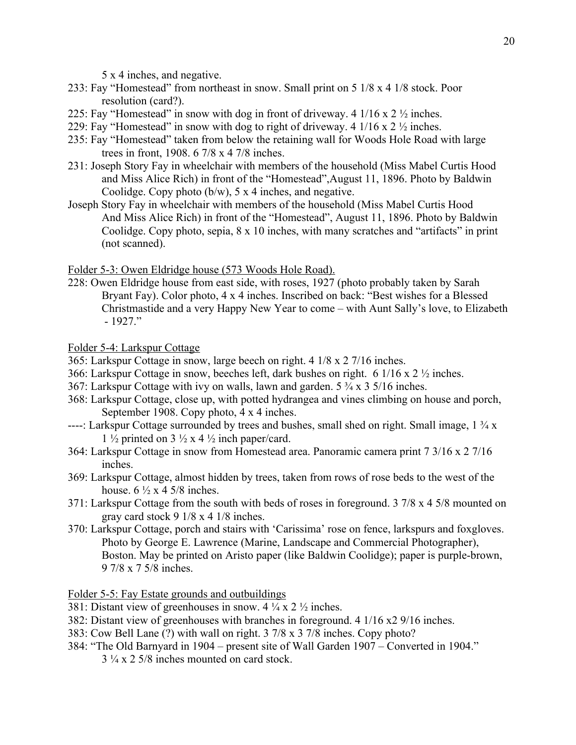5 x 4 inches, and negative.

233: Fay “Homestead” from northeast in snow. Small print on 5 1/8 x 4 1/8 stock. Poor resolution (card?).

225: Fay “Homestead” in snow with dog in front of driveway. 4 1/16 x 2 ½ inches.

229: Fay “Homestead” in snow with dog to right of driveway. 4 1/16 x 2 ½ inches.

235: Fay “Homestead” taken from below the retaining wall for Woods Hole Road with large trees in front, 1908. 6 7/8 x 4 7/8 inches.

231: Joseph Story Fay in wheelchair with members of the household (Miss Mabel Curtis Hood and Miss Alice Rich) in front of the “Homestead”,August 11, 1896. Photo by Baldwin Coolidge. Copy photo (b/w), 5 x 4 inches, and negative.

Joseph Story Fay in wheelchair with members of the household (Miss Mabel Curtis Hood And Miss Alice Rich) in front of the “Homestead”, August 11, 1896. Photo by Baldwin Coolidge. Copy photo, sepia, 8 x 10 inches, with many scratches and “artifacts” in print (not scanned).

<u>Folder 5-3: Owen Eldridge house (573 Woods Hole Road).</u>

228: Owen Eldridge house from east side, with roses, 1927 (photo probably taken by Sarah Bryant Fay). Color photo, 4 x 4 inches. Inscribed on back: “Best wishes for a Blessed Christmastide and a very Happy New Year to come – with Aunt Sally’s love, to Elizabeth - 1927.”

<u>Folder 5-4: Larkspur Cottage</u>

365: Larkspur Cottage in snow, large beech on right. 4 1/8 x 2 7/16 inches.

366: Larkspur Cottage in snow, beeches left, dark bushes on right. 6 1/16 x 2 ½ inches.

367: Larkspur Cottage with ivy on walls, lawn and garden. 5 ¾ x 3 5/16 inches.

368: Larkspur Cottage, close up, with potted hydrangea and vines climbing on house and porch, September 1908. Copy photo, 4 x 4 inches.

----: Larkspur Cottage surrounded by trees and bushes, small shed on right. Small image, 1 ¾ x 1 ½ printed on 3 ½ x 4 ½ inch paper/card.

364: Larkspur Cottage in snow from Homestead area. Panoramic camera print 7 3/16 x 2 7/16 inches.

369: Larkspur Cottage, almost hidden by trees, taken from rows of rose beds to the west of the house. 6 ½ x 4 5/8 inches.

371: Larkspur Cottage from the south with beds of roses in foreground. 3 7/8 x 4 5/8 mounted on gray card stock 9 1/8 x 4 1/8 inches.

370: Larkspur Cottage, porch and stairs with ‘Carissima’ rose on fence, larkspurs and foxgloves. Photo by George E. Lawrence (Marine, Landscape and Commercial Photographer), Boston. May be printed on Aristo paper (like Baldwin Coolidge); paper is purple-brown, 9 7/8 x 7 5/8 inches.

<u>Folder 5-5: Fay Estate grounds and outbuildings</u>

381: Distant view of greenhouses in snow. 4 ¼ x 2 ½ inches.

382: Distant view of greenhouses with branches in foreground. 4 1/16 x2 9/16 inches.

383: Cow Bell Lane (?) with wall on right. 3 7/8 x 3 7/8 inches. Copy photo?

384: “The Old Barnyard in 1904 – present site of Wall Garden 1907 – Converted in 1904.” 3 ¼ x 2 5/8 inches mounted on card stock.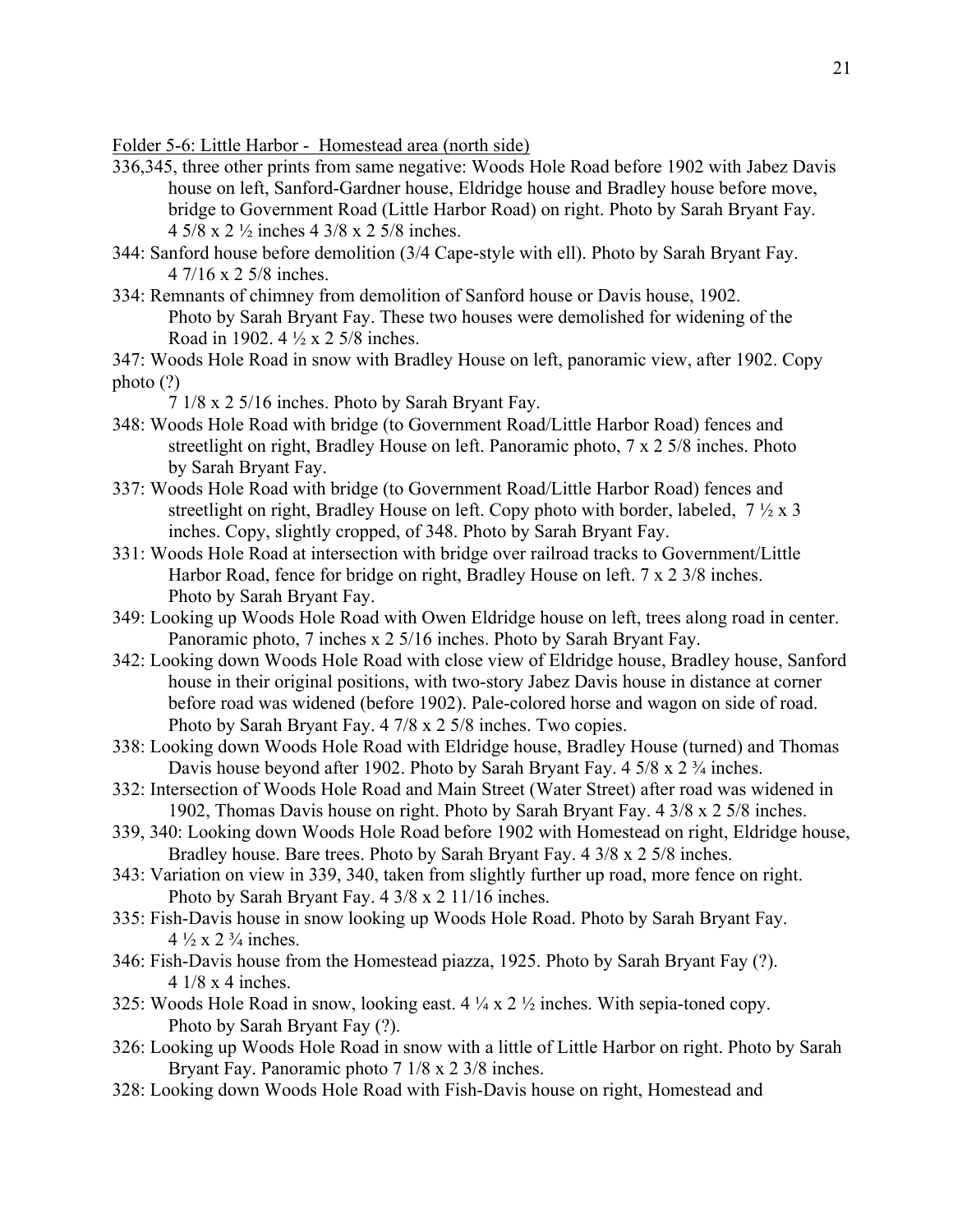Folder 5-6: Little Harbor - Homestead area (north side)

336,345, three other prints from same negative: Woods Hole Road before 1902 with Jabez Davis house on left, Sanford-Gardner house, Eldridge house and Bradley house before move, bridge to Government Road (Little Harbor Road) on right. Photo by Sarah Bryant Fay. 4 5/8 x 2 ½ inches 4 3/8 x 2 5/8 inches.

344: Sanford house before demolition (3/4 Cape-style with ell). Photo by Sarah Bryant Fay. 4 7/16 x 2 5/8 inches.

334: Remnants of chimney from demolition of Sanford house or Davis house, 1902. Photo by Sarah Bryant Fay. These two houses were demolished for widening of the Road in 1902. 4 ½ x 2 5/8 inches.

347: Woods Hole Road in snow with Bradley House on left, panoramic view, after 1902. Copy photo (?)
7 1/8 x 2 5/16 inches. Photo by Sarah Bryant Fay.

348: Woods Hole Road with bridge (to Government Road/Little Harbor Road) fences and streetlight on right, Bradley House on left. Panoramic photo, 7 x 2 5/8 inches. Photo by Sarah Bryant Fay.

337: Woods Hole Road with bridge (to Government Road/Little Harbor Road) fences and streetlight on right, Bradley House on left. Copy photo with border, labeled, 7 ½ x 3 inches. Copy, slightly cropped, of 348. Photo by Sarah Bryant Fay.

331: Woods Hole Road at intersection with bridge over railroad tracks to Government/Little Harbor Road, fence for bridge on right, Bradley House on left. 7 x 2 3/8 inches. Photo by Sarah Bryant Fay.

349: Looking up Woods Hole Road with Owen Eldridge house on left, trees along road in center. Panoramic photo, 7 inches x 2 5/16 inches. Photo by Sarah Bryant Fay.

342: Looking down Woods Hole Road with close view of Eldridge house, Bradley house, Sanford house in their original positions, with two-story Jabez Davis house in distance at corner before road was widened (before 1902). Pale-colored horse and wagon on side of road. Photo by Sarah Bryant Fay. 4 7/8 x 2 5/8 inches. Two copies.

338: Looking down Woods Hole Road with Eldridge house, Bradley House (turned) and Thomas Davis house beyond after 1902. Photo by Sarah Bryant Fay. 4 5/8 x 2 ¾ inches.

332: Intersection of Woods Hole Road and Main Street (Water Street) after road was widened in 1902, Thomas Davis house on right. Photo by Sarah Bryant Fay. 4 3/8 x 2 5/8 inches.

339, 340: Looking down Woods Hole Road before 1902 with Homestead on right, Eldridge house, Bradley house. Bare trees. Photo by Sarah Bryant Fay. 4 3/8 x 2 5/8 inches.

343: Variation on view in 339, 340, taken from slightly further up road, more fence on right. Photo by Sarah Bryant Fay. 4 3/8 x 2 11/16 inches.

335: Fish-Davis house in snow looking up Woods Hole Road. Photo by Sarah Bryant Fay. 4 ½ x 2 ¾ inches.

346: Fish-Davis house from the Homestead piazza, 1925. Photo by Sarah Bryant Fay (?). 4 1/8 x 4 inches.

325: Woods Hole Road in snow, looking east. 4 ¼ x 2 ½ inches. With sepia-toned copy. Photo by Sarah Bryant Fay (?).

326: Looking up Woods Hole Road in snow with a little of Little Harbor on right. Photo by Sarah Bryant Fay. Panoramic photo 7 1/8 x 2 3/8 inches.

328: Looking down Woods Hole Road with Fish-Davis house on right, Homestead and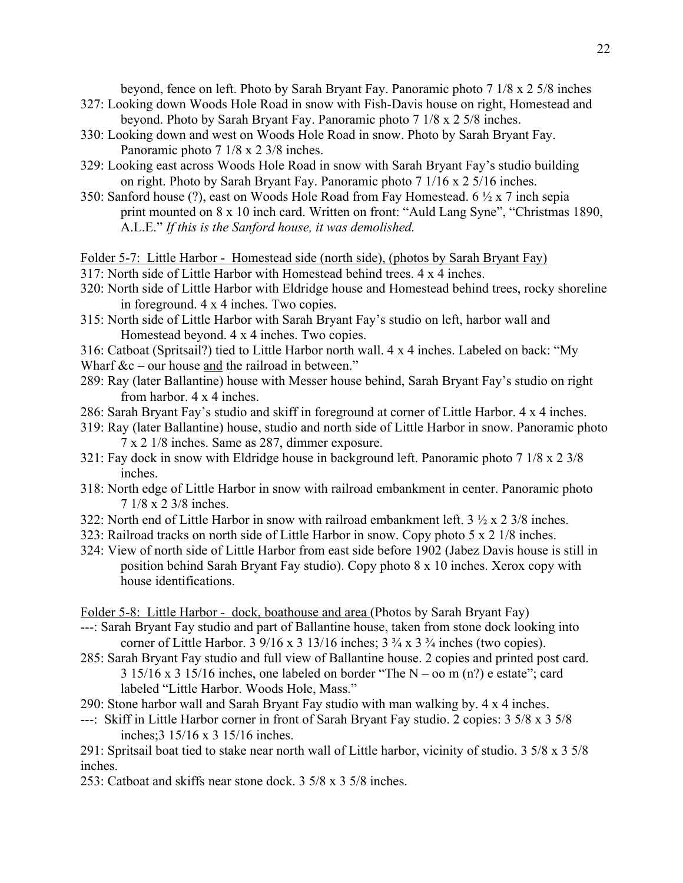beyond, fence on left. Photo by Sarah Bryant Fay. Panoramic photo 7 1/8 x 2 5/8 inches

327: Looking down Woods Hole Road in snow with Fish-Davis house on right, Homestead and beyond. Photo by Sarah Bryant Fay. Panoramic photo 7 1/8 x 2 5/8 inches.

330: Looking down and west on Woods Hole Road in snow. Photo by Sarah Bryant Fay. Panoramic photo 7 1/8 x 2 3/8 inches.

329: Looking east across Woods Hole Road in snow with Sarah Bryant Fay's studio building on right. Photo by Sarah Bryant Fay. Panoramic photo 7 1/16 x 2 5/16 inches.

350: Sanford house (?), east on Woods Hole Road from Fay Homestead. 6 ½ x 7 inch sepia print mounted on 8 x 10 inch card. Written on front: "Auld Lang Syne", "Christmas 1890, A.L.E." *If this is the Sanford house, it was demolished.*

Folder 5-7: Little Harbor - Homestead side (north side), (photos by Sarah Bryant Fay)

317: North side of Little Harbor with Homestead behind trees. 4 x 4 inches.

320: North side of Little Harbor with Eldridge house and Homestead behind trees, rocky shoreline in foreground. 4 x 4 inches. Two copies.

315: North side of Little Harbor with Sarah Bryant Fay's studio on left, harbor wall and Homestead beyond. 4 x 4 inches. Two copies.

316: Catboat (Spritsail?) tied to Little Harbor north wall. 4 x 4 inches. Labeled on back: "My Wharf &c – our house and the railroad in between."

289: Ray (later Ballantine) house with Messer house behind, Sarah Bryant Fay's studio on right from harbor. 4 x 4 inches.

286: Sarah Bryant Fay's studio and skiff in foreground at corner of Little Harbor. 4 x 4 inches.

319: Ray (later Ballantine) house, studio and north side of Little Harbor in snow. Panoramic photo 7 x 2 1/8 inches. Same as 287, dimmer exposure.

321: Fay dock in snow with Eldridge house in background left. Panoramic photo 7 1/8 x 2 3/8 inches.

318: North edge of Little Harbor in snow with railroad embankment in center. Panoramic photo 7 1/8 x 2 3/8 inches.

322: North end of Little Harbor in snow with railroad embankment left. 3 ½ x 2 3/8 inches.

323: Railroad tracks on north side of Little Harbor in snow. Copy photo 5 x 2 1/8 inches.

324: View of north side of Little Harbor from east side before 1902 (Jabez Davis house is still in position behind Sarah Bryant Fay studio). Copy photo 8 x 10 inches. Xerox copy with house identifications.

Folder 5-8: Little Harbor - dock, boathouse and area (Photos by Sarah Bryant Fay)

---: Sarah Bryant Fay studio and part of Ballantine house, taken from stone dock looking into corner of Little Harbor. 3 9/16 x 3 13/16 inches; 3 ¾ x 3 ¾ inches (two copies).

285: Sarah Bryant Fay studio and full view of Ballantine house. 2 copies and printed post card. 3 15/16 x 3 15/16 inches, one labeled on border "The N – oo m (n?) e estate"; card labeled "Little Harbor. Woods Hole, Mass."

290: Stone harbor wall and Sarah Bryant Fay studio with man walking by. 4 x 4 inches.

---: Skiff in Little Harbor corner in front of Sarah Bryant Fay studio. 2 copies: 3 5/8 x 3 5/8 inches;3 15/16 x 3 15/16 inches.

291: Spritsail boat tied to stake near north wall of Little harbor, vicinity of studio. 3 5/8 x 3 5/8 inches.

253: Catboat and skiffs near stone dock. 3 5/8 x 3 5/8 inches.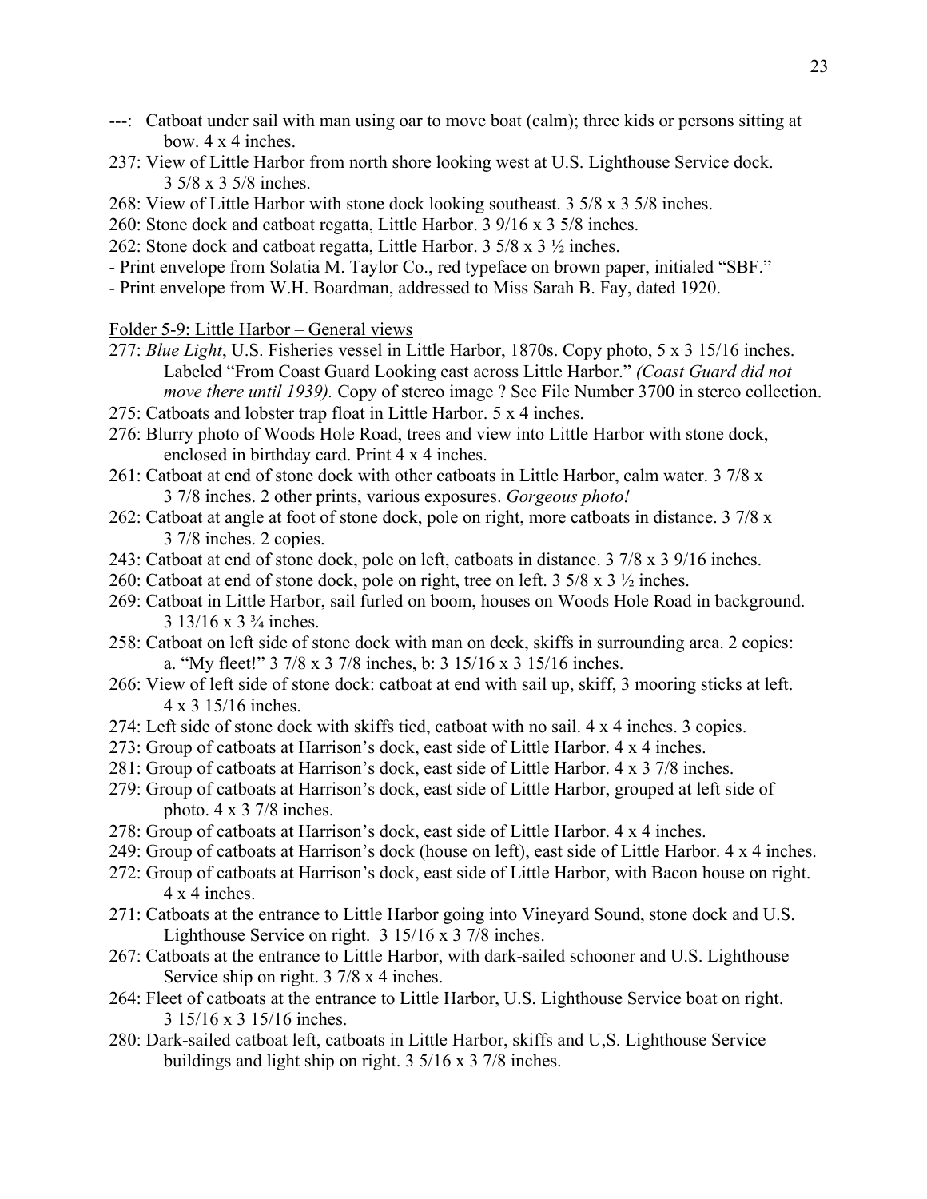---: Catboat under sail with man using oar to move boat (calm); three kids or persons sitting at bow. 4 x 4 inches.

237: View of Little Harbor from north shore looking west at U.S. Lighthouse Service dock. 3 5/8 x 3 5/8 inches.

268: View of Little Harbor with stone dock looking southeast. 3 5/8 x 3 5/8 inches.

260: Stone dock and catboat regatta, Little Harbor. 3 9/16 x 3 5/8 inches.

262: Stone dock and catboat regatta, Little Harbor. 3 5/8 x 3 ½ inches.

- Print envelope from Solatia M. Taylor Co., red typeface on brown paper, initialed "SBF."
- Print envelope from W.H. Boardman, addressed to Miss Sarah B. Fay, dated 1920.

<u>Folder 5-9: Little Harbor – General views</u>

277: *Blue Light*, U.S. Fisheries vessel in Little Harbor, 1870s. Copy photo, 5 x 3 15/16 inches. Labeled "From Coast Guard Looking east across Little Harbor." *(Coast Guard did not move there until 1939).* Copy of stereo image ? See File Number 3700 in stereo collection.

275: Catboats and lobster trap float in Little Harbor. 5 x 4 inches.

276: Blurry photo of Woods Hole Road, trees and view into Little Harbor with stone dock, enclosed in birthday card. Print 4 x 4 inches.

261: Catboat at end of stone dock with other catboats in Little Harbor, calm water. 3 7/8 x 3 7/8 inches. 2 other prints, various exposures. *Gorgeous photo!*

262: Catboat at angle at foot of stone dock, pole on right, more catboats in distance. 3 7/8 x 3 7/8 inches. 2 copies.

243: Catboat at end of stone dock, pole on left, catboats in distance. 3 7/8 x 3 9/16 inches.

260: Catboat at end of stone dock, pole on right, tree on left. 3 5/8 x 3 ½ inches.

269: Catboat in Little Harbor, sail furled on boom, houses on Woods Hole Road in background. 3 13/16 x 3 ¾ inches.

258: Catboat on left side of stone dock with man on deck, skiffs in surrounding area. 2 copies: a. "My fleet!" 3 7/8 x 3 7/8 inches, b: 3 15/16 x 3 15/16 inches.

266: View of left side of stone dock: catboat at end with sail up, skiff, 3 mooring sticks at left. 4 x 3 15/16 inches.

274: Left side of stone dock with skiffs tied, catboat with no sail. 4 x 4 inches. 3 copies.

273: Group of catboats at Harrison's dock, east side of Little Harbor. 4 x 4 inches.

281: Group of catboats at Harrison's dock, east side of Little Harbor. 4 x 3 7/8 inches.

279: Group of catboats at Harrison's dock, east side of Little Harbor, grouped at left side of photo. 4 x 3 7/8 inches.

278: Group of catboats at Harrison's dock, east side of Little Harbor. 4 x 4 inches.

249: Group of catboats at Harrison's dock (house on left), east side of Little Harbor. 4 x 4 inches.

272: Group of catboats at Harrison's dock, east side of Little Harbor, with Bacon house on right. 4 x 4 inches.

271: Catboats at the entrance to Little Harbor going into Vineyard Sound, stone dock and U.S. Lighthouse Service on right. 3 15/16 x 3 7/8 inches.

267: Catboats at the entrance to Little Harbor, with dark-sailed schooner and U.S. Lighthouse Service ship on right. 3 7/8 x 4 inches.

264: Fleet of catboats at the entrance to Little Harbor, U.S. Lighthouse Service boat on right. 3 15/16 x 3 15/16 inches.

280: Dark-sailed catboat left, catboats in Little Harbor, skiffs and U,S. Lighthouse Service buildings and light ship on right. 3 5/16 x 3 7/8 inches.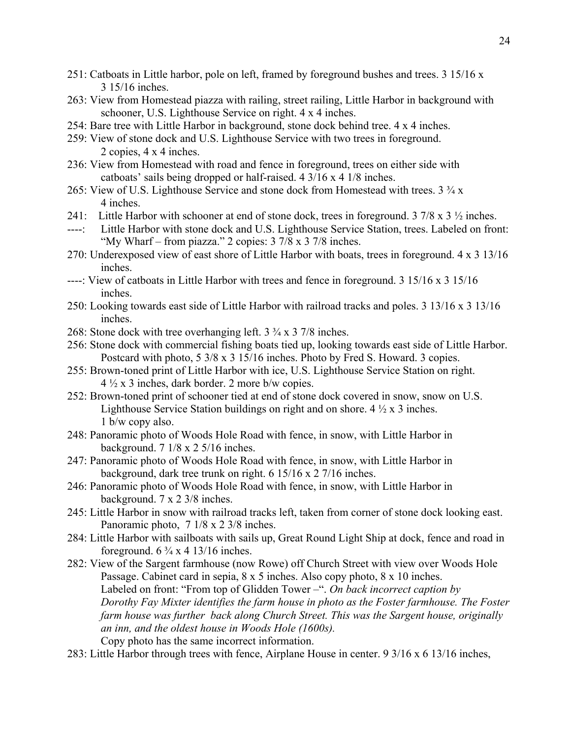251: Catboats in Little harbor, pole on left, framed by foreground bushes and trees. 3 15/16 x 3 15/16 inches.

263: View from Homestead piazza with railing, street railing, Little Harbor in background with schooner, U.S. Lighthouse Service on right. 4 x 4 inches.

254: Bare tree with Little Harbor in background, stone dock behind tree. 4 x 4 inches.

259: View of stone dock and U.S. Lighthouse Service with two trees in foreground. 2 copies, 4 x 4 inches.

236: View from Homestead with road and fence in foreground, trees on either side with catboats' sails being dropped or half-raised. 4 3/16 x 4 1/8 inches.

265: View of U.S. Lighthouse Service and stone dock from Homestead with trees. 3 ¾ x 4 inches.

241: Little Harbor with schooner at end of stone dock, trees in foreground. 3 7/8 x 3 ½ inches.

----: Little Harbor with stone dock and U.S. Lighthouse Service Station, trees. Labeled on front: "My Wharf – from piazza." 2 copies: 3 7/8 x 3 7/8 inches.

270: Underexposed view of east shore of Little Harbor with boats, trees in foreground. 4 x 3 13/16 inches.

----: View of catboats in Little Harbor with trees and fence in foreground. 3 15/16 x 3 15/16 inches.

250: Looking towards east side of Little Harbor with railroad tracks and poles. 3 13/16 x 3 13/16 inches.

268: Stone dock with tree overhanging left. 3 ¾ x 3 7/8 inches.

256: Stone dock with commercial fishing boats tied up, looking towards east side of Little Harbor. Postcard with photo, 5 3/8 x 3 15/16 inches. Photo by Fred S. Howard. 3 copies.

255: Brown-toned print of Little Harbor with ice, U.S. Lighthouse Service Station on right. 4 ½ x 3 inches, dark border. 2 more b/w copies.

252: Brown-toned print of schooner tied at end of stone dock covered in snow, snow on U.S. Lighthouse Service Station buildings on right and on shore. 4 ½ x 3 inches. 1 b/w copy also.

248: Panoramic photo of Woods Hole Road with fence, in snow, with Little Harbor in background. 7 1/8 x 2 5/16 inches.

247: Panoramic photo of Woods Hole Road with fence, in snow, with Little Harbor in background, dark tree trunk on right. 6 15/16 x 2 7/16 inches.

246: Panoramic photo of Woods Hole Road with fence, in snow, with Little Harbor in background. 7 x 2 3/8 inches.

245: Little Harbor in snow with railroad tracks left, taken from corner of stone dock looking east. Panoramic photo, 7 1/8 x 2 3/8 inches.

284: Little Harbor with sailboats with sails up, Great Round Light Ship at dock, fence and road in foreground. 6 ¾ x 4 13/16 inches.

282: View of the Sargent farmhouse (now Rowe) off Church Street with view over Woods Hole Passage. Cabinet card in sepia, 8 x 5 inches. Also copy photo, 8 x 10 inches. Labeled on front: "From top of Glidden Tower –". *On back incorrect caption by Dorothy Fay Mixter identifies the farm house in photo as the Foster farmhouse. The Foster farm house was further back along Church Street. This was the Sargent house, originally an inn, and the oldest house in Woods Hole (1600s).* Copy photo has the same incorrect information.

283: Little Harbor through trees with fence, Airplane House in center. 9 3/16 x 6 13/16 inches,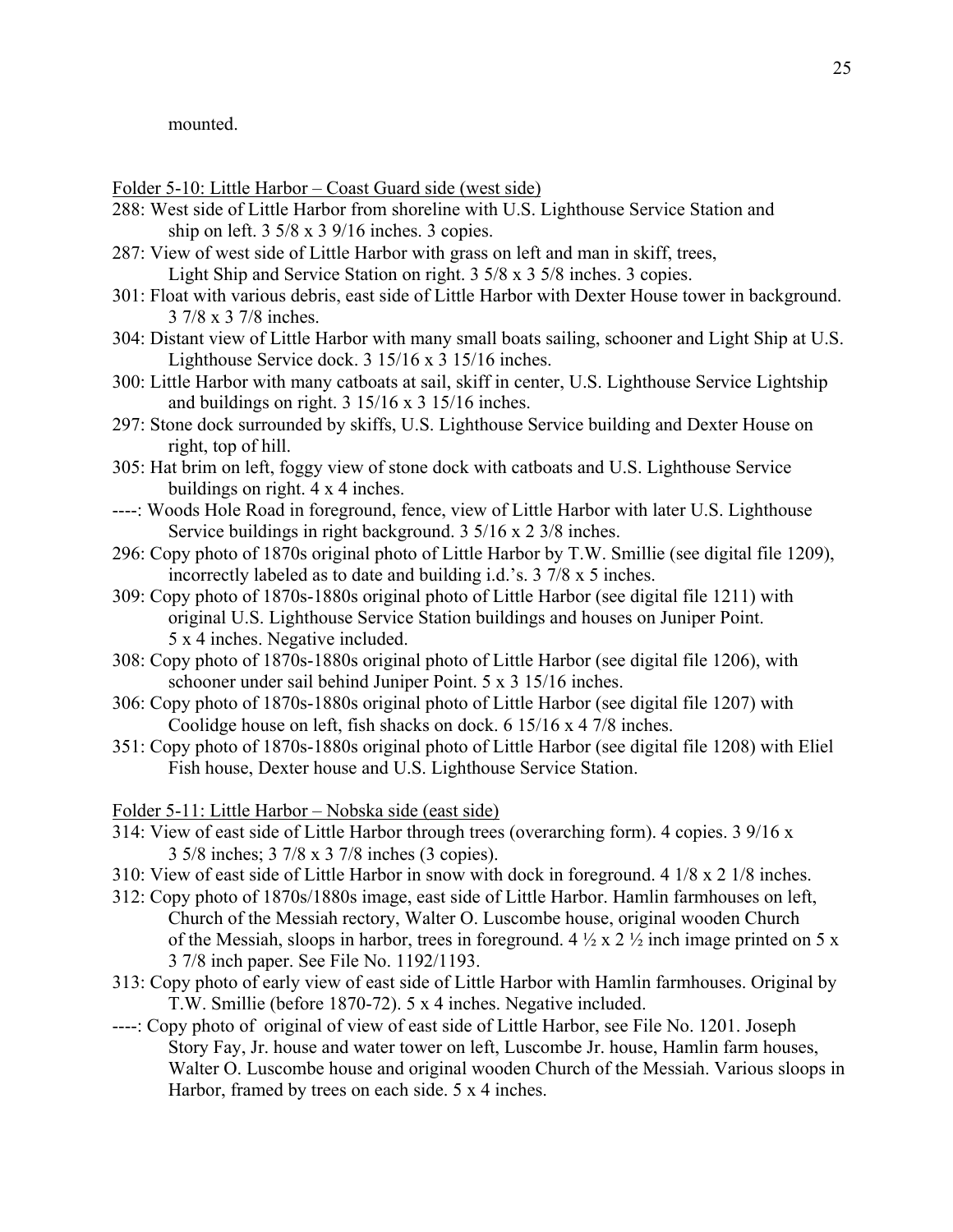mounted.

Folder 5-10: Little Harbor – Coast Guard side (west side)

288: West side of Little Harbor from shoreline with U.S. Lighthouse Service Station and ship on left. 3 5/8 x 3 9/16 inches. 3 copies.

287: View of west side of Little Harbor with grass on left and man in skiff, trees, Light Ship and Service Station on right. 3 5/8 x 3 5/8 inches. 3 copies.

301: Float with various debris, east side of Little Harbor with Dexter House tower in background. 3 7/8 x 3 7/8 inches.

304: Distant view of Little Harbor with many small boats sailing, schooner and Light Ship at U.S. Lighthouse Service dock. 3 15/16 x 3 15/16 inches.

300: Little Harbor with many catboats at sail, skiff in center, U.S. Lighthouse Service Lightship and buildings on right. 3 15/16 x 3 15/16 inches.

297: Stone dock surrounded by skiffs, U.S. Lighthouse Service building and Dexter House on right, top of hill.

305: Hat brim on left, foggy view of stone dock with catboats and U.S. Lighthouse Service buildings on right. 4 x 4 inches.

----: Woods Hole Road in foreground, fence, view of Little Harbor with later U.S. Lighthouse Service buildings in right background. 3 5/16 x 2 3/8 inches.

296: Copy photo of 1870s original photo of Little Harbor by T.W. Smillie (see digital file 1209), incorrectly labeled as to date and building i.d.'s. 3 7/8 x 5 inches.

309: Copy photo of 1870s-1880s original photo of Little Harbor (see digital file 1211) with original U.S. Lighthouse Service Station buildings and houses on Juniper Point. 5 x 4 inches. Negative included.

308: Copy photo of 1870s-1880s original photo of Little Harbor (see digital file 1206), with schooner under sail behind Juniper Point. 5 x 3 15/16 inches.

306: Copy photo of 1870s-1880s original photo of Little Harbor (see digital file 1207) with Coolidge house on left, fish shacks on dock. 6 15/16 x 4 7/8 inches.

351: Copy photo of 1870s-1880s original photo of Little Harbor (see digital file 1208) with Eliel Fish house, Dexter house and U.S. Lighthouse Service Station.

Folder 5-11: Little Harbor – Nobska side (east side)

314: View of east side of Little Harbor through trees (overarching form). 4 copies. 3 9/16 x 3 5/8 inches; 3 7/8 x 3 7/8 inches (3 copies).

310: View of east side of Little Harbor in snow with dock in foreground. 4 1/8 x 2 1/8 inches.

312: Copy photo of 1870s/1880s image, east side of Little Harbor. Hamlin farmhouses on left, Church of the Messiah rectory, Walter O. Luscombe house, original wooden Church of the Messiah, sloops in harbor, trees in foreground. 4 ½ x 2 ½ inch image printed on 5 x 3 7/8 inch paper. See File No. 1192/1193.

313: Copy photo of early view of east side of Little Harbor with Hamlin farmhouses. Original by T.W. Smillie (before 1870-72). 5 x 4 inches. Negative included.

----: Copy photo of original of view of east side of Little Harbor, see File No. 1201. Joseph Story Fay, Jr. house and water tower on left, Luscombe Jr. house, Hamlin farm houses, Walter O. Luscombe house and original wooden Church of the Messiah. Various sloops in Harbor, framed by trees on each side. 5 x 4 inches.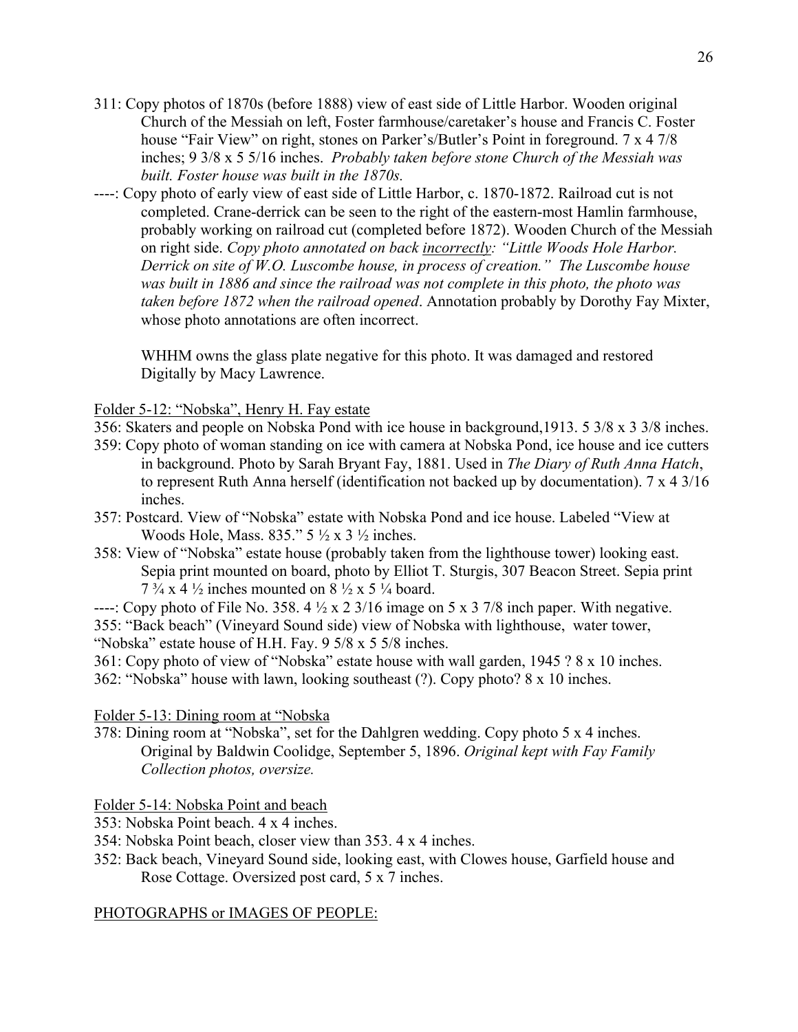311: Copy photos of 1870s (before 1888) view of east side of Little Harbor. Wooden original Church of the Messiah on left, Foster farmhouse/caretaker's house and Francis C. Foster house "Fair View" on right, stones on Parker's/Butler's Point in foreground. 7 x 4 7/8 inches; 9 3/8 x 5 5/16 inches. *Probably taken before stone Church of the Messiah was built. Foster house was built in the 1870s.*

----: Copy photo of early view of east side of Little Harbor, c. 1870-1872. Railroad cut is not completed. Crane-derrick can be seen to the right of the eastern-most Hamlin farmhouse, probably working on railroad cut (completed before 1872). Wooden Church of the Messiah on right side. *Copy photo annotated on back* <u>*incorrectly*</u>*: "Little Woods Hole Harbor. Derrick on site of W.O. Luscombe house, in process of creation." The Luscombe house was built in 1886 and since the railroad was not complete in this photo, the photo was taken before 1872 when the railroad opened*. Annotation probably by Dorothy Fay Mixter, whose photo annotations are often incorrect.

WHHM owns the glass plate negative for this photo. It was damaged and restored Digitally by Macy Lawrence.

<u>Folder 5-12: "Nobska", Henry H. Fay estate</u>

356: Skaters and people on Nobska Pond with ice house in background,1913. 5 3/8 x 3 3/8 inches.

359: Copy photo of woman standing on ice with camera at Nobska Pond, ice house and ice cutters in background. Photo by Sarah Bryant Fay, 1881. Used in *The Diary of Ruth Anna Hatch*, to represent Ruth Anna herself (identification not backed up by documentation). 7 x 4 3/16 inches.

357: Postcard. View of "Nobska" estate with Nobska Pond and ice house. Labeled "View at Woods Hole, Mass. 835." 5 ½ x 3 ½ inches.

358: View of "Nobska" estate house (probably taken from the lighthouse tower) looking east. Sepia print mounted on board, photo by Elliot T. Sturgis, 307 Beacon Street. Sepia print 7 ¾ x 4 ½ inches mounted on 8 ½ x 5 ¼ board.

----: Copy photo of File No. 358. 4 ½ x 2 3/16 image on 5 x 3 7/8 inch paper. With negative.

355: "Back beach" (Vineyard Sound side) view of Nobska with lighthouse, water tower, "Nobska" estate house of H.H. Fay. 9 5/8 x 5 5/8 inches.

361: Copy photo of view of "Nobska" estate house with wall garden, 1945 ? 8 x 10 inches.

362: "Nobska" house with lawn, looking southeast (?). Copy photo? 8 x 10 inches.

<u>Folder 5-13: Dining room at "Nobska</u>

378: Dining room at "Nobska", set for the Dahlgren wedding. Copy photo 5 x 4 inches. Original by Baldwin Coolidge, September 5, 1896. *Original kept with Fay Family Collection photos, oversize.*

<u>Folder 5-14: Nobska Point and beach</u>

353: Nobska Point beach. 4 x 4 inches.

354: Nobska Point beach, closer view than 353. 4 x 4 inches.

352: Back beach, Vineyard Sound side, looking east, with Clowes house, Garfield house and Rose Cottage. Oversized post card, 5 x 7 inches.

<u>PHOTOGRAPHS or IMAGES OF PEOPLE:</u>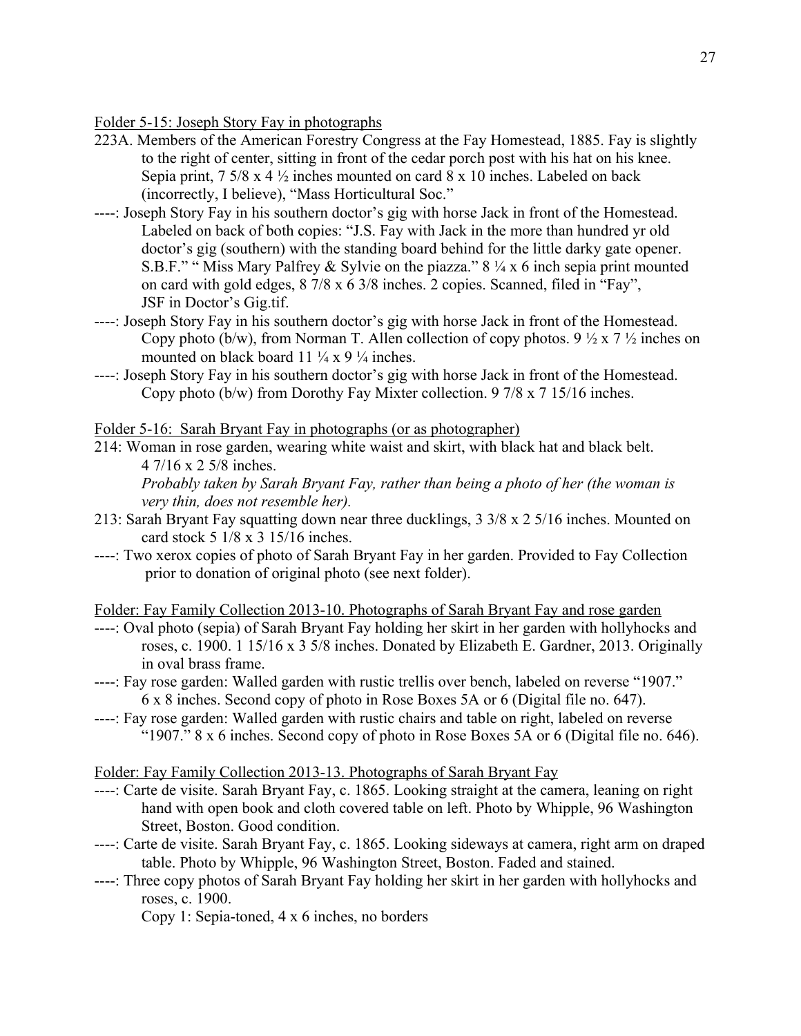Folder 5-15: Joseph Story Fay in photographs

223A. Members of the American Forestry Congress at the Fay Homestead, 1885. Fay is slightly to the right of center, sitting in front of the cedar porch post with his hat on his knee. Sepia print, 7 5/8 x 4 ½ inches mounted on card 8 x 10 inches. Labeled on back (incorrectly, I believe), "Mass Horticultural Soc."

----: Joseph Story Fay in his southern doctor's gig with horse Jack in front of the Homestead. Labeled on back of both copies: "J.S. Fay with Jack in the more than hundred yr old doctor's gig (southern) with the standing board behind for the little darky gate opener. S.B.F." " Miss Mary Palfrey & Sylvie on the piazza." 8 ¼ x 6 inch sepia print mounted on card with gold edges, 8 7/8 x 6 3/8 inches. 2 copies. Scanned, filed in "Fay", JSF in Doctor's Gig.tif.

----: Joseph Story Fay in his southern doctor's gig with horse Jack in front of the Homestead. Copy photo (b/w), from Norman T. Allen collection of copy photos. 9 ½ x 7 ½ inches on mounted on black board 11 ¼ x 9 ¼ inches.

----: Joseph Story Fay in his southern doctor's gig with horse Jack in front of the Homestead. Copy photo (b/w) from Dorothy Fay Mixter collection. 9 7/8 x 7 15/16 inches.

Folder 5-16: Sarah Bryant Fay in photographs (or as photographer)

214: Woman in rose garden, wearing white waist and skirt, with black hat and black belt. 4 7/16 x 2 5/8 inches.
*Probably taken by Sarah Bryant Fay, rather than being a photo of her (the woman is very thin, does not resemble her).*

213: Sarah Bryant Fay squatting down near three ducklings, 3 3/8 x 2 5/16 inches. Mounted on card stock 5 1/8 x 3 15/16 inches.

----: Two xerox copies of photo of Sarah Bryant Fay in her garden. Provided to Fay Collection prior to donation of original photo (see next folder).

Folder: Fay Family Collection 2013-10. Photographs of Sarah Bryant Fay and rose garden

----: Oval photo (sepia) of Sarah Bryant Fay holding her skirt in her garden with hollyhocks and roses, c. 1900. 1 15/16 x 3 5/8 inches. Donated by Elizabeth E. Gardner, 2013. Originally in oval brass frame.

----: Fay rose garden: Walled garden with rustic trellis over bench, labeled on reverse "1907." 6 x 8 inches. Second copy of photo in Rose Boxes 5A or 6 (Digital file no. 647).

----: Fay rose garden: Walled garden with rustic chairs and table on right, labeled on reverse "1907." 8 x 6 inches. Second copy of photo in Rose Boxes 5A or 6 (Digital file no. 646).

Folder: Fay Family Collection 2013-13. Photographs of Sarah Bryant Fay

----: Carte de visite. Sarah Bryant Fay, c. 1865. Looking straight at the camera, leaning on right hand with open book and cloth covered table on left. Photo by Whipple, 96 Washington Street, Boston. Good condition.

----: Carte de visite. Sarah Bryant Fay, c. 1865. Looking sideways at camera, right arm on draped table. Photo by Whipple, 96 Washington Street, Boston. Faded and stained.

----: Three copy photos of Sarah Bryant Fay holding her skirt in her garden with hollyhocks and roses, c. 1900.
Copy 1: Sepia-toned, 4 x 6 inches, no borders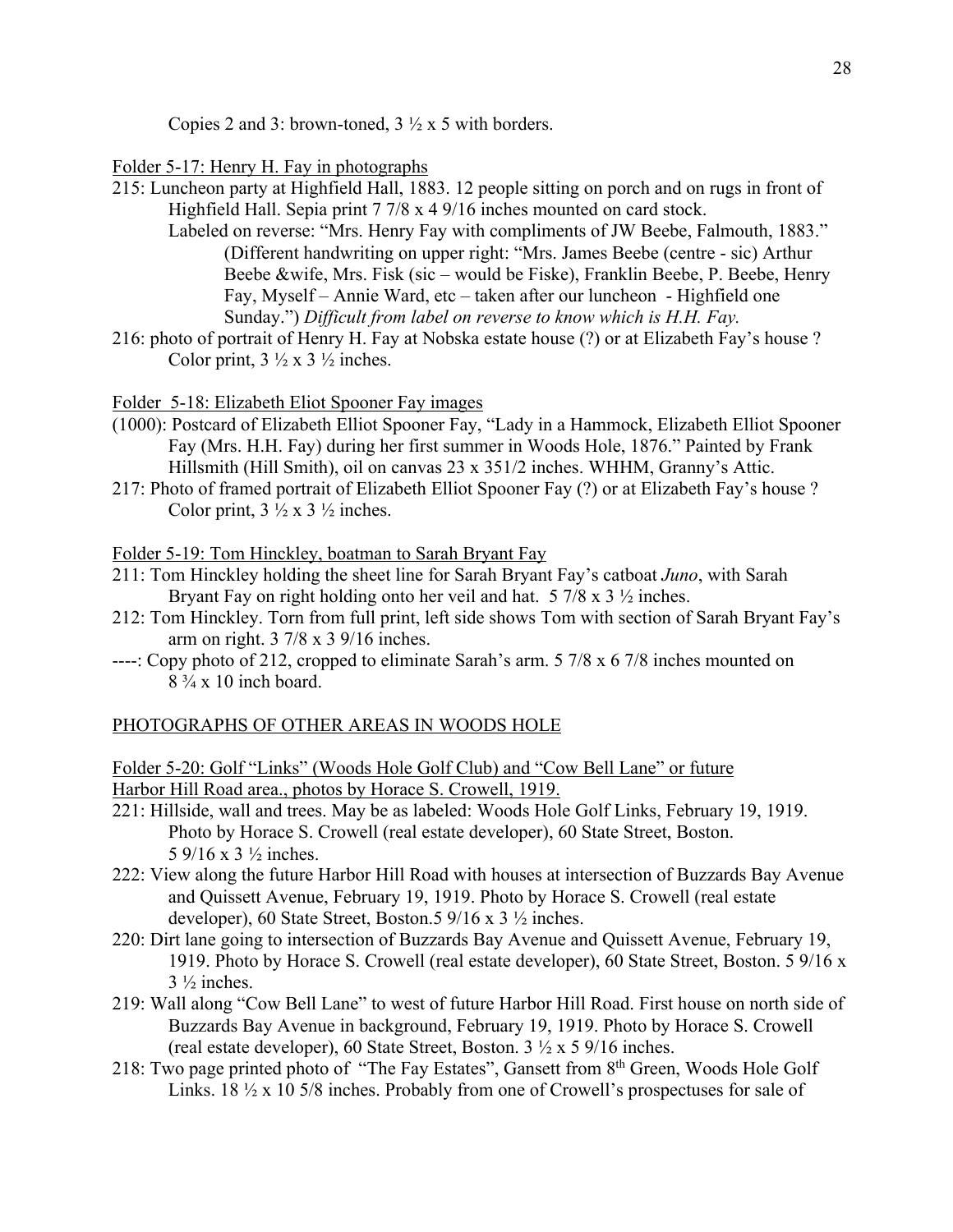Copies 2 and 3: brown-toned, 3 ½ x 5 with borders.

Folder 5-17: Henry H. Fay in photographs

215: Luncheon party at Highfield Hall, 1883. 12 people sitting on porch and on rugs in front of Highfield Hall. Sepia print 7 7/8 x 4 9/16 inches mounted on card stock.
  Labeled on reverse: "Mrs. Henry Fay with compliments of JW Beebe, Falmouth, 1883." (Different handwriting on upper right: "Mrs. James Beebe (centre - sic) Arthur Beebe &wife, Mrs. Fisk (sic – would be Fiske), Franklin Beebe, P. Beebe, Henry Fay, Myself – Annie Ward, etc – taken after our luncheon - Highfield one Sunday.") *Difficult from label on reverse to know which is H.H. Fay.*

216: photo of portrait of Henry H. Fay at Nobska estate house (?) or at Elizabeth Fay's house ? Color print, 3 ½ x 3 ½ inches.

Folder 5-18: Elizabeth Eliot Spooner Fay images

(1000): Postcard of Elizabeth Elliot Spooner Fay, "Lady in a Hammock, Elizabeth Elliot Spooner Fay (Mrs. H.H. Fay) during her first summer in Woods Hole, 1876." Painted by Frank Hillsmith (Hill Smith), oil on canvas 23 x 351/2 inches. WHHM, Granny's Attic.

217: Photo of framed portrait of Elizabeth Elliot Spooner Fay (?) or at Elizabeth Fay's house ? Color print, 3 ½ x 3 ½ inches.

Folder 5-19: Tom Hinckley, boatman to Sarah Bryant Fay

211: Tom Hinckley holding the sheet line for Sarah Bryant Fay's catboat *Juno*, with Sarah Bryant Fay on right holding onto her veil and hat. 5 7/8 x 3 ½ inches.

212: Tom Hinckley. Torn from full print, left side shows Tom with section of Sarah Bryant Fay's arm on right. 3 7/8 x 3 9/16 inches.

----: Copy photo of 212, cropped to eliminate Sarah's arm. 5 7/8 x 6 7/8 inches mounted on 8 ¾ x 10 inch board.

PHOTOGRAPHS OF OTHER AREAS IN WOODS HOLE

Folder 5-20: Golf "Links" (Woods Hole Golf Club) and "Cow Bell Lane" or future Harbor Hill Road area., photos by Horace S. Crowell, 1919.

221: Hillside, wall and trees. May be as labeled: Woods Hole Golf Links, February 19, 1919. Photo by Horace S. Crowell (real estate developer), 60 State Street, Boston. 5 9/16 x 3 ½ inches.

222: View along the future Harbor Hill Road with houses at intersection of Buzzards Bay Avenue and Quissett Avenue, February 19, 1919. Photo by Horace S. Crowell (real estate developer), 60 State Street, Boston.5 9/16 x 3 ½ inches.

220: Dirt lane going to intersection of Buzzards Bay Avenue and Quissett Avenue, February 19, 1919. Photo by Horace S. Crowell (real estate developer), 60 State Street, Boston. 5 9/16 x 3 ½ inches.

219: Wall along "Cow Bell Lane" to west of future Harbor Hill Road. First house on north side of Buzzards Bay Avenue in background, February 19, 1919. Photo by Horace S. Crowell (real estate developer), 60 State Street, Boston. 3 ½ x 5 9/16 inches.

218: Two page printed photo of "The Fay Estates", Gansett from 8th Green, Woods Hole Golf Links. 18 ½ x 10 5/8 inches. Probably from one of Crowell's prospectuses for sale of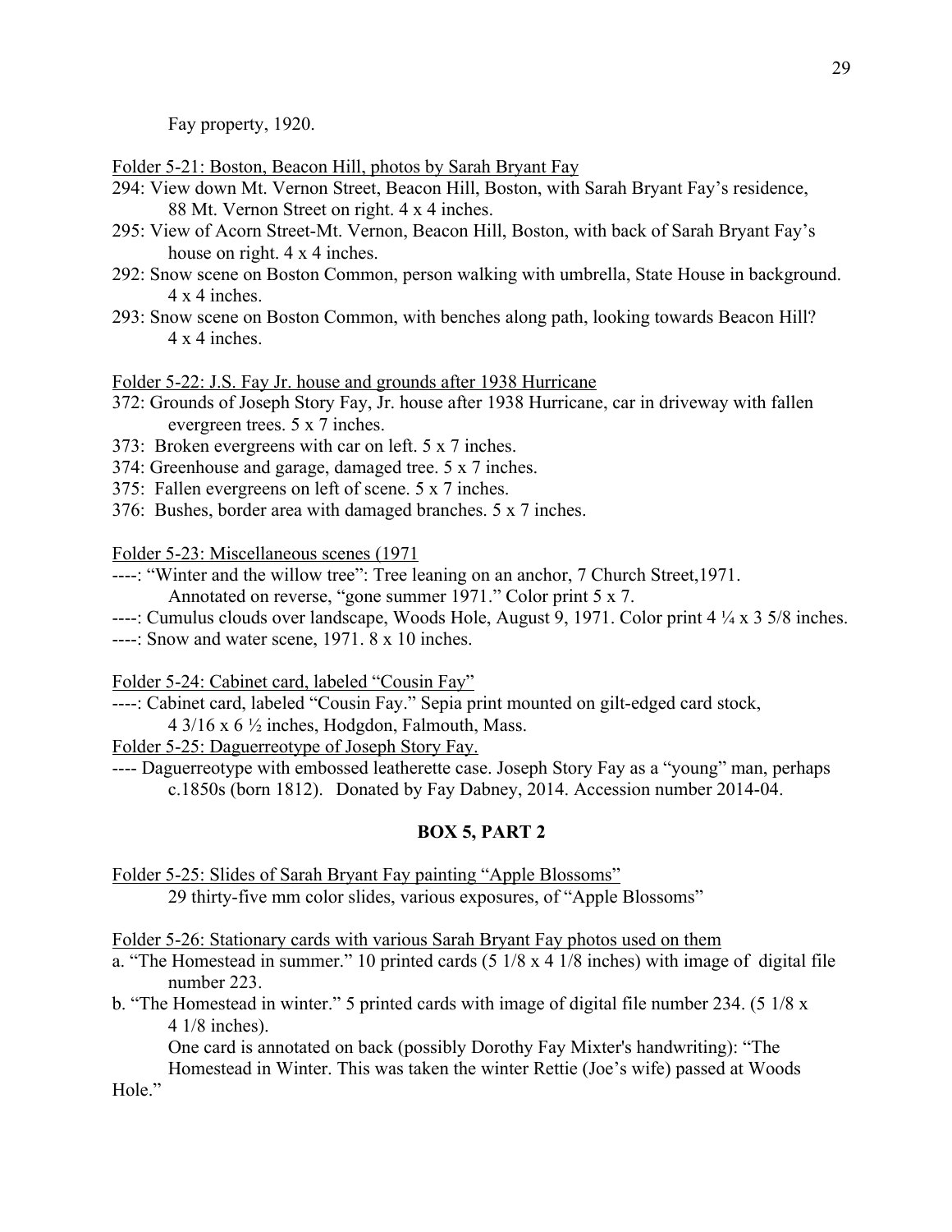Fay property, 1920.

Folder 5-21: Boston, Beacon Hill, photos by Sarah Bryant Fay

294: View down Mt. Vernon Street, Beacon Hill, Boston, with Sarah Bryant Fay's residence, 88 Mt. Vernon Street on right. 4 x 4 inches.

295: View of Acorn Street-Mt. Vernon, Beacon Hill, Boston, with back of Sarah Bryant Fay's house on right. 4 x 4 inches.

292: Snow scene on Boston Common, person walking with umbrella, State House in background. 4 x 4 inches.

293: Snow scene on Boston Common, with benches along path, looking towards Beacon Hill? 4 x 4 inches.

Folder 5-22: J.S. Fay Jr. house and grounds after 1938 Hurricane

372: Grounds of Joseph Story Fay, Jr. house after 1938 Hurricane, car in driveway with fallen evergreen trees. 5 x 7 inches.

373: Broken evergreens with car on left. 5 x 7 inches.

374: Greenhouse and garage, damaged tree. 5 x 7 inches.

375: Fallen evergreens on left of scene. 5 x 7 inches.

376: Bushes, border area with damaged branches. 5 x 7 inches.

Folder 5-23: Miscellaneous scenes (1971

----: "Winter and the willow tree": Tree leaning on an anchor, 7 Church Street,1971. Annotated on reverse, "gone summer 1971." Color print 5 x 7.

----: Cumulus clouds over landscape, Woods Hole, August 9, 1971. Color print 4 ¼ x 3 5/8 inches.

----: Snow and water scene, 1971. 8 x 10 inches.

Folder 5-24: Cabinet card, labeled "Cousin Fay"

----: Cabinet card, labeled "Cousin Fay." Sepia print mounted on gilt-edged card stock, 4 3/16 x 6 ½ inches, Hodgdon, Falmouth, Mass.

Folder 5-25: Daguerreotype of Joseph Story Fay.

---- Daguerreotype with embossed leatherette case. Joseph Story Fay as a "young" man, perhaps c.1850s (born 1812). Donated by Fay Dabney, 2014. Accession number 2014-04.

**BOX 5, PART 2**

Folder 5-25: Slides of Sarah Bryant Fay painting "Apple Blossoms"

29 thirty-five mm color slides, various exposures, of "Apple Blossoms"

Folder 5-26: Stationary cards with various Sarah Bryant Fay photos used on them

a. "The Homestead in summer." 10 printed cards (5 1/8 x 4 1/8 inches) with image of digital file number 223.

b. "The Homestead in winter." 5 printed cards with image of digital file number 234. (5 1/8 x 4 1/8 inches).

One card is annotated on back (possibly Dorothy Fay Mixter's handwriting): "The Homestead in Winter. This was taken the winter Rettie (Joe's wife) passed at Woods Hole."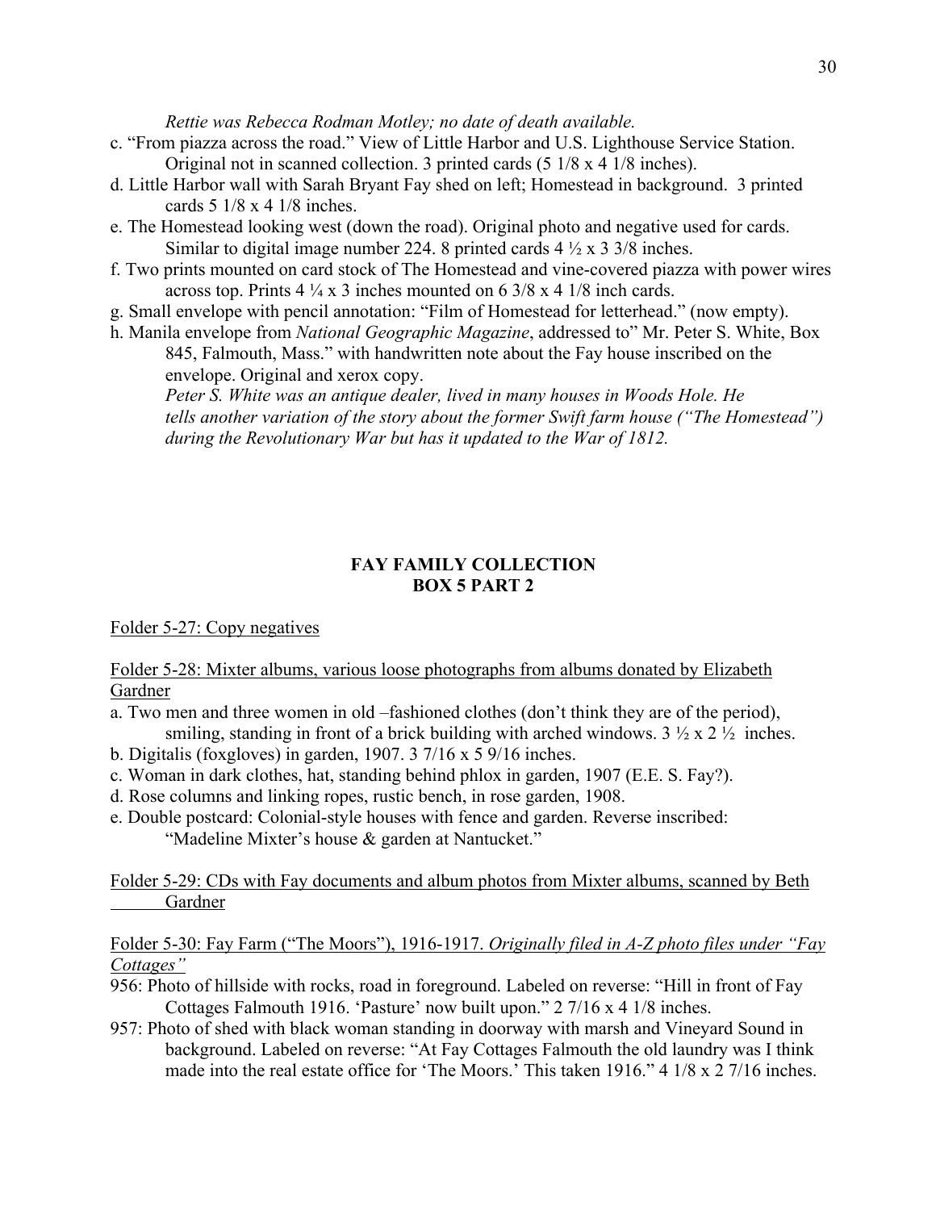*Rettie was Rebecca Rodman Motley; no date of death available.*

c. "From piazza across the road." View of Little Harbor and U.S. Lighthouse Service Station. Original not in scanned collection. 3 printed cards (5 1/8 x 4 1/8 inches).

d. Little Harbor wall with Sarah Bryant Fay shed on left; Homestead in background. 3 printed cards 5 1/8 x 4 1/8 inches.

e. The Homestead looking west (down the road). Original photo and negative used for cards. Similar to digital image number 224. 8 printed cards 4 ½ x 3 3/8 inches.

f. Two prints mounted on card stock of The Homestead and vine-covered piazza with power wires across top. Prints 4 ¼ x 3 inches mounted on 6 3/8 x 4 1/8 inch cards.

g. Small envelope with pencil annotation: "Film of Homestead for letterhead." (now empty).

h. Manila envelope from *National Geographic Magazine*, addressed to" Mr. Peter S. White, Box 845, Falmouth, Mass." with handwritten note about the Fay house inscribed on the envelope. Original and xerox copy.
*Peter S. White was an antique dealer, lived in many houses in Woods Hole. He tells another variation of the story about the former Swift farm house ("The Homestead") during the Revolutionary War but has it updated to the War of 1812.*

## FAY FAMILY COLLECTION
## BOX 5 PART 2

<u>Folder 5-27: Copy negatives</u>

<u>Folder 5-28: Mixter albums, various loose photographs from albums donated by Elizabeth Gardner</u>

a. Two men and three women in old –fashioned clothes (don't think they are of the period), smiling, standing in front of a brick building with arched windows. 3 ½ x 2 ½ inches.

b. Digitalis (foxgloves) in garden, 1907. 3 7/16 x 5 9/16 inches.

c. Woman in dark clothes, hat, standing behind phlox in garden, 1907 (E.E. S. Fay?).

d. Rose columns and linking ropes, rustic bench, in rose garden, 1908.

e. Double postcard: Colonial-style houses with fence and garden. Reverse inscribed: "Madeline Mixter's house & garden at Nantucket."

<u>Folder 5-29: CDs with Fay documents and album photos from Mixter albums, scanned by Beth Gardner</u>

<u>Folder 5-30: Fay Farm ("The Moors"), 1916-1917. *Originally filed in A-Z photo files under "Fay Cottages"*</u>

956: Photo of hillside with rocks, road in foreground. Labeled on reverse: "Hill in front of Fay Cottages Falmouth 1916. 'Pasture' now built upon." 2 7/16 x 4 1/8 inches.

957: Photo of shed with black woman standing in doorway with marsh and Vineyard Sound in background. Labeled on reverse: "At Fay Cottages Falmouth the old laundry was I think made into the real estate office for 'The Moors.' This taken 1916." 4 1/8 x 2 7/16 inches.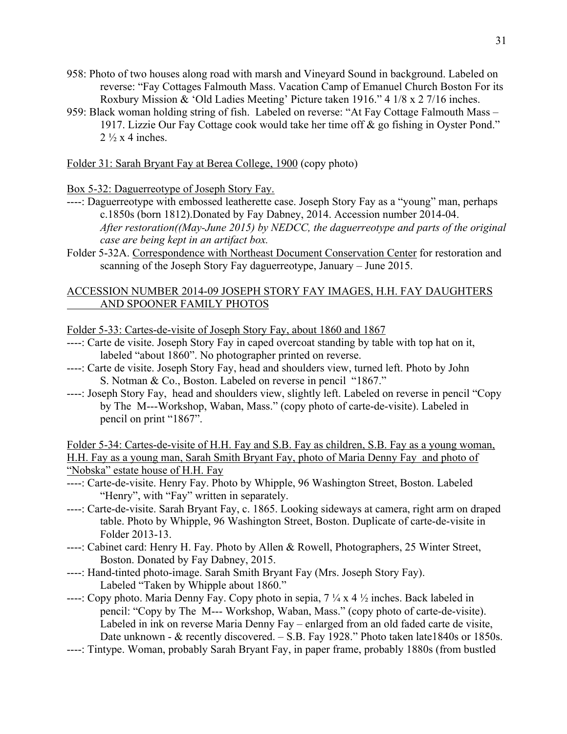958: Photo of two houses along road with marsh and Vineyard Sound in background. Labeled on reverse: "Fay Cottages Falmouth Mass. Vacation Camp of Emanuel Church Boston For its Roxbury Mission & 'Old Ladies Meeting' Picture taken 1916." 4 1/8 x 2 7/16 inches.

959: Black woman holding string of fish. Labeled on reverse: "At Fay Cottage Falmouth Mass – 1917. Lizzie Our Fay Cottage cook would take her time off & go fishing in Oyster Pond." 2 ½ x 4 inches.

<u>Folder 31: Sarah Bryant Fay at Berea College, 1900</u> (copy photo)

<u>Box 5-32: Daguerreotype of Joseph Story Fay.</u>

----: Daguerreotype with embossed leatherette case. Joseph Story Fay as a "young" man, perhaps c.1850s (born 1812).Donated by Fay Dabney, 2014. Accession number 2014-04. *After restoration((May-June 2015) by NEDCC, the daguerreotype and parts of the original case are being kept in an artifact box.*

Folder 5-32A. <u>Correspondence with Northeast Document Conservation Center</u> for restoration and scanning of the Joseph Story Fay daguerreotype, January – June 2015.

<u>ACCESSION NUMBER 2014-09 JOSEPH STORY FAY IMAGES, H.H. FAY DAUGHTERS AND SPOONER FAMILY PHOTOS</u>

<u>Folder 5-33: Cartes-de-visite of Joseph Story Fay, about 1860 and 1867</u>

----: Carte de visite. Joseph Story Fay in caped overcoat standing by table with top hat on it, labeled "about 1860". No photographer printed on reverse.

----: Carte de visite. Joseph Story Fay, head and shoulders view, turned left. Photo by John S. Notman & Co., Boston. Labeled on reverse in pencil "1867."

----: Joseph Story Fay, head and shoulders view, slightly left. Labeled on reverse in pencil "Copy by The M---Workshop, Waban, Mass." (copy photo of carte-de-visite). Labeled in pencil on print "1867".

<u>Folder 5-34: Cartes-de-visite of H.H. Fay and S.B. Fay as children, S.B. Fay as a young woman, H.H. Fay as a young man, Sarah Smith Bryant Fay, photo of Maria Denny Fay and photo of "Nobska" estate house of H.H. Fay</u>

----: Carte-de-visite. Henry Fay. Photo by Whipple, 96 Washington Street, Boston. Labeled "Henry", with "Fay" written in separately.

----: Carte-de-visite. Sarah Bryant Fay, c. 1865. Looking sideways at camera, right arm on draped table. Photo by Whipple, 96 Washington Street, Boston. Duplicate of carte-de-visite in Folder 2013-13.

----: Cabinet card: Henry H. Fay. Photo by Allen & Rowell, Photographers, 25 Winter Street, Boston. Donated by Fay Dabney, 2015.

----: Hand-tinted photo-image. Sarah Smith Bryant Fay (Mrs. Joseph Story Fay). Labeled "Taken by Whipple about 1860."

----: Copy photo. Maria Denny Fay. Copy photo in sepia, 7 ¼ x 4 ½ inches. Back labeled in pencil: "Copy by The M--- Workshop, Waban, Mass." (copy photo of carte-de-visite). Labeled in ink on reverse Maria Denny Fay – enlarged from an old faded carte de visite, Date unknown - & recently discovered. – S.B. Fay 1928." Photo taken late1840s or 1850s.

----: Tintype. Woman, probably Sarah Bryant Fay, in paper frame, probably 1880s (from bustled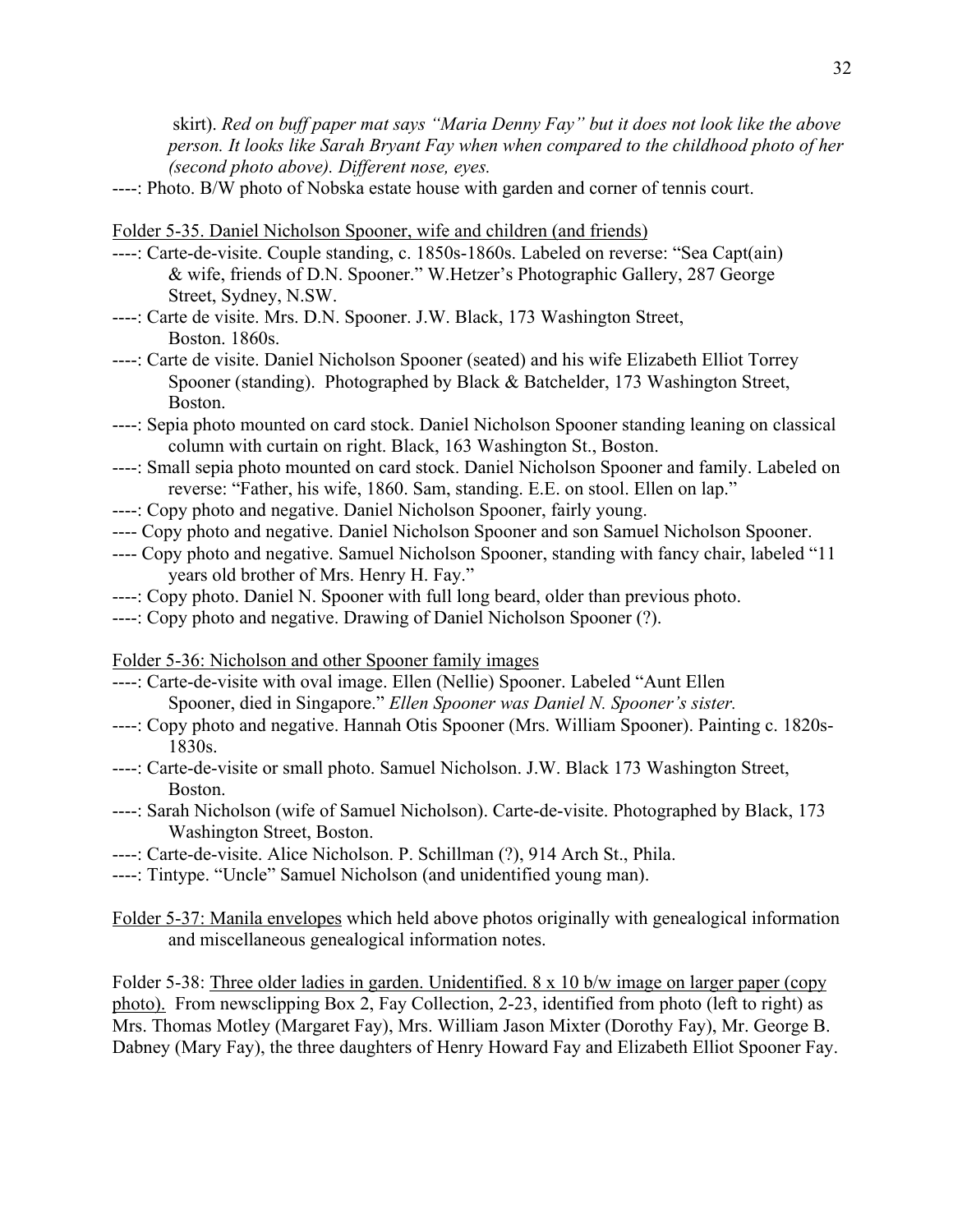skirt). *Red on buff paper mat says "Maria Denny Fay" but it does not look like the above person. It looks like Sarah Bryant Fay when when compared to the childhood photo of her (second photo above). Different nose, eyes.*

----: Photo. B/W photo of Nobska estate house with garden and corner of tennis court.

Folder 5-35. Daniel Nicholson Spooner, wife and children (and friends)

----: Carte-de-visite. Couple standing, c. 1850s-1860s. Labeled on reverse: "Sea Capt(ain) & wife, friends of D.N. Spooner." W.Hetzer's Photographic Gallery, 287 George Street, Sydney, N.SW.

----: Carte de visite. Mrs. D.N. Spooner. J.W. Black, 173 Washington Street, Boston. 1860s.

----: Carte de visite. Daniel Nicholson Spooner (seated) and his wife Elizabeth Elliot Torrey Spooner (standing). Photographed by Black & Batchelder, 173 Washington Street, Boston.

----: Sepia photo mounted on card stock. Daniel Nicholson Spooner standing leaning on classical column with curtain on right. Black, 163 Washington St., Boston.

----: Small sepia photo mounted on card stock. Daniel Nicholson Spooner and family. Labeled on reverse: "Father, his wife, 1860. Sam, standing. E.E. on stool. Ellen on lap."

----: Copy photo and negative. Daniel Nicholson Spooner, fairly young.

---- Copy photo and negative. Daniel Nicholson Spooner and son Samuel Nicholson Spooner.

---- Copy photo and negative. Samuel Nicholson Spooner, standing with fancy chair, labeled "11 years old brother of Mrs. Henry H. Fay."

----: Copy photo. Daniel N. Spooner with full long beard, older than previous photo.

----: Copy photo and negative. Drawing of Daniel Nicholson Spooner (?).

Folder 5-36: Nicholson and other Spooner family images

----: Carte-de-visite with oval image. Ellen (Nellie) Spooner. Labeled "Aunt Ellen Spooner, died in Singapore." *Ellen Spooner was Daniel N. Spooner's sister.*

----: Copy photo and negative. Hannah Otis Spooner (Mrs. William Spooner). Painting c. 1820s-1830s.

----: Carte-de-visite or small photo. Samuel Nicholson. J.W. Black 173 Washington Street, Boston.

----: Sarah Nicholson (wife of Samuel Nicholson). Carte-de-visite. Photographed by Black, 173 Washington Street, Boston.

----: Carte-de-visite. Alice Nicholson. P. Schillman (?), 914 Arch St., Phila.

----: Tintype. "Uncle" Samuel Nicholson (and unidentified young man).

Folder 5-37: Manila envelopes which held above photos originally with genealogical information and miscellaneous genealogical information notes.

Folder 5-38: Three older ladies in garden. Unidentified. 8 x 10 b/w image on larger paper (copy photo). From newsclipping Box 2, Fay Collection, 2-23, identified from photo (left to right) as Mrs. Thomas Motley (Margaret Fay), Mrs. William Jason Mixter (Dorothy Fay), Mr. George B. Dabney (Mary Fay), the three daughters of Henry Howard Fay and Elizabeth Elliot Spooner Fay.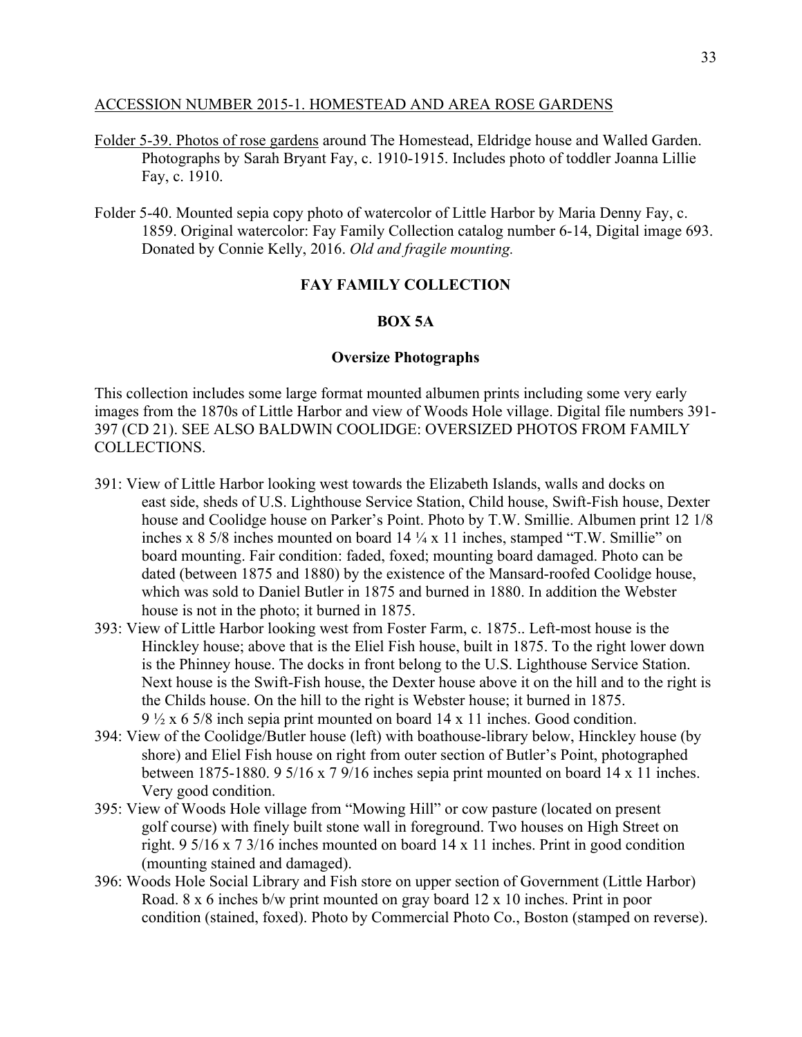ACCESSION NUMBER 2015-1. HOMESTEAD AND AREA ROSE GARDENS

Folder 5-39. Photos of rose gardens around The Homestead, Eldridge house and Walled Garden. Photographs by Sarah Bryant Fay, c. 1910-1915. Includes photo of toddler Joanna Lillie Fay, c. 1910.

Folder 5-40. Mounted sepia copy photo of watercolor of Little Harbor by Maria Denny Fay, c. 1859. Original watercolor: Fay Family Collection catalog number 6-14, Digital image 693. Donated by Connie Kelly, 2016. *Old and fragile mounting.*

## FAY FAMILY COLLECTION

### BOX 5A

#### Oversize Photographs

This collection includes some large format mounted albumen prints including some very early images from the 1870s of Little Harbor and view of Woods Hole village. Digital file numbers 391-397 (CD 21). SEE ALSO BALDWIN COOLIDGE: OVERSIZED PHOTOS FROM FAMILY COLLECTIONS.

391: View of Little Harbor looking west towards the Elizabeth Islands, walls and docks on east side, sheds of U.S. Lighthouse Service Station, Child house, Swift-Fish house, Dexter house and Coolidge house on Parker's Point. Photo by T.W. Smillie. Albumen print 12 1/8 inches x 8 5/8 inches mounted on board 14 ¼ x 11 inches, stamped "T.W. Smillie" on board mounting. Fair condition: faded, foxed; mounting board damaged. Photo can be dated (between 1875 and 1880) by the existence of the Mansard-roofed Coolidge house, which was sold to Daniel Butler in 1875 and burned in 1880. In addition the Webster house is not in the photo; it burned in 1875.

393: View of Little Harbor looking west from Foster Farm, c. 1875.. Left-most house is the Hinckley house; above that is the Eliel Fish house, built in 1875. To the right lower down is the Phinney house. The docks in front belong to the U.S. Lighthouse Service Station. Next house is the Swift-Fish house, the Dexter house above it on the hill and to the right is the Childs house. On the hill to the right is Webster house; it burned in 1875. 9 ½ x 6 5/8 inch sepia print mounted on board 14 x 11 inches. Good condition.

394: View of the Coolidge/Butler house (left) with boathouse-library below, Hinckley house (by shore) and Eliel Fish house on right from outer section of Butler's Point, photographed between 1875-1880. 9 5/16 x 7 9/16 inches sepia print mounted on board 14 x 11 inches. Very good condition.

395: View of Woods Hole village from "Mowing Hill" or cow pasture (located on present golf course) with finely built stone wall in foreground. Two houses on High Street on right. 9 5/16 x 7 3/16 inches mounted on board 14 x 11 inches. Print in good condition (mounting stained and damaged).

396: Woods Hole Social Library and Fish store on upper section of Government (Little Harbor) Road. 8 x 6 inches b/w print mounted on gray board 12 x 10 inches. Print in poor condition (stained, foxed). Photo by Commercial Photo Co., Boston (stamped on reverse).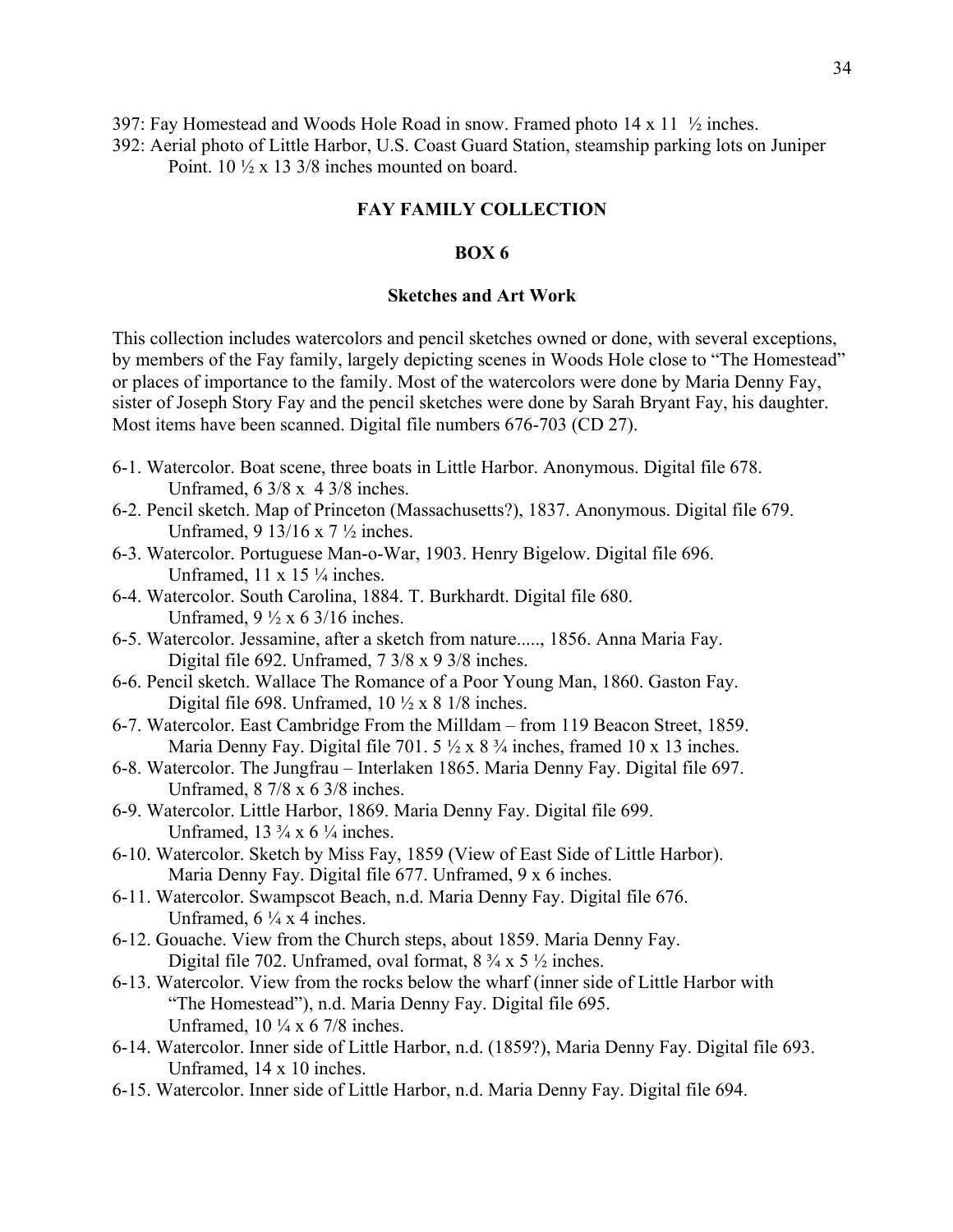397: Fay Homestead and Woods Hole Road in snow. Framed photo 14 x 11 ½ inches.

392: Aerial photo of Little Harbor, U.S. Coast Guard Station, steamship parking lots on Juniper Point. 10 ½ x 13 3/8 inches mounted on board.

## FAY FAMILY COLLECTION

### BOX 6

### Sketches and Art Work

This collection includes watercolors and pencil sketches owned or done, with several exceptions, by members of the Fay family, largely depicting scenes in Woods Hole close to "The Homestead" or places of importance to the family. Most of the watercolors were done by Maria Denny Fay, sister of Joseph Story Fay and the pencil sketches were done by Sarah Bryant Fay, his daughter. Most items have been scanned. Digital file numbers 676-703 (CD 27).

6-1. Watercolor. Boat scene, three boats in Little Harbor. Anonymous. Digital file 678. Unframed, 6 3/8 x 4 3/8 inches.

6-2. Pencil sketch. Map of Princeton (Massachusetts?), 1837. Anonymous. Digital file 679. Unframed, 9 13/16 x 7 ½ inches.

6-3. Watercolor. Portuguese Man-o-War, 1903. Henry Bigelow. Digital file 696. Unframed, 11 x 15 ¼ inches.

6-4. Watercolor. South Carolina, 1884. T. Burkhardt. Digital file 680. Unframed, 9 ½ x 6 3/16 inches.

6-5. Watercolor. Jessamine, after a sketch from nature....., 1856. Anna Maria Fay. Digital file 692. Unframed, 7 3/8 x 9 3/8 inches.

6-6. Pencil sketch. Wallace The Romance of a Poor Young Man, 1860. Gaston Fay. Digital file 698. Unframed, 10 ½ x 8 1/8 inches.

6-7. Watercolor. East Cambridge From the Milldam – from 119 Beacon Street, 1859. Maria Denny Fay. Digital file 701. 5 ½ x 8 ¾ inches, framed 10 x 13 inches.

6-8. Watercolor. The Jungfrau – Interlaken 1865. Maria Denny Fay. Digital file 697. Unframed, 8 7/8 x 6 3/8 inches.

6-9. Watercolor. Little Harbor, 1869. Maria Denny Fay. Digital file 699. Unframed, 13 ¾ x 6 ¼ inches.

6-10. Watercolor. Sketch by Miss Fay, 1859 (View of East Side of Little Harbor). Maria Denny Fay. Digital file 677. Unframed, 9 x 6 inches.

6-11. Watercolor. Swampscot Beach, n.d. Maria Denny Fay. Digital file 676. Unframed, 6 ¼ x 4 inches.

6-12. Gouache. View from the Church steps, about 1859. Maria Denny Fay. Digital file 702. Unframed, oval format, 8 ¾ x 5 ½ inches.

6-13. Watercolor. View from the rocks below the wharf (inner side of Little Harbor with "The Homestead"), n.d. Maria Denny Fay. Digital file 695. Unframed, 10 ¼ x 6 7/8 inches.

6-14. Watercolor. Inner side of Little Harbor, n.d. (1859?), Maria Denny Fay. Digital file 693. Unframed, 14 x 10 inches.

6-15. Watercolor. Inner side of Little Harbor, n.d. Maria Denny Fay. Digital file 694.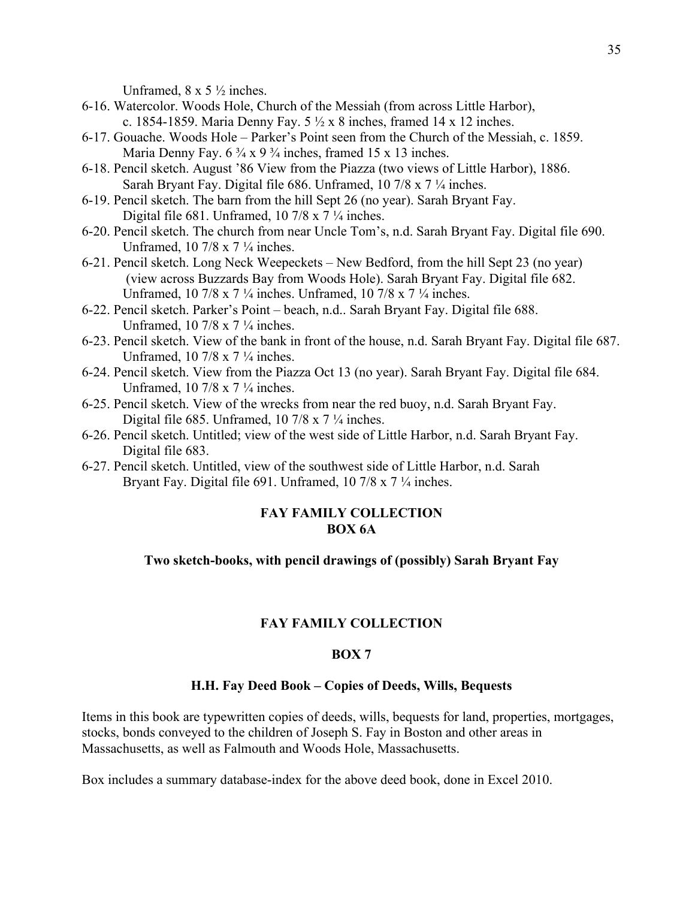Unframed, 8 x 5 ½ inches.

6-16. Watercolor. Woods Hole, Church of the Messiah (from across Little Harbor), c. 1854-1859. Maria Denny Fay. 5 ½ x 8 inches, framed 14 x 12 inches.

6-17. Gouache. Woods Hole – Parker's Point seen from the Church of the Messiah, c. 1859. Maria Denny Fay. 6 ¾ x 9 ¾ inches, framed 15 x 13 inches.

6-18. Pencil sketch. August '86 View from the Piazza (two views of Little Harbor), 1886. Sarah Bryant Fay. Digital file 686. Unframed, 10 7/8 x 7 ¼ inches.

6-19. Pencil sketch. The barn from the hill Sept 26 (no year). Sarah Bryant Fay. Digital file 681. Unframed, 10 7/8 x 7 ¼ inches.

6-20. Pencil sketch. The church from near Uncle Tom's, n.d. Sarah Bryant Fay. Digital file 690. Unframed, 10 7/8 x 7 ¼ inches.

6-21. Pencil sketch. Long Neck Weepeckets – New Bedford, from the hill Sept 23 (no year) (view across Buzzards Bay from Woods Hole). Sarah Bryant Fay. Digital file 682. Unframed, 10 7/8 x 7 ¼ inches. Unframed, 10 7/8 x 7 ¼ inches.

6-22. Pencil sketch. Parker's Point – beach, n.d.. Sarah Bryant Fay. Digital file 688. Unframed, 10 7/8 x 7 ¼ inches.

6-23. Pencil sketch. View of the bank in front of the house, n.d. Sarah Bryant Fay. Digital file 687. Unframed, 10 7/8 x 7 ¼ inches.

6-24. Pencil sketch. View from the Piazza Oct 13 (no year). Sarah Bryant Fay. Digital file 684. Unframed, 10 7/8 x 7 ¼ inches.

6-25. Pencil sketch. View of the wrecks from near the red buoy, n.d. Sarah Bryant Fay. Digital file 685. Unframed, 10 7/8 x 7 ¼ inches.

6-26. Pencil sketch. Untitled; view of the west side of Little Harbor, n.d. Sarah Bryant Fay. Digital file 683.

6-27. Pencil sketch. Untitled, view of the southwest side of Little Harbor, n.d. Sarah Bryant Fay. Digital file 691. Unframed, 10 7/8 x 7 ¼ inches.

## FAY FAMILY COLLECTION
## BOX 6A

**Two sketch-books, with pencil drawings of (possibly) Sarah Bryant Fay**

## FAY FAMILY COLLECTION

## BOX 7

### H.H. Fay Deed Book – Copies of Deeds, Wills, Bequests

Items in this book are typewritten copies of deeds, wills, bequests for land, properties, mortgages, stocks, bonds conveyed to the children of Joseph S. Fay in Boston and other areas in Massachusetts, as well as Falmouth and Woods Hole, Massachusetts.

Box includes a summary database-index for the above deed book, done in Excel 2010.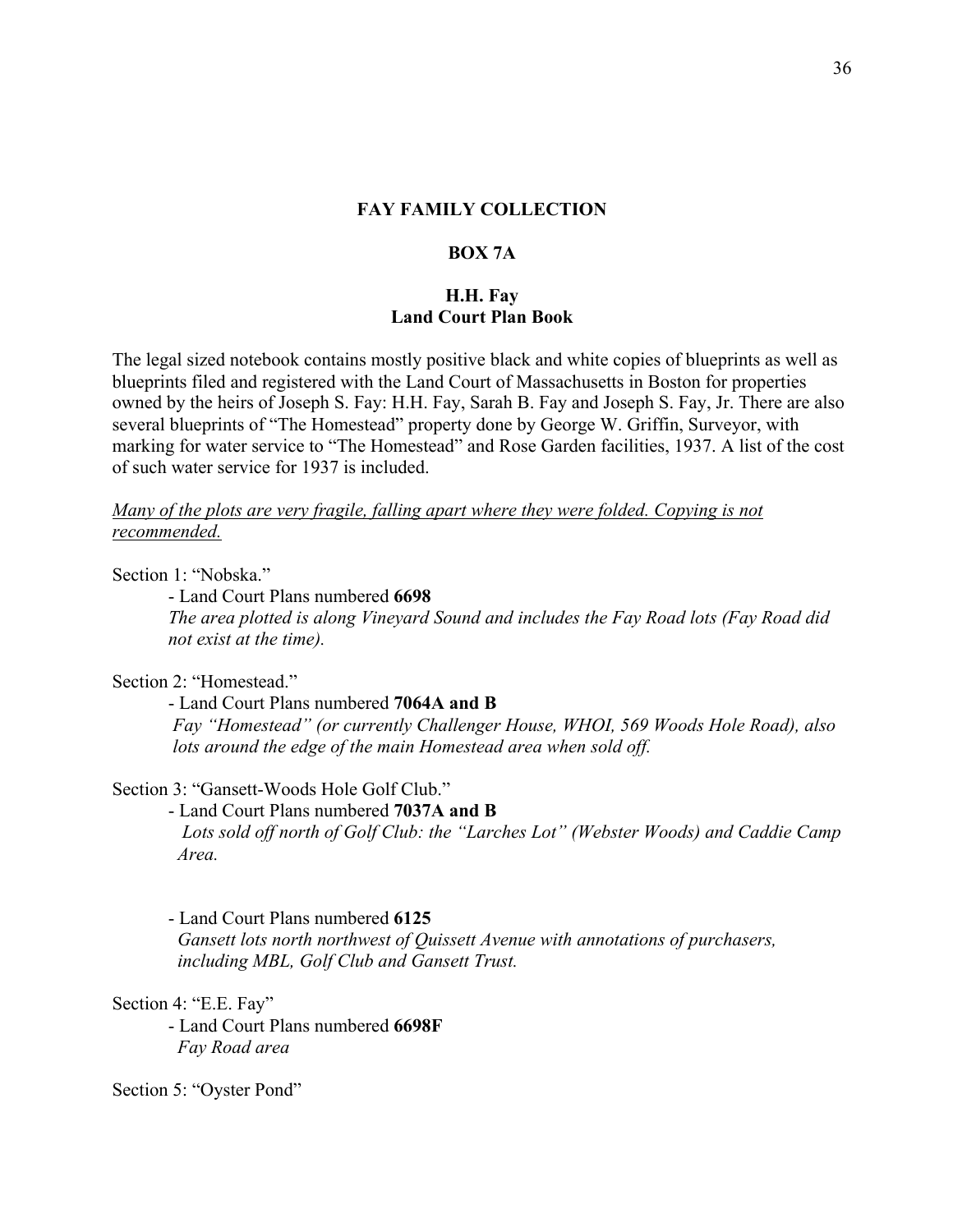## FAY FAMILY COLLECTION

### BOX 7A

### H.H. Fay
### Land Court Plan Book

The legal sized notebook contains mostly positive black and white copies of blueprints as well as blueprints filed and registered with the Land Court of Massachusetts in Boston for properties owned by the heirs of Joseph S. Fay: H.H. Fay, Sarah B. Fay and Joseph S. Fay, Jr. There are also several blueprints of "The Homestead" property done by George W. Griffin, Surveyor, with marking for water service to "The Homestead" and Rose Garden facilities, 1937. A list of the cost of such water service for 1937 is included.

*<u>Many of the plots are very fragile, falling apart where they were folded. Copying is not recommended.</u>*

Section 1: "Nobska."

- Land Court Plans numbered **6698**
  *The area plotted is along Vineyard Sound and includes the Fay Road lots (Fay Road did not exist at the time).*

Section 2: "Homestead."

- Land Court Plans numbered **7064A and B**
  *Fay "Homestead" (or currently Challenger House, WHOI, 569 Woods Hole Road), also lots around the edge of the main Homestead area when sold off.*

Section 3: "Gansett-Woods Hole Golf Club."

- Land Court Plans numbered **7037A and B**
  *Lots sold off north of Golf Club: the "Larches Lot" (Webster Woods) and Caddie Camp Area.*

- Land Court Plans numbered **6125**
  *Gansett lots north northwest of Quissett Avenue with annotations of purchasers, including MBL, Golf Club and Gansett Trust.*

Section 4: "E.E. Fay"

- Land Court Plans numbered **6698F**
  *Fay Road area*

Section 5: "Oyster Pond"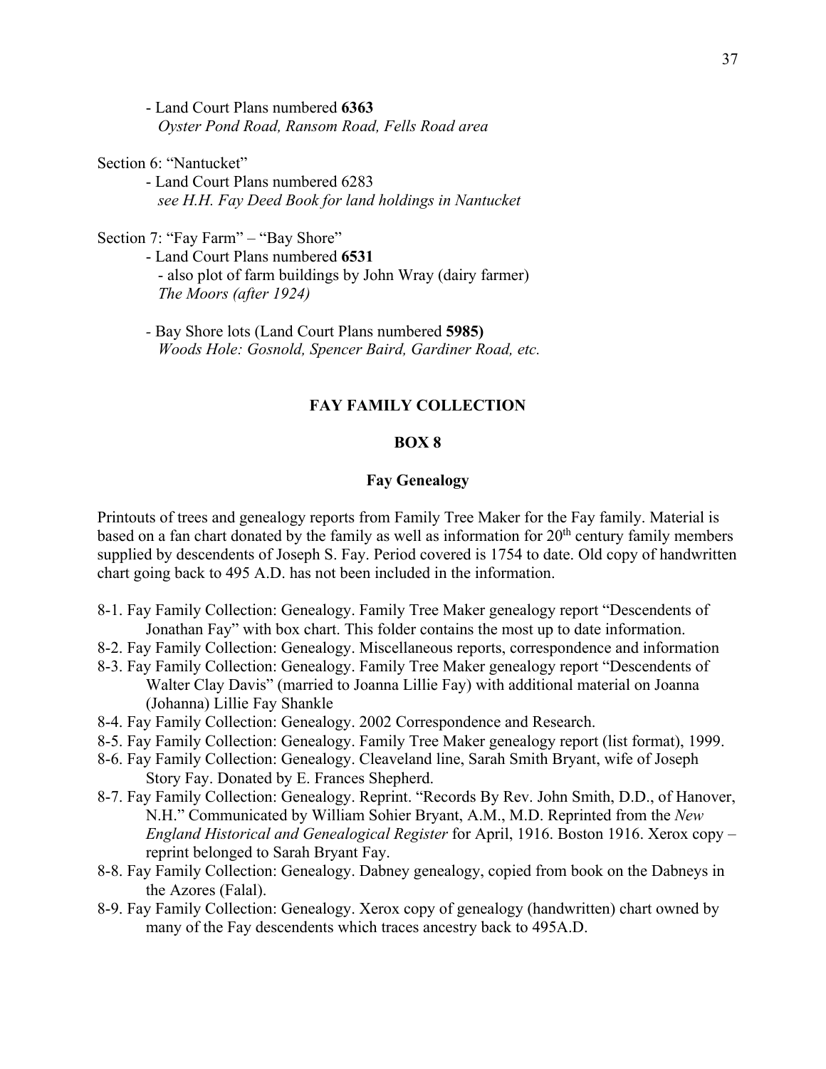- Land Court Plans numbered **6363**
  *Oyster Pond Road, Ransom Road, Fells Road area*

Section 6: "Nantucket"

- Land Court Plans numbered 6283
  *see H.H. Fay Deed Book for land holdings in Nantucket*

Section 7: "Fay Farm" – "Bay Shore"

- Land Court Plans numbered **6531**
  - also plot of farm buildings by John Wray (dairy farmer)
  *The Moors (after 1924)*

- Bay Shore lots (Land Court Plans numbered **5985)**
  *Woods Hole: Gosnold, Spencer Baird, Gardiner Road, etc.*

## FAY FAMILY COLLECTION

### BOX 8

### Fay Genealogy

Printouts of trees and genealogy reports from Family Tree Maker for the Fay family. Material is based on a fan chart donated by the family as well as information for 20th century family members supplied by descendents of Joseph S. Fay. Period covered is 1754 to date. Old copy of handwritten chart going back to 495 A.D. has not been included in the information.

8-1. Fay Family Collection: Genealogy. Family Tree Maker genealogy report "Descendents of Jonathan Fay" with box chart. This folder contains the most up to date information.

8-2. Fay Family Collection: Genealogy. Miscellaneous reports, correspondence and information

8-3. Fay Family Collection: Genealogy. Family Tree Maker genealogy report "Descendents of Walter Clay Davis" (married to Joanna Lillie Fay) with additional material on Joanna (Johanna) Lillie Fay Shankle

8-4. Fay Family Collection: Genealogy. 2002 Correspondence and Research.

8-5. Fay Family Collection: Genealogy. Family Tree Maker genealogy report (list format), 1999.

8-6. Fay Family Collection: Genealogy. Cleaveland line, Sarah Smith Bryant, wife of Joseph Story Fay. Donated by E. Frances Shepherd.

8-7. Fay Family Collection: Genealogy. Reprint. "Records By Rev. John Smith, D.D., of Hanover, N.H." Communicated by William Sohier Bryant, A.M., M.D. Reprinted from the *New England Historical and Genealogical Register* for April, 1916. Boston 1916. Xerox copy – reprint belonged to Sarah Bryant Fay.

8-8. Fay Family Collection: Genealogy. Dabney genealogy, copied from book on the Dabneys in the Azores (Falal).

8-9. Fay Family Collection: Genealogy. Xerox copy of genealogy (handwritten) chart owned by many of the Fay descendents which traces ancestry back to 495A.D.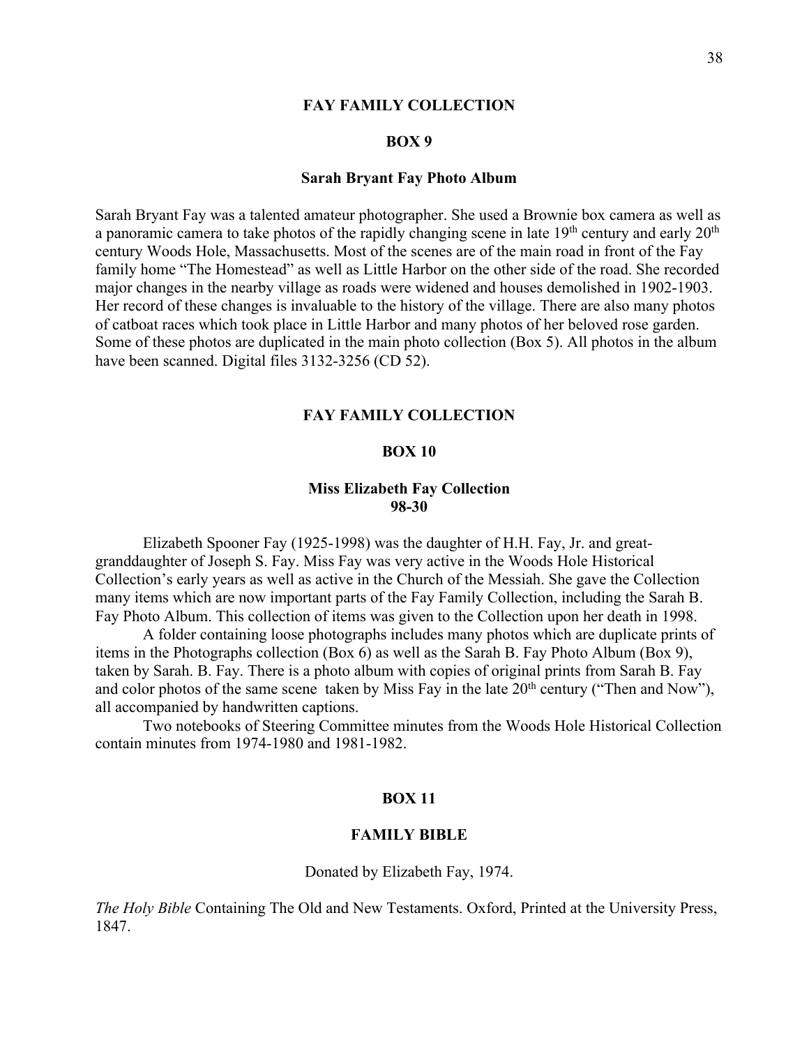## FAY FAMILY COLLECTION

## BOX 9

### Sarah Bryant Fay Photo Album

Sarah Bryant Fay was a talented amateur photographer. She used a Brownie box camera as well as a panoramic camera to take photos of the rapidly changing scene in late 19th century and early 20th century Woods Hole, Massachusetts. Most of the scenes are of the main road in front of the Fay family home "The Homestead" as well as Little Harbor on the other side of the road. She recorded major changes in the nearby village as roads were widened and houses demolished in 1902-1903. Her record of these changes is invaluable to the history of the village. There are also many photos of catboat races which took place in Little Harbor and many photos of her beloved rose garden. Some of these photos are duplicated in the main photo collection (Box 5). All photos in the album have been scanned. Digital files 3132-3256 (CD 52).

## FAY FAMILY COLLECTION

## BOX 10

### Miss Elizabeth Fay Collection
### 98-30

Elizabeth Spooner Fay (1925-1998) was the daughter of H.H. Fay, Jr. and great-granddaughter of Joseph S. Fay. Miss Fay was very active in the Woods Hole Historical Collection's early years as well as active in the Church of the Messiah. She gave the Collection many items which are now important parts of the Fay Family Collection, including the Sarah B. Fay Photo Album. This collection of items was given to the Collection upon her death in 1998.

A folder containing loose photographs includes many photos which are duplicate prints of items in the Photographs collection (Box 6) as well as the Sarah B. Fay Photo Album (Box 9), taken by Sarah. B. Fay. There is a photo album with copies of original prints from Sarah B. Fay and color photos of the same scene taken by Miss Fay in the late 20th century ("Then and Now"), all accompanied by handwritten captions.

Two notebooks of Steering Committee minutes from the Woods Hole Historical Collection contain minutes from 1974-1980 and 1981-1982.

## BOX 11

## FAMILY BIBLE

Donated by Elizabeth Fay, 1974.

*The Holy Bible* Containing The Old and New Testaments. Oxford, Printed at the University Press, 1847.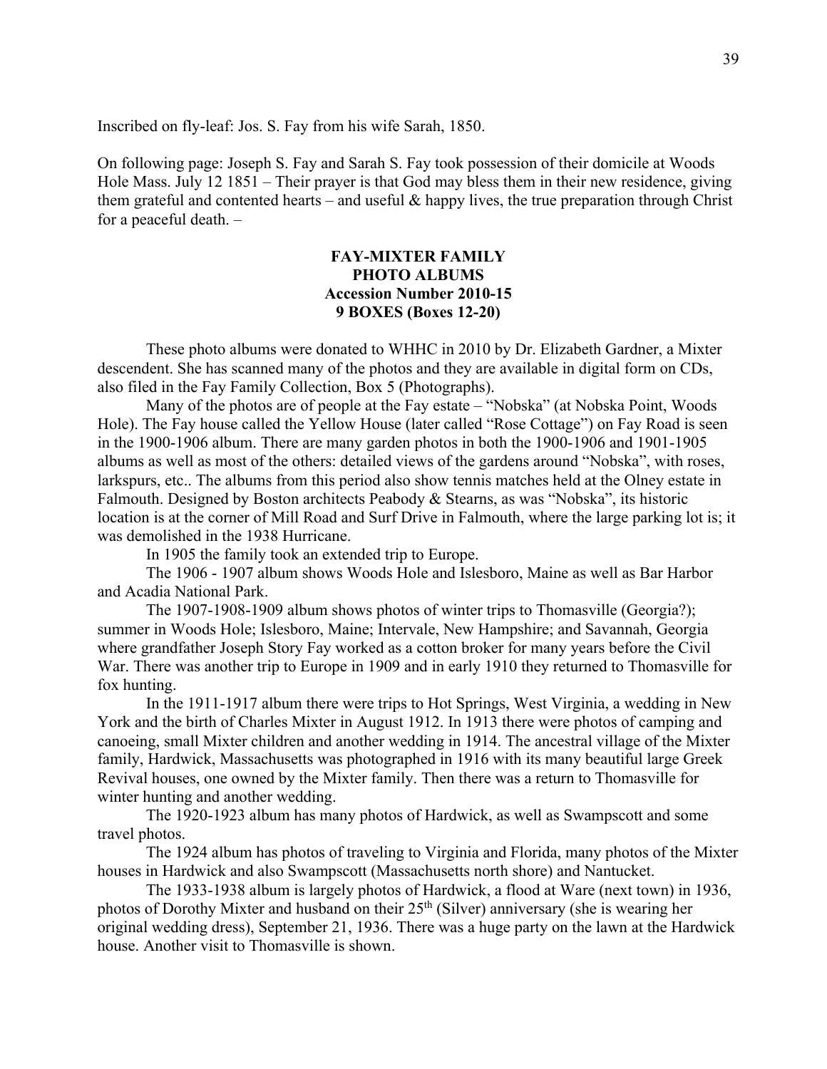Inscribed on fly-leaf: Jos. S. Fay from his wife Sarah, 1850.

On following page: Joseph S. Fay and Sarah S. Fay took possession of their domicile at Woods Hole Mass. July 12 1851 – Their prayer is that God may bless them in their new residence, giving them grateful and contented hearts – and useful & happy lives, the true preparation through Christ for a peaceful death. –

**FAY-MIXTER FAMILY**
**PHOTO ALBUMS**
**Accession Number 2010-15**
**9 BOXES (Boxes 12-20)**

These photo albums were donated to WHHC in 2010 by Dr. Elizabeth Gardner, a Mixter descendent. She has scanned many of the photos and they are available in digital form on CDs, also filed in the Fay Family Collection, Box 5 (Photographs).

Many of the photos are of people at the Fay estate – "Nobska" (at Nobska Point, Woods Hole). The Fay house called the Yellow House (later called "Rose Cottage") on Fay Road is seen in the 1900-1906 album. There are many garden photos in both the 1900-1906 and 1901-1905 albums as well as most of the others: detailed views of the gardens around "Nobska", with roses, larkspurs, etc.. The albums from this period also show tennis matches held at the Olney estate in Falmouth. Designed by Boston architects Peabody & Stearns, as was "Nobska", its historic location is at the corner of Mill Road and Surf Drive in Falmouth, where the large parking lot is; it was demolished in the 1938 Hurricane.

In 1905 the family took an extended trip to Europe.

The 1906 - 1907 album shows Woods Hole and Islesboro, Maine as well as Bar Harbor and Acadia National Park.

The 1907-1908-1909 album shows photos of winter trips to Thomasville (Georgia?); summer in Woods Hole; Islesboro, Maine; Intervale, New Hampshire; and Savannah, Georgia where grandfather Joseph Story Fay worked as a cotton broker for many years before the Civil War. There was another trip to Europe in 1909 and in early 1910 they returned to Thomasville for fox hunting.

In the 1911-1917 album there were trips to Hot Springs, West Virginia, a wedding in New York and the birth of Charles Mixter in August 1912. In 1913 there were photos of camping and canoeing, small Mixter children and another wedding in 1914. The ancestral village of the Mixter family, Hardwick, Massachusetts was photographed in 1916 with its many beautiful large Greek Revival houses, one owned by the Mixter family. Then there was a return to Thomasville for winter hunting and another wedding.

The 1920-1923 album has many photos of Hardwick, as well as Swampscott and some travel photos.

The 1924 album has photos of traveling to Virginia and Florida, many photos of the Mixter houses in Hardwick and also Swampscott (Massachusetts north shore) and Nantucket.

The 1933-1938 album is largely photos of Hardwick, a flood at Ware (next town) in 1936, photos of Dorothy Mixter and husband on their 25th (Silver) anniversary (she is wearing her original wedding dress), September 21, 1936. There was a huge party on the lawn at the Hardwick house. Another visit to Thomasville is shown.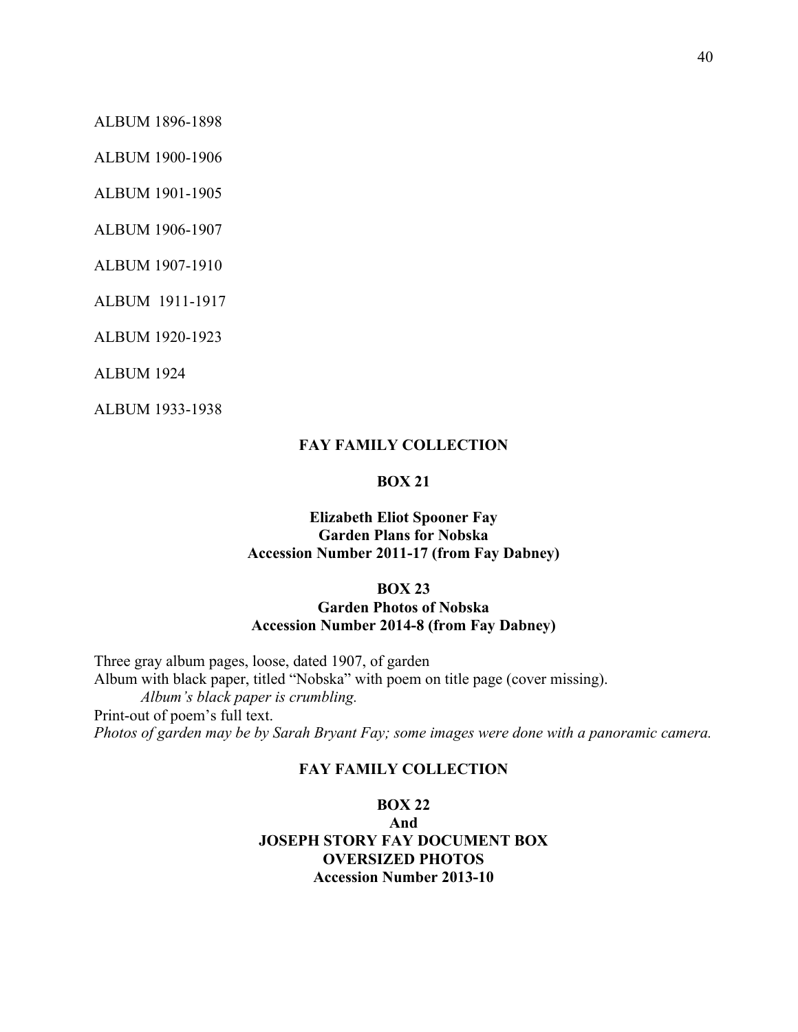ALBUM 1896-1898

ALBUM 1900-1906

ALBUM 1901-1905

ALBUM 1906-1907

ALBUM 1907-1910

ALBUM 1911-1917

ALBUM 1920-1923

ALBUM 1924

ALBUM 1933-1938

## FAY FAMILY COLLECTION

### BOX 21

**Elizabeth Eliot Spooner Fay**
**Garden Plans for Nobska**
**Accession Number 2011-17 (from Fay Dabney)**

### BOX 23

**Garden Photos of Nobska**
**Accession Number 2014-8 (from Fay Dabney)**

Three gray album pages, loose, dated 1907, of garden
Album with black paper, titled "Nobska" with poem on title page (cover missing).

*Album's black paper is crumbling.*

Print-out of poem's full text.
*Photos of garden may be by Sarah Bryant Fay; some images were done with a panoramic camera.*

## FAY FAMILY COLLECTION

### BOX 22
### And
### JOSEPH STORY FAY DOCUMENT BOX
### OVERSIZED PHOTOS

**Accession Number 2013-10**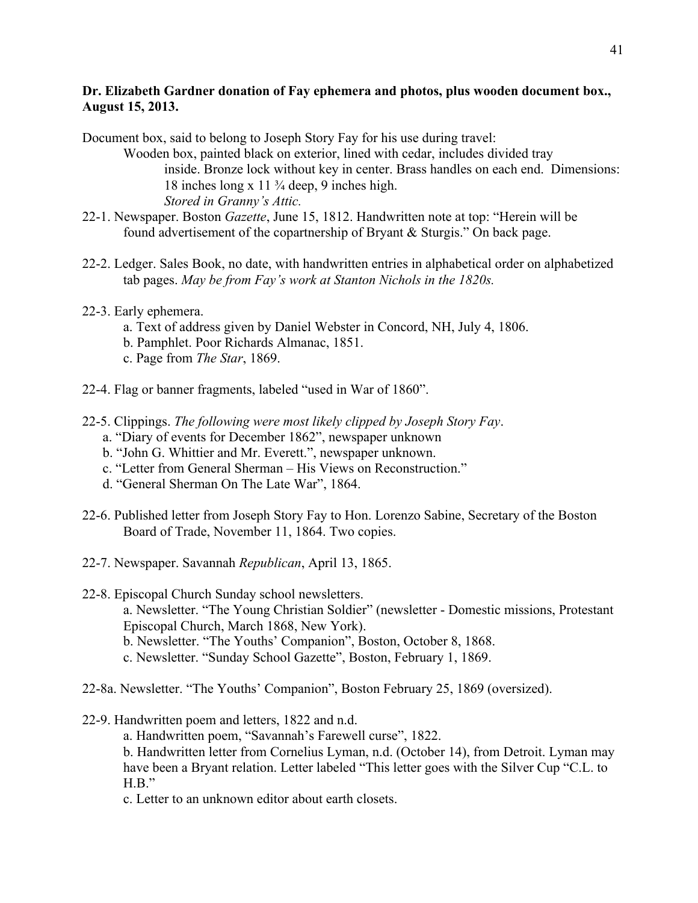**Dr. Elizabeth Gardner donation of Fay ephemera and photos, plus wooden document box., August 15, 2013.**

Document box, said to belong to Joseph Story Fay for his use during travel:

Wooden box, painted black on exterior, lined with cedar, includes divided tray inside. Bronze lock without key in center. Brass handles on each end. Dimensions: 18 inches long x 11 ¾ deep, 9 inches high.
*Stored in Granny's Attic.*

22-1. Newspaper. Boston *Gazette*, June 15, 1812. Handwritten note at top: "Herein will be found advertisement of the copartnership of Bryant & Sturgis." On back page.

22-2. Ledger. Sales Book, no date, with handwritten entries in alphabetical order on alphabetized tab pages. *May be from Fay's work at Stanton Nichols in the 1820s.*

22-3. Early ephemera.
- a. Text of address given by Daniel Webster in Concord, NH, July 4, 1806.
- b. Pamphlet. Poor Richards Almanac, 1851.
- c. Page from *The Star*, 1869.

22-4. Flag or banner fragments, labeled "used in War of 1860".

22-5. Clippings. *The following were most likely clipped by Joseph Story Fay*.
- a. "Diary of events for December 1862", newspaper unknown
- b. "John G. Whittier and Mr. Everett.", newspaper unknown.
- c. "Letter from General Sherman – His Views on Reconstruction."
- d. "General Sherman On The Late War", 1864.

22-6. Published letter from Joseph Story Fay to Hon. Lorenzo Sabine, Secretary of the Boston Board of Trade, November 11, 1864. Two copies.

22-7. Newspaper. Savannah *Republican*, April 13, 1865.

22-8. Episcopal Church Sunday school newsletters.
- a. Newsletter. "The Young Christian Soldier" (newsletter - Domestic missions, Protestant Episcopal Church, March 1868, New York).
- b. Newsletter. "The Youths' Companion", Boston, October 8, 1868.
- c. Newsletter. "Sunday School Gazette", Boston, February 1, 1869.

22-8a. Newsletter. "The Youths' Companion", Boston February 25, 1869 (oversized).

22-9. Handwritten poem and letters, 1822 and n.d.
- a. Handwritten poem, "Savannah's Farewell curse", 1822.
- b. Handwritten letter from Cornelius Lyman, n.d. (October 14), from Detroit. Lyman may have been a Bryant relation. Letter labeled "This letter goes with the Silver Cup "C.L. to H.B."
- c. Letter to an unknown editor about earth closets.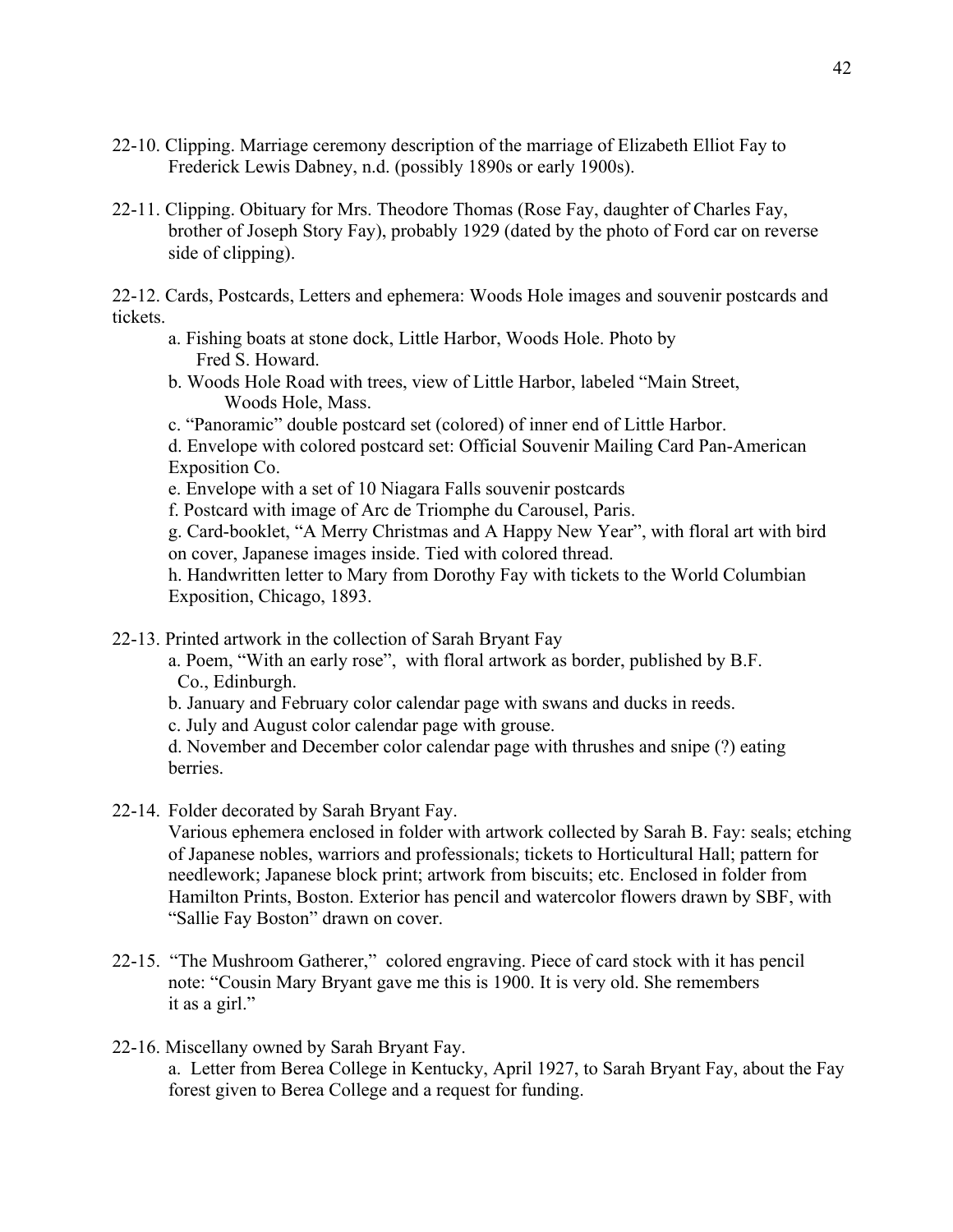22-10. Clipping. Marriage ceremony description of the marriage of Elizabeth Elliot Fay to Frederick Lewis Dabney, n.d. (possibly 1890s or early 1900s).

22-11. Clipping. Obituary for Mrs. Theodore Thomas (Rose Fay, daughter of Charles Fay, brother of Joseph Story Fay), probably 1929 (dated by the photo of Ford car on reverse side of clipping).

22-12. Cards, Postcards, Letters and ephemera: Woods Hole images and souvenir postcards and tickets.

a. Fishing boats at stone dock, Little Harbor, Woods Hole. Photo by Fred S. Howard.

b. Woods Hole Road with trees, view of Little Harbor, labeled "Main Street, Woods Hole, Mass.

c. "Panoramic" double postcard set (colored) of inner end of Little Harbor.

d. Envelope with colored postcard set: Official Souvenir Mailing Card Pan-American Exposition Co.

e. Envelope with a set of 10 Niagara Falls souvenir postcards

f. Postcard with image of Arc de Triomphe du Carousel, Paris.

g. Card-booklet, "A Merry Christmas and A Happy New Year", with floral art with bird on cover, Japanese images inside. Tied with colored thread.

h. Handwritten letter to Mary from Dorothy Fay with tickets to the World Columbian Exposition, Chicago, 1893.

22-13. Printed artwork in the collection of Sarah Bryant Fay

a. Poem, "With an early rose", with floral artwork as border, published by B.F. Co., Edinburgh.

b. January and February color calendar page with swans and ducks in reeds.

c. July and August color calendar page with grouse.

d. November and December color calendar page with thrushes and snipe (?) eating berries.

22-14. Folder decorated by Sarah Bryant Fay.

Various ephemera enclosed in folder with artwork collected by Sarah B. Fay: seals; etching of Japanese nobles, warriors and professionals; tickets to Horticultural Hall; pattern for needlework; Japanese block print; artwork from biscuits; etc. Enclosed in folder from Hamilton Prints, Boston. Exterior has pencil and watercolor flowers drawn by SBF, with "Sallie Fay Boston" drawn on cover.

22-15. "The Mushroom Gatherer," colored engraving. Piece of card stock with it has pencil note: "Cousin Mary Bryant gave me this is 1900. It is very old. She remembers it as a girl."

22-16. Miscellany owned by Sarah Bryant Fay.

a. Letter from Berea College in Kentucky, April 1927, to Sarah Bryant Fay, about the Fay forest given to Berea College and a request for funding.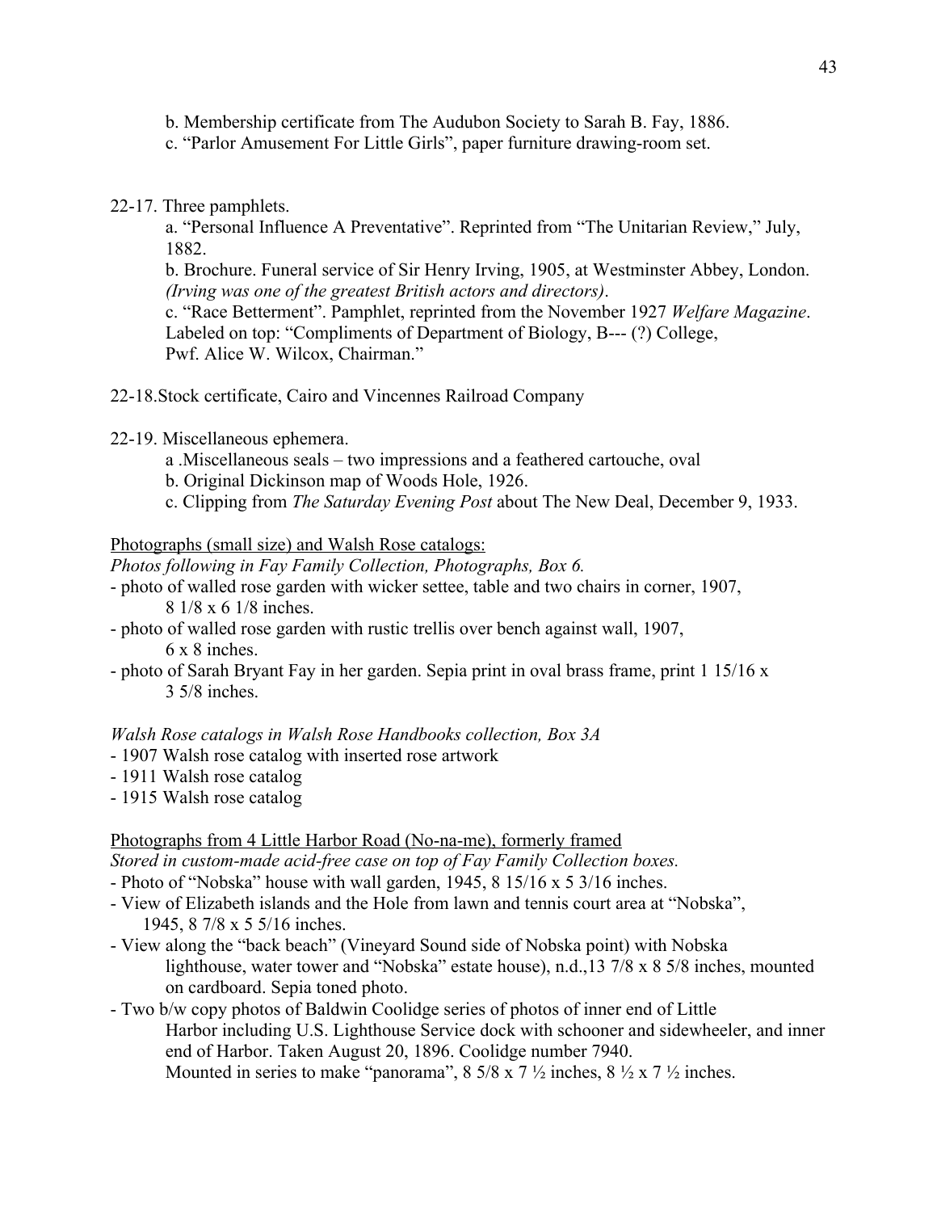b. Membership certificate from The Audubon Society to Sarah B. Fay, 1886.
c. "Parlor Amusement For Little Girls", paper furniture drawing-room set.

22-17. Three pamphlets.

a. "Personal Influence A Preventative". Reprinted from "The Unitarian Review," July, 1882.
b. Brochure. Funeral service of Sir Henry Irving, 1905, at Westminster Abbey, London. *(Irving was one of the greatest British actors and directors)*.
c. "Race Betterment". Pamphlet, reprinted from the November 1927 *Welfare Magazine*. Labeled on top: "Compliments of Department of Biology, B--- (?) College, Pwf. Alice W. Wilcox, Chairman."

22-18.Stock certificate, Cairo and Vincennes Railroad Company

22-19. Miscellaneous ephemera.

a .Miscellaneous seals – two impressions and a feathered cartouche, oval
b. Original Dickinson map of Woods Hole, 1926.
c. Clipping from *The Saturday Evening Post* about The New Deal, December 9, 1933.

<u>Photographs (small size) and Walsh Rose catalogs:</u>

*Photos following in Fay Family Collection, Photographs, Box 6.*

- photo of walled rose garden with wicker settee, table and two chairs in corner, 1907, 8 1/8 x 6 1/8 inches.
- photo of walled rose garden with rustic trellis over bench against wall, 1907, 6 x 8 inches.
- photo of Sarah Bryant Fay in her garden. Sepia print in oval brass frame, print 1 15/16 x 3 5/8 inches.

*Walsh Rose catalogs in Walsh Rose Handbooks collection, Box 3A*

- 1907 Walsh rose catalog with inserted rose artwork
- 1911 Walsh rose catalog
- 1915 Walsh rose catalog

<u>Photographs from 4 Little Harbor Road (No-na-me), formerly framed</u>

*Stored in custom-made acid-free case on top of Fay Family Collection boxes.*

- Photo of "Nobska" house with wall garden, 1945, 8 15/16 x 5 3/16 inches.
- View of Elizabeth islands and the Hole from lawn and tennis court area at "Nobska", 1945, 8 7/8 x 5 5/16 inches.
- View along the "back beach" (Vineyard Sound side of Nobska point) with Nobska lighthouse, water tower and "Nobska" estate house), n.d.,13 7/8 x 8 5/8 inches, mounted on cardboard. Sepia toned photo.
- Two b/w copy photos of Baldwin Coolidge series of photos of inner end of Little Harbor including U.S. Lighthouse Service dock with schooner and sidewheeler, and inner end of Harbor. Taken August 20, 1896. Coolidge number 7940.
  Mounted in series to make "panorama", 8 5/8 x 7 ½ inches, 8 ½ x 7 ½ inches.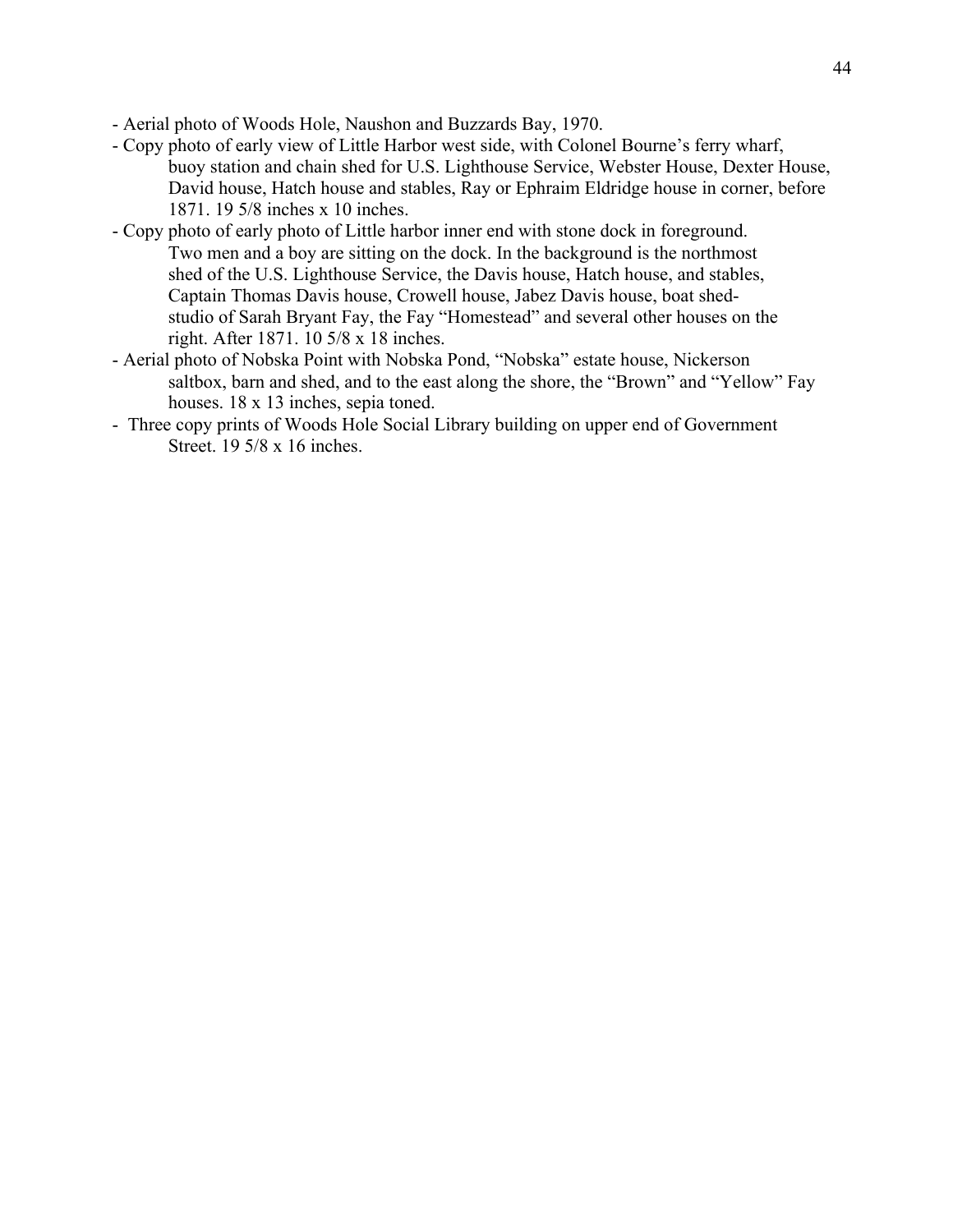- Aerial photo of Woods Hole, Naushon and Buzzards Bay, 1970.
- Copy photo of early view of Little Harbor west side, with Colonel Bourne's ferry wharf, buoy station and chain shed for U.S. Lighthouse Service, Webster House, Dexter House, David house, Hatch house and stables, Ray or Ephraim Eldridge house in corner, before 1871. 19 5/8 inches x 10 inches.
- Copy photo of early photo of Little harbor inner end with stone dock in foreground. Two men and a boy are sitting on the dock. In the background is the northmost shed of the U.S. Lighthouse Service, the Davis house, Hatch house, and stables, Captain Thomas Davis house, Crowell house, Jabez Davis house, boat shed-studio of Sarah Bryant Fay, the Fay "Homestead" and several other houses on the right. After 1871. 10 5/8 x 18 inches.
- Aerial photo of Nobska Point with Nobska Pond, "Nobska" estate house, Nickerson saltbox, barn and shed, and to the east along the shore, the "Brown" and "Yellow" Fay houses. 18 x 13 inches, sepia toned.
- Three copy prints of Woods Hole Social Library building on upper end of Government Street. 19 5/8 x 16 inches.